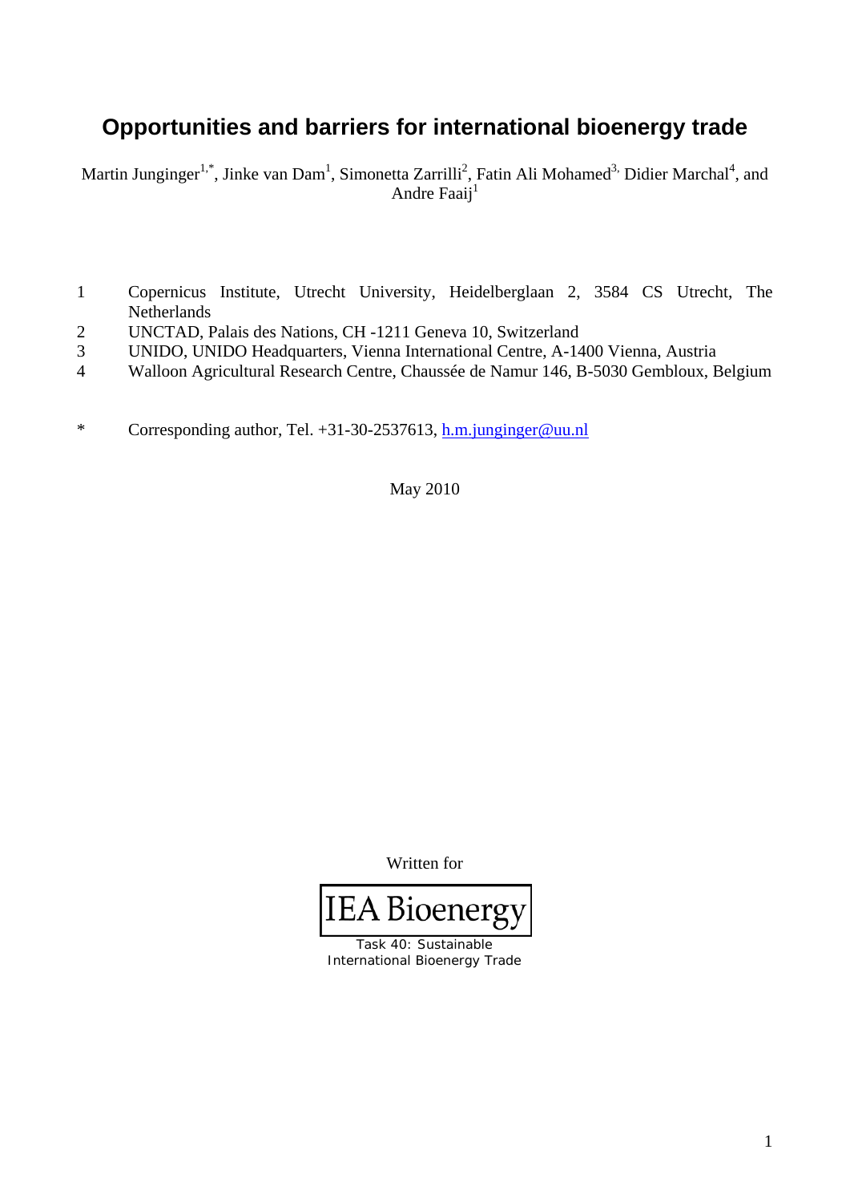# Opportunities and barriers for international bioenergy trade

Martin Junginger[1,*], Jinke van Dam[1], Simonetta Zarrilli[2], Fatin Ali Mohamed[3,] Didier Marchal[4], and Andre Faaij[1]

1 Copernicus Institute, Utrecht University, Heidelberglaan 2, 3584 CS Utrecht, The Netherlands
2 UNCTAD, Palais des Nations, CH -1211 Geneva 10, Switzerland
3 UNIDO, UNIDO Headquarters, Vienna International Centre, A-1400 Vienna, Austria
4 Walloon Agricultural Research Centre, Chaussée de Namur 146, B-5030 Gembloux, Belgium

\* Corresponding author, Tel. +31-30-2537613, h.m.junginger@uu.nl

May 2010

Written for

IEA Bioenergy

Task 40: Sustainable International Bioenergy Trade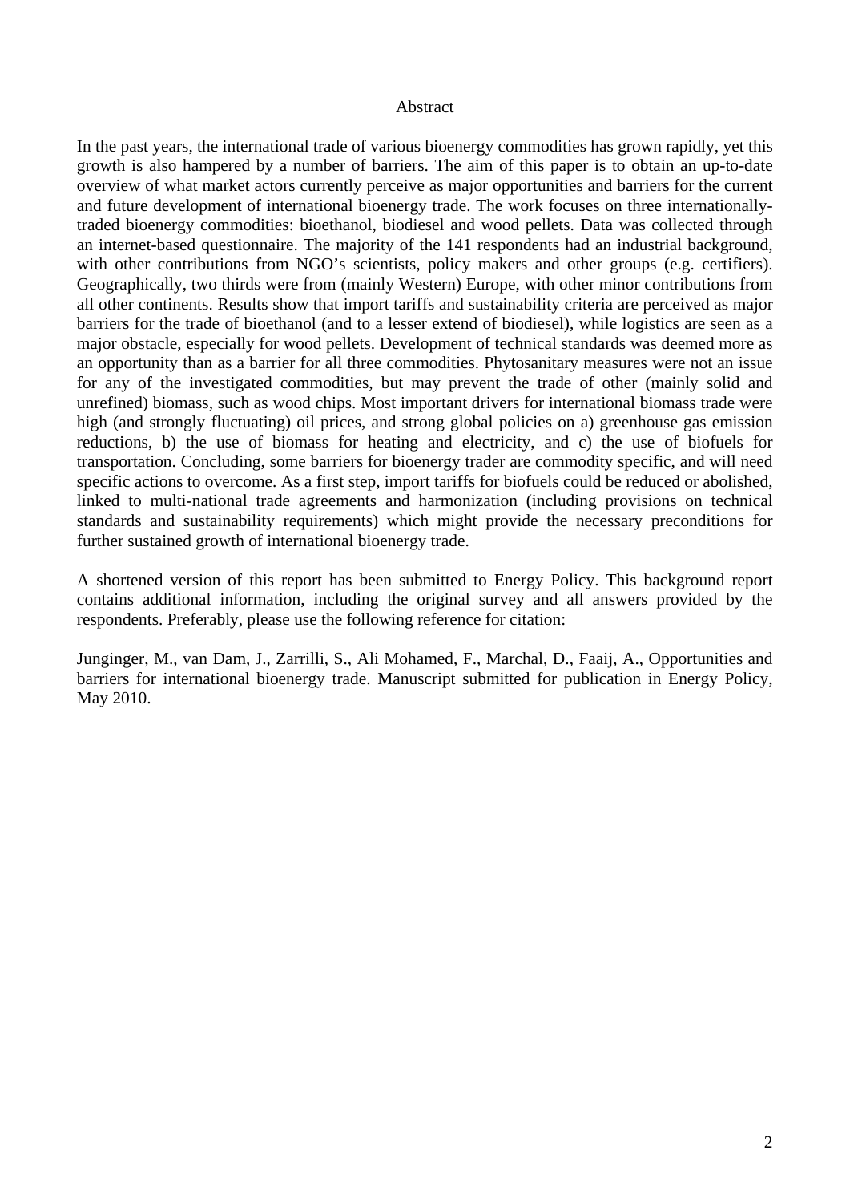# Abstract

In the past years, the international trade of various bioenergy commodities has grown rapidly, yet this growth is also hampered by a number of barriers. The aim of this paper is to obtain an up-to-date overview of what market actors currently perceive as major opportunities and barriers for the current and future development of international bioenergy trade. The work focuses on three internationally-traded bioenergy commodities: bioethanol, biodiesel and wood pellets. Data was collected through an internet-based questionnaire. The majority of the 141 respondents had an industrial background, with other contributions from NGO's scientists, policy makers and other groups (e.g. certifiers). Geographically, two thirds were from (mainly Western) Europe, with other minor contributions from all other continents. Results show that import tariffs and sustainability criteria are perceived as major barriers for the trade of bioethanol (and to a lesser extend of biodiesel), while logistics are seen as a major obstacle, especially for wood pellets. Development of technical standards was deemed more as an opportunity than as a barrier for all three commodities. Phytosanitary measures were not an issue for any of the investigated commodities, but may prevent the trade of other (mainly solid and unrefined) biomass, such as wood chips. Most important drivers for international biomass trade were high (and strongly fluctuating) oil prices, and strong global policies on a) greenhouse gas emission reductions, b) the use of biomass for heating and electricity, and c) the use of biofuels for transportation. Concluding, some barriers for bioenergy trader are commodity specific, and will need specific actions to overcome. As a first step, import tariffs for biofuels could be reduced or abolished, linked to multi-national trade agreements and harmonization (including provisions on technical standards and sustainability requirements) which might provide the necessary preconditions for further sustained growth of international bioenergy trade.

A shortened version of this report has been submitted to Energy Policy. This background report contains additional information, including the original survey and all answers provided by the respondents. Preferably, please use the following reference for citation:

Junginger, M., van Dam, J., Zarrilli, S., Ali Mohamed, F., Marchal, D., Faaij, A., Opportunities and barriers for international bioenergy trade. Manuscript submitted for publication in Energy Policy, May 2010.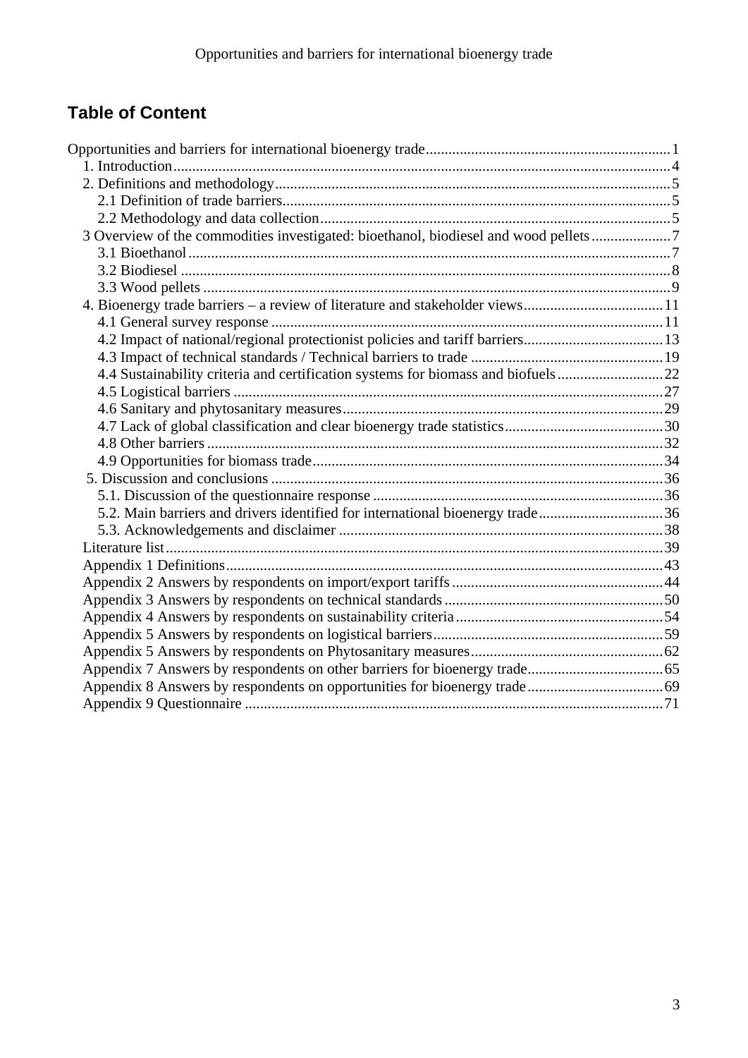## Table of Content

Opportunities and barriers for international bioenergy trade ................................................................1
- 1. Introduction ....................................................................................................................4
- 2. Definitions and methodology ........................................................................................5
  - 2.1 Definition of trade barriers ......................................................................................5
  - 2.2 Methodology and data collection ............................................................................5
- 3 Overview of the commodities investigated: bioethanol, biodiesel and wood pellets .....................7
  - 3.1 Bioethanol ...............................................................................................................7
  - 3.2 Biodiesel .................................................................................................................8
  - 3.3 Wood pellets ...........................................................................................................9
- 4. Bioenergy trade barriers – a review of literature and stakeholder views .....................................11
  - 4.1 General survey response .......................................................................................11
  - 4.2 Impact of national/regional protectionist policies and tariff barriers .....................................13
  - 4.3 Impact of technical standards / Technical barriers to trade ..................................................19
  - 4.4 Sustainability criteria and certification systems for biomass and biofuels ............................22
  - 4.5 Logistical barriers .................................................................................................27
  - 4.6 Sanitary and phytosanitary measures .....................................................................29
  - 4.7 Lack of global classification and clear bioenergy trade statistics ..........................................30
  - 4.8 Other barriers .........................................................................................................32
  - 4.9 Opportunities for biomass trade .............................................................................34
- 5. Discussion and conclusions ........................................................................................36
  - 5.1. Discussion of the questionnaire response ............................................................36
  - 5.2. Main barriers and drivers identified for international bioenergy trade .................................36
  - 5.3. Acknowledgements and disclaimer ......................................................................38
- Literature list ...................................................................................................................39
- Appendix 1 Definitions ...................................................................................................43
- Appendix 2 Answers by respondents on import/export tariffs ........................................................44
- Appendix 3 Answers by respondents on technical standards ..........................................................50
- Appendix 4 Answers by respondents on sustainability criteria .......................................................54
- Appendix 5 Answers by respondents on logistical barriers ............................................................59
- Appendix 5 Answers by respondents on Phytosanitary measures ...................................................62
- Appendix 7 Answers by respondents on other barriers for bioenergy trade ....................................65
- Appendix 8 Answers by respondents on opportunities for bioenergy trade ....................................69
- Appendix 9 Questionnaire ..............................................................................................71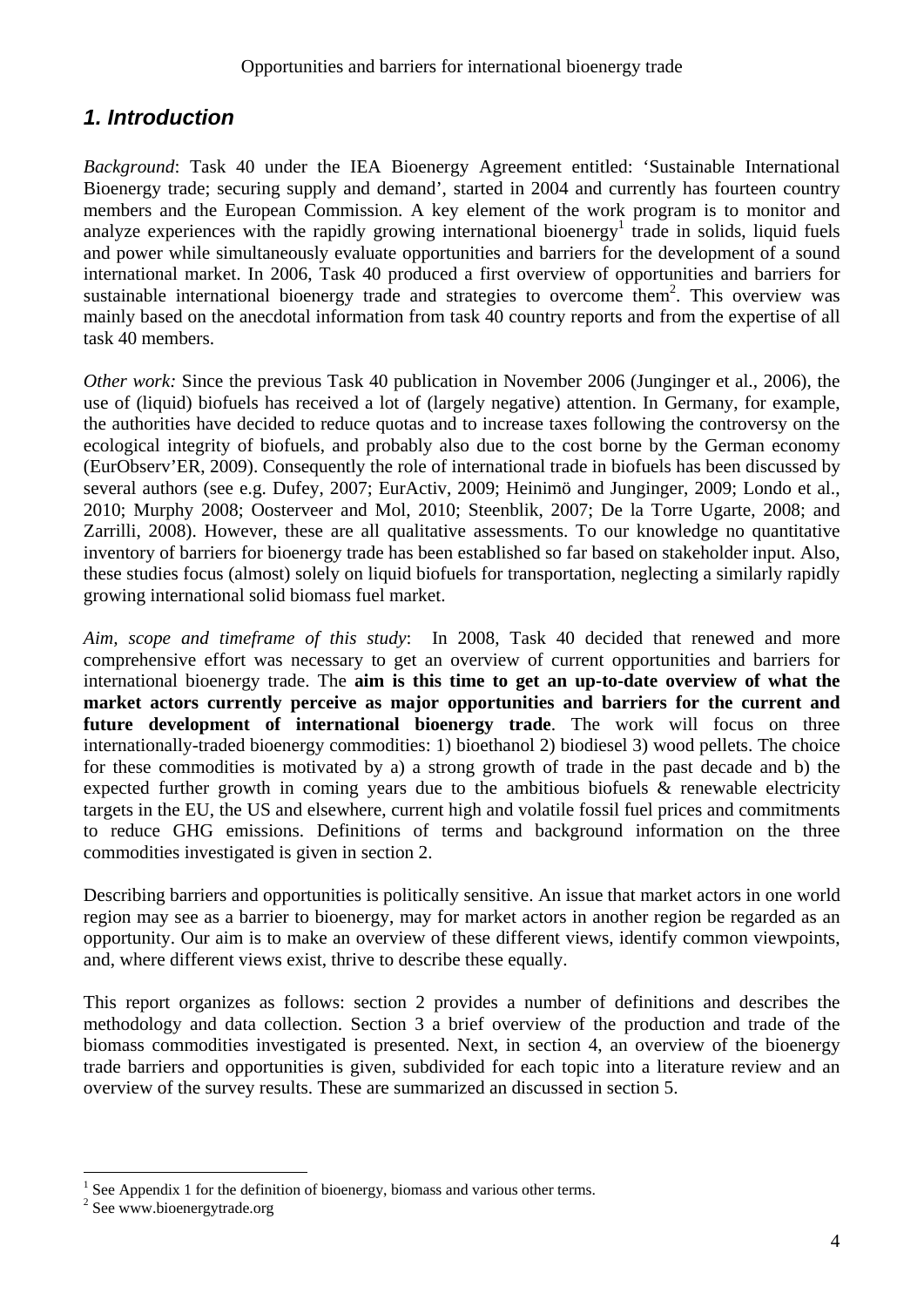# 1. Introduction

*Background*: Task 40 under the IEA Bioenergy Agreement entitled: 'Sustainable International Bioenergy trade; securing supply and demand', started in 2004 and currently has fourteen country members and the European Commission. A key element of the work program is to monitor and analyze experiences with the rapidly growing international bioenergy[1] trade in solids, liquid fuels and power while simultaneously evaluate opportunities and barriers for the development of a sound international market. In 2006, Task 40 produced a first overview of opportunities and barriers for sustainable international bioenergy trade and strategies to overcome them[2]. This overview was mainly based on the anecdotal information from task 40 country reports and from the expertise of all task 40 members.

*Other work:* Since the previous Task 40 publication in November 2006 (Junginger et al., 2006), the use of (liquid) biofuels has received a lot of (largely negative) attention. In Germany, for example, the authorities have decided to reduce quotas and to increase taxes following the controversy on the ecological integrity of biofuels, and probably also due to the cost borne by the German economy (EurObserv'ER, 2009). Consequently the role of international trade in biofuels has been discussed by several authors (see e.g. Dufey, 2007; EurActiv, 2009; Heinimö and Junginger, 2009; Londo et al., 2010; Murphy 2008; Oosterveer and Mol, 2010; Steenblik, 2007; De la Torre Ugarte, 2008; and Zarrilli, 2008). However, these are all qualitative assessments. To our knowledge no quantitative inventory of barriers for bioenergy trade has been established so far based on stakeholder input. Also, these studies focus (almost) solely on liquid biofuels for transportation, neglecting a similarly rapidly growing international solid biomass fuel market.

*Aim, scope and timeframe of this study*: In 2008, Task 40 decided that renewed and more comprehensive effort was necessary to get an overview of current opportunities and barriers for international bioenergy trade. The **aim is this time to get an up-to-date overview of what the market actors currently perceive as major opportunities and barriers for the current and future development of international bioenergy trade**. The work will focus on three internationally-traded bioenergy commodities: 1) bioethanol 2) biodiesel 3) wood pellets. The choice for these commodities is motivated by a) a strong growth of trade in the past decade and b) the expected further growth in coming years due to the ambitious biofuels & renewable electricity targets in the EU, the US and elsewhere, current high and volatile fossil fuel prices and commitments to reduce GHG emissions. Definitions of terms and background information on the three commodities investigated is given in section 2.

Describing barriers and opportunities is politically sensitive. An issue that market actors in one world region may see as a barrier to bioenergy, may for market actors in another region be regarded as an opportunity. Our aim is to make an overview of these different views, identify common viewpoints, and, where different views exist, thrive to describe these equally.

This report organizes as follows: section 2 provides a number of definitions and describes the methodology and data collection. Section 3 a brief overview of the production and trade of the biomass commodities investigated is presented. Next, in section 4, an overview of the bioenergy trade barriers and opportunities is given, subdivided for each topic into a literature review and an overview of the survey results. These are summarized an discussed in section 5.

[1] See Appendix 1 for the definition of bioenergy, biomass and various other terms.

[2] See www.bioenergytrade.org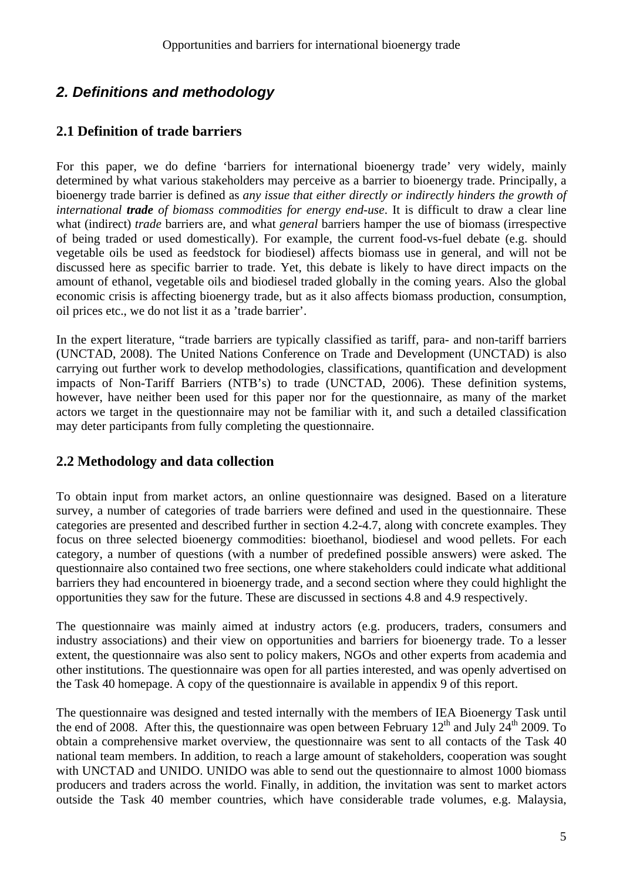## *2. Definitions and methodology*

### 2.1 Definition of trade barriers

For this paper, we do define 'barriers for international bioenergy trade' very widely, mainly determined by what various stakeholders may perceive as a barrier to bioenergy trade. Principally, a bioenergy trade barrier is defined as *any issue that either directly or indirectly hinders the growth of international **trade** of biomass commodities for energy end-use*. It is difficult to draw a clear line what (indirect) *trade* barriers are, and what *general* barriers hamper the use of biomass (irrespective of being traded or used domestically). For example, the current food-vs-fuel debate (e.g. should vegetable oils be used as feedstock for biodiesel) affects biomass use in general, and will not be discussed here as specific barrier to trade. Yet, this debate is likely to have direct impacts on the amount of ethanol, vegetable oils and biodiesel traded globally in the coming years. Also the global economic crisis is affecting bioenergy trade, but as it also affects biomass production, consumption, oil prices etc., we do not list it as a 'trade barrier'.

In the expert literature, "trade barriers are typically classified as tariff, para- and non-tariff barriers (UNCTAD, 2008). The United Nations Conference on Trade and Development (UNCTAD) is also carrying out further work to develop methodologies, classifications, quantification and development impacts of Non-Tariff Barriers (NTB's) to trade (UNCTAD, 2006). These definition systems, however, have neither been used for this paper nor for the questionnaire, as many of the market actors we target in the questionnaire may not be familiar with it, and such a detailed classification may deter participants from fully completing the questionnaire.

### 2.2 Methodology and data collection

To obtain input from market actors, an online questionnaire was designed. Based on a literature survey, a number of categories of trade barriers were defined and used in the questionnaire. These categories are presented and described further in section 4.2-4.7, along with concrete examples. They focus on three selected bioenergy commodities: bioethanol, biodiesel and wood pellets. For each category, a number of questions (with a number of predefined possible answers) were asked. The questionnaire also contained two free sections, one where stakeholders could indicate what additional barriers they had encountered in bioenergy trade, and a second section where they could highlight the opportunities they saw for the future. These are discussed in sections 4.8 and 4.9 respectively.

The questionnaire was mainly aimed at industry actors (e.g. producers, traders, consumers and industry associations) and their view on opportunities and barriers for bioenergy trade. To a lesser extent, the questionnaire was also sent to policy makers, NGOs and other experts from academia and other institutions. The questionnaire was open for all parties interested, and was openly advertised on the Task 40 homepage. A copy of the questionnaire is available in appendix 9 of this report.

The questionnaire was designed and tested internally with the members of IEA Bioenergy Task until the end of 2008. After this, the questionnaire was open between February 12th and July 24th 2009. To obtain a comprehensive market overview, the questionnaire was sent to all contacts of the Task 40 national team members. In addition, to reach a large amount of stakeholders, cooperation was sought with UNCTAD and UNIDO. UNIDO was able to send out the questionnaire to almost 1000 biomass producers and traders across the world. Finally, in addition, the invitation was sent to market actors outside the Task 40 member countries, which have considerable trade volumes, e.g. Malaysia,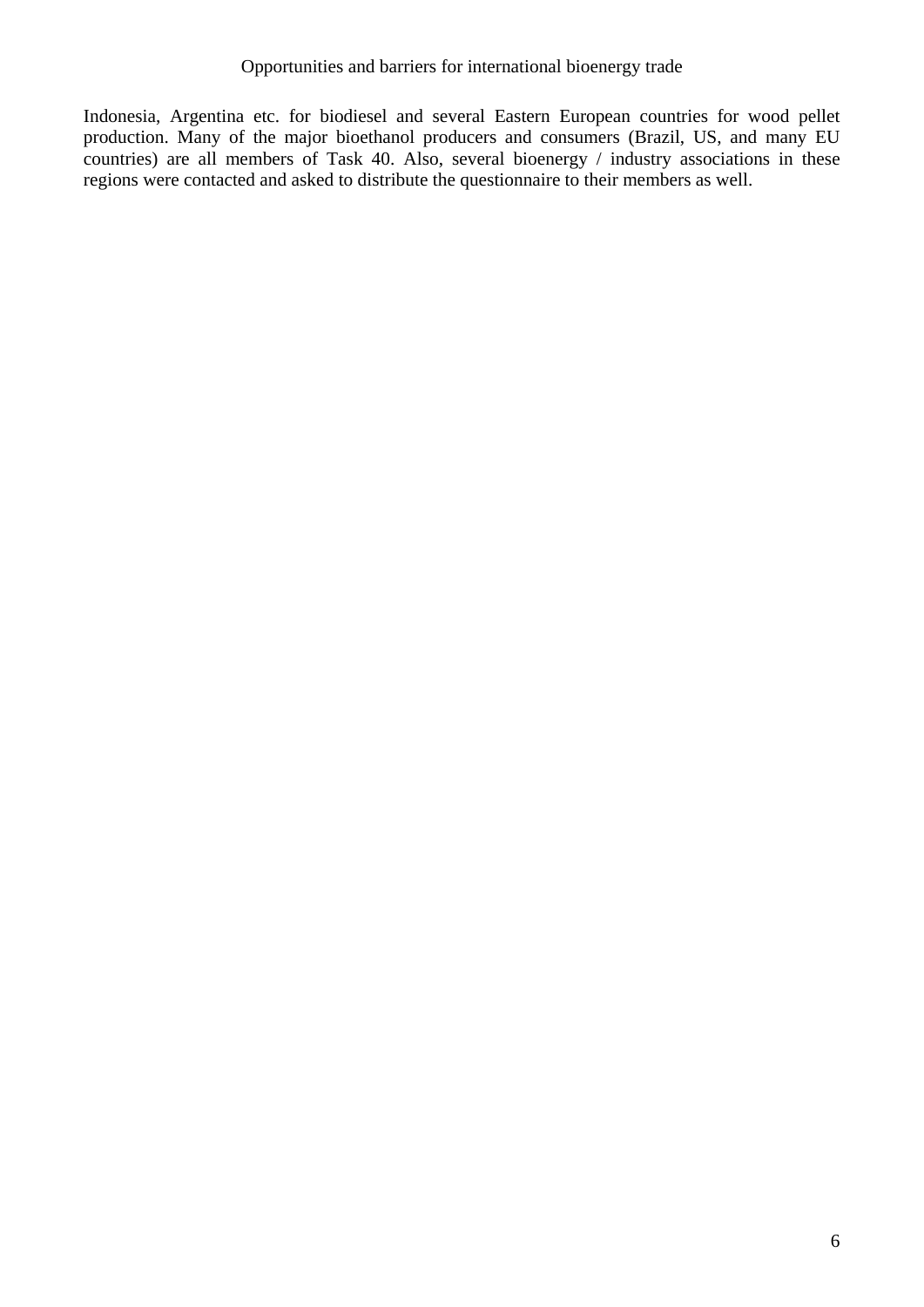Indonesia, Argentina etc. for biodiesel and several Eastern European countries for wood pellet production. Many of the major bioethanol producers and consumers (Brazil, US, and many EU countries) are all members of Task 40. Also, several bioenergy / industry associations in these regions were contacted and asked to distribute the questionnaire to their members as well.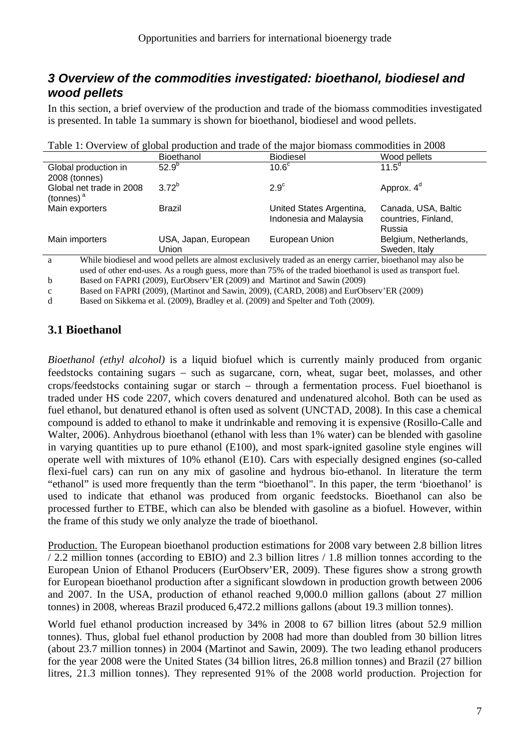## 3 Overview of the commodities investigated: bioethanol, biodiesel and wood pellets

In this section, a brief overview of the production and trade of the biomass commodities investigated is presented. In table 1a summary is shown for bioethanol, biodiesel and wood pellets.

Table 1: Overview of global production and trade of the major biomass commodities in 2008

| | Bioethanol | Biodiesel | Wood pellets |
|---|---|---|---|
| Global production in 2008 (tonnes) | 52.9[b] | 10.6[c] | 11.5[d] |
| Global net trade in 2008 (tonnes)[a] | 3.72[b] | 2.9[c] | Approx. 4[d] |
| Main exporters | Brazil | United States Argentina, Indonesia and Malaysia | Canada, USA, Baltic countries, Finland, Russia |
| Main importers | USA, Japan, European Union | European Union | Belgium, Netherlands, Sweden, Italy |

a While biodiesel and wood pellets are almost exclusively traded as an energy carrier, bioethanol may also be used of other end-uses. As a rough guess, more than 75% of the traded bioethanol is used as transport fuel.

b Based on FAPRI (2009), EurObserv'ER (2009) and Martinot and Sawin (2009)

c Based on FAPRI (2009), (Martinot and Sawin, 2009), (CARD, 2008) and EurObserv'ER (2009)

d Based on Sikkema et al. (2009), Bradley et al. (2009) and Spelter and Toth (2009).

### 3.1 Bioethanol

*Bioethanol (ethyl alcohol)* is a liquid biofuel which is currently mainly produced from organic feedstocks containing sugars – such as sugarcane, corn, wheat, sugar beet, molasses, and other crops/feedstocks containing sugar or starch – through a fermentation process. Fuel bioethanol is traded under HS code 2207, which covers denatured and undenatured alcohol. Both can be used as fuel ethanol, but denatured ethanol is often used as solvent (UNCTAD, 2008). In this case a chemical compound is added to ethanol to make it undrinkable and removing it is expensive (Rosillo-Calle and Walter, 2006). Anhydrous bioethanol (ethanol with less than 1% water) can be blended with gasoline in varying quantities up to pure ethanol (E100), and most spark-ignited gasoline style engines will operate well with mixtures of 10% ethanol (E10). Cars with especially designed engines (so-called flexi-fuel cars) can run on any mix of gasoline and hydrous bio-ethanol. In literature the term "ethanol" is used more frequently than the term "bioethanol". In this paper, the term 'bioethanol' is used to indicate that ethanol was produced from organic feedstocks. Bioethanol can also be processed further to ETBE, which can also be blended with gasoline as a biofuel. However, within the frame of this study we only analyze the trade of bioethanol.

<u>Production.</u> The European bioethanol production estimations for 2008 vary between 2.8 billion litres / 2.2 million tonnes (according to EBIO) and 2.3 billion litres / 1.8 million tonnes according to the European Union of Ethanol Producers (EurObserv'ER, 2009). These figures show a strong growth for European bioethanol production after a significant slowdown in production growth between 2006 and 2007. In the USA, production of ethanol reached 9,000.0 million gallons (about 27 million tonnes) in 2008, whereas Brazil produced 6,472.2 millions gallons (about 19.3 million tonnes).

World fuel ethanol production increased by 34% in 2008 to 67 billion litres (about 52.9 million tonnes). Thus, global fuel ethanol production by 2008 had more than doubled from 30 billion litres (about 23.7 million tonnes) in 2004 (Martinot and Sawin, 2009). The two leading ethanol producers for the year 2008 were the United States (34 billion litres, 26.8 million tonnes) and Brazil (27 billion litres, 21.3 million tonnes). They represented 91% of the 2008 world production. Projection for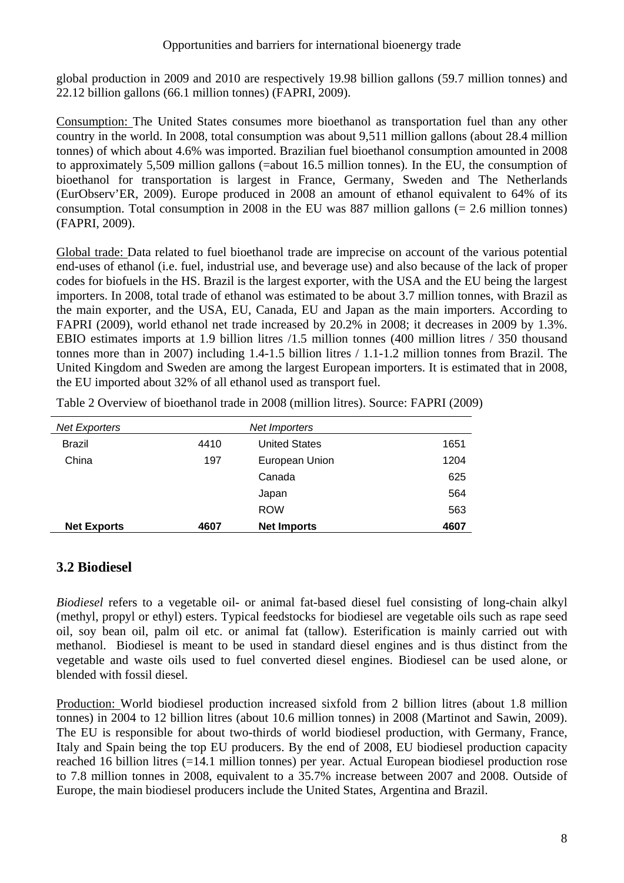global production in 2009 and 2010 are respectively 19.98 billion gallons (59.7 million tonnes) and 22.12 billion gallons (66.1 million tonnes) (FAPRI, 2009).

Consumption: The United States consumes more bioethanol as transportation fuel than any other country in the world. In 2008, total consumption was about 9,511 million gallons (about 28.4 million tonnes) of which about 4.6% was imported. Brazilian fuel bioethanol consumption amounted in 2008 to approximately 5,509 million gallons (=about 16.5 million tonnes). In the EU, the consumption of bioethanol for transportation is largest in France, Germany, Sweden and The Netherlands (EurObserv'ER, 2009). Europe produced in 2008 an amount of ethanol equivalent to 64% of its consumption. Total consumption in 2008 in the EU was 887 million gallons (= 2.6 million tonnes) (FAPRI, 2009).

Global trade: Data related to fuel bioethanol trade are imprecise on account of the various potential end-uses of ethanol (i.e. fuel, industrial use, and beverage use) and also because of the lack of proper codes for biofuels in the HS. Brazil is the largest exporter, with the USA and the EU being the largest importers. In 2008, total trade of ethanol was estimated to be about 3.7 million tonnes, with Brazil as the main exporter, and the USA, EU, Canada, EU and Japan as the main importers. According to FAPRI (2009), world ethanol net trade increased by 20.2% in 2008; it decreases in 2009 by 1.3%. EBIO estimates imports at 1.9 billion litres /1.5 million tonnes (400 million litres / 350 thousand tonnes more than in 2007) including 1.4-1.5 billion litres / 1.1-1.2 million tonnes from Brazil. The United Kingdom and Sweden are among the largest European importers. It is estimated that in 2008, the EU imported about 32% of all ethanol used as transport fuel.

Table 2 Overview of bioethanol trade in 2008 (million litres). Source: FAPRI (2009)

| *Net Exporters* | | *Net Importers* | |
|---|---|---|---|
| Brazil | 4410 | United States | 1651 |
| China | 197 | European Union | 1204 |
| | | Canada | 625 |
| | | Japan | 564 |
| | | ROW | 563 |
| **Net Exports** | **4607** | **Net Imports** | **4607** |

## 3.2 Biodiesel

*Biodiesel* refers to a vegetable oil- or animal fat-based diesel fuel consisting of long-chain alkyl (methyl, propyl or ethyl) esters. Typical feedstocks for biodiesel are vegetable oils such as rape seed oil, soy bean oil, palm oil etc. or animal fat (tallow). Esterification is mainly carried out with methanol. Biodiesel is meant to be used in standard diesel engines and is thus distinct from the vegetable and waste oils used to fuel converted diesel engines. Biodiesel can be used alone, or blended with fossil diesel.

Production: World biodiesel production increased sixfold from 2 billion litres (about 1.8 million tonnes) in 2004 to 12 billion litres (about 10.6 million tonnes) in 2008 (Martinot and Sawin, 2009). The EU is responsible for about two-thirds of world biodiesel production, with Germany, France, Italy and Spain being the top EU producers. By the end of 2008, EU biodiesel production capacity reached 16 billion litres (=14.1 million tonnes) per year. Actual European biodiesel production rose to 7.8 million tonnes in 2008, equivalent to a 35.7% increase between 2007 and 2008. Outside of Europe, the main biodiesel producers include the United States, Argentina and Brazil.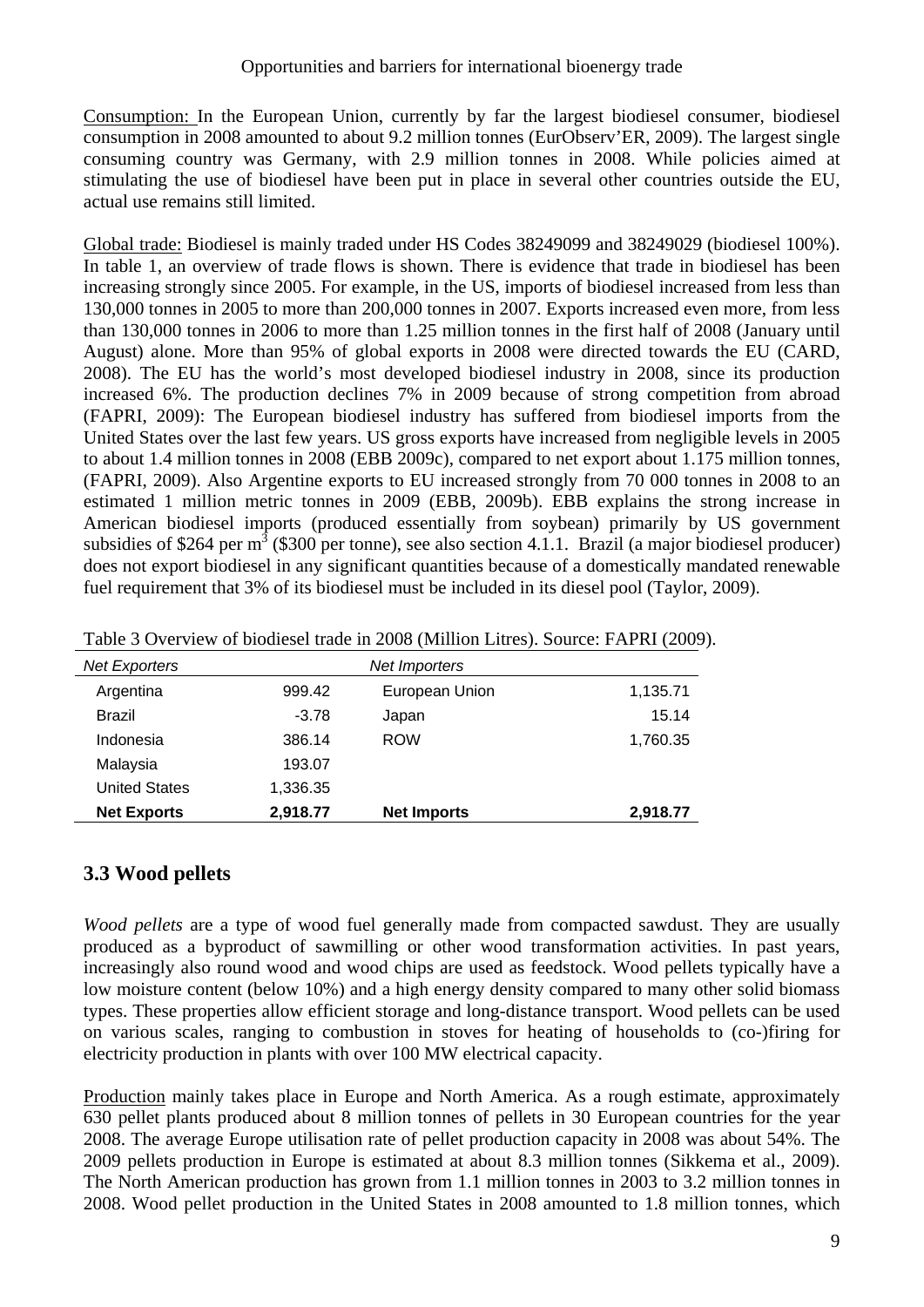Consumption: In the European Union, currently by far the largest biodiesel consumer, biodiesel consumption in 2008 amounted to about 9.2 million tonnes (EurObserv'ER, 2009). The largest single consuming country was Germany, with 2.9 million tonnes in 2008. While policies aimed at stimulating the use of biodiesel have been put in place in several other countries outside the EU, actual use remains still limited.

Global trade: Biodiesel is mainly traded under HS Codes 38249099 and 38249029 (biodiesel 100%). In table 1, an overview of trade flows is shown. There is evidence that trade in biodiesel has been increasing strongly since 2005. For example, in the US, imports of biodiesel increased from less than 130,000 tonnes in 2005 to more than 200,000 tonnes in 2007. Exports increased even more, from less than 130,000 tonnes in 2006 to more than 1.25 million tonnes in the first half of 2008 (January until August) alone. More than 95% of global exports in 2008 were directed towards the EU (CARD, 2008). The EU has the world's most developed biodiesel industry in 2008, since its production increased 6%. The production declines 7% in 2009 because of strong competition from abroad (FAPRI, 2009): The European biodiesel industry has suffered from biodiesel imports from the United States over the last few years. US gross exports have increased from negligible levels in 2005 to about 1.4 million tonnes in 2008 (EBB 2009c), compared to net export about 1.175 million tonnes, (FAPRI, 2009). Also Argentine exports to EU increased strongly from 70 000 tonnes in 2008 to an estimated 1 million metric tonnes in 2009 (EBB, 2009b). EBB explains the strong increase in American biodiesel imports (produced essentially from soybean) primarily by US government subsidies of \$264 per $m^3$ (\$300 per tonne), see also section 4.1.1. Brazil (a major biodiesel producer) does not export biodiesel in any significant quantities because of a domestically mandated renewable fuel requirement that 3% of its biodiesel must be included in its diesel pool (Taylor, 2009).

Table 3 Overview of biodiesel trade in 2008 (Million Litres). Source: FAPRI (2009).

| *Net Exporters* | | *Net Importers* | |
|---|---|---|---|
| Argentina | 999.42 | European Union | 1,135.71 |
| Brazil | -3.78 | Japan | 15.14 |
| Indonesia | 386.14 | ROW | 1,760.35 |
| Malaysia | 193.07 | | |
| United States | 1,336.35 | | |
| **Net Exports** | **2,918.77** | **Net Imports** | **2,918.77** |

## 3.3 Wood pellets

*Wood pellets* are a type of wood fuel generally made from compacted sawdust. They are usually produced as a byproduct of sawmilling or other wood transformation activities. In past years, increasingly also round wood and wood chips are used as feedstock. Wood pellets typically have a low moisture content (below 10%) and a high energy density compared to many other solid biomass types. These properties allow efficient storage and long-distance transport. Wood pellets can be used on various scales, ranging to combustion in stoves for heating of households to (co-)firing for electricity production in plants with over 100 MW electrical capacity.

Production mainly takes place in Europe and North America. As a rough estimate, approximately 630 pellet plants produced about 8 million tonnes of pellets in 30 European countries for the year 2008. The average Europe utilisation rate of pellet production capacity in 2008 was about 54%. The 2009 pellets production in Europe is estimated at about 8.3 million tonnes (Sikkema et al., 2009). The North American production has grown from 1.1 million tonnes in 2003 to 3.2 million tonnes in 2008. Wood pellet production in the United States in 2008 amounted to 1.8 million tonnes, which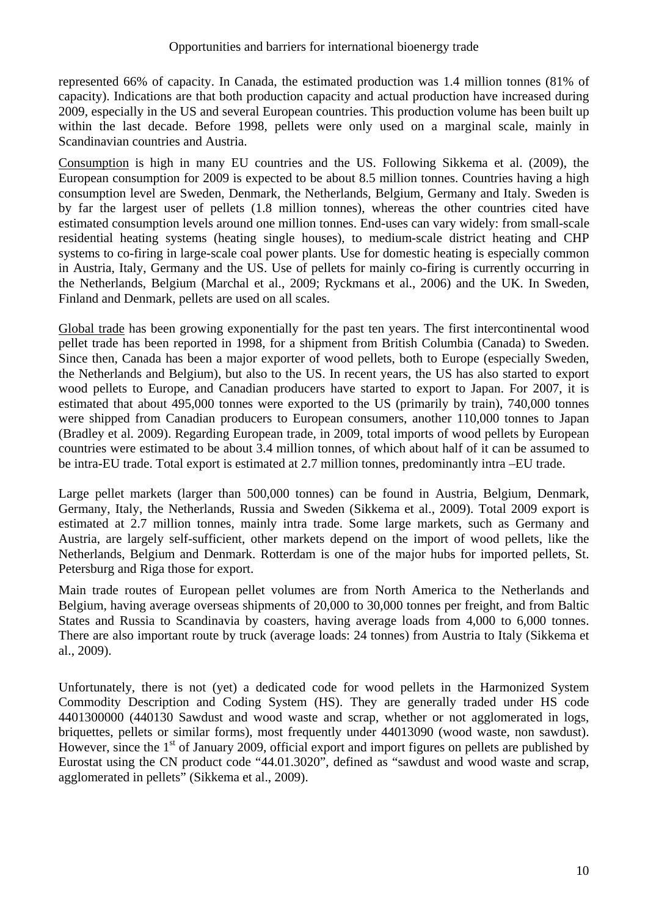represented 66% of capacity. In Canada, the estimated production was 1.4 million tonnes (81% of capacity). Indications are that both production capacity and actual production have increased during 2009, especially in the US and several European countries. This production volume has been built up within the last decade. Before 1998, pellets were only used on a marginal scale, mainly in Scandinavian countries and Austria.

Consumption is high in many EU countries and the US. Following Sikkema et al. (2009), the European consumption for 2009 is expected to be about 8.5 million tonnes. Countries having a high consumption level are Sweden, Denmark, the Netherlands, Belgium, Germany and Italy. Sweden is by far the largest user of pellets (1.8 million tonnes), whereas the other countries cited have estimated consumption levels around one million tonnes. End-uses can vary widely: from small-scale residential heating systems (heating single houses), to medium-scale district heating and CHP systems to co-firing in large-scale coal power plants. Use for domestic heating is especially common in Austria, Italy, Germany and the US. Use of pellets for mainly co-firing is currently occurring in the Netherlands, Belgium (Marchal et al., 2009; Ryckmans et al., 2006) and the UK. In Sweden, Finland and Denmark, pellets are used on all scales.

Global trade has been growing exponentially for the past ten years. The first intercontinental wood pellet trade has been reported in 1998, for a shipment from British Columbia (Canada) to Sweden. Since then, Canada has been a major exporter of wood pellets, both to Europe (especially Sweden, the Netherlands and Belgium), but also to the US. In recent years, the US has also started to export wood pellets to Europe, and Canadian producers have started to export to Japan. For 2007, it is estimated that about 495,000 tonnes were exported to the US (primarily by train), 740,000 tonnes were shipped from Canadian producers to European consumers, another 110,000 tonnes to Japan (Bradley et al. 2009). Regarding European trade, in 2009, total imports of wood pellets by European countries were estimated to be about 3.4 million tonnes, of which about half of it can be assumed to be intra-EU trade. Total export is estimated at 2.7 million tonnes, predominantly intra –EU trade.

Large pellet markets (larger than 500,000 tonnes) can be found in Austria, Belgium, Denmark, Germany, Italy, the Netherlands, Russia and Sweden (Sikkema et al., 2009). Total 2009 export is estimated at 2.7 million tonnes, mainly intra trade. Some large markets, such as Germany and Austria, are largely self-sufficient, other markets depend on the import of wood pellets, like the Netherlands, Belgium and Denmark. Rotterdam is one of the major hubs for imported pellets, St. Petersburg and Riga those for export.

Main trade routes of European pellet volumes are from North America to the Netherlands and Belgium, having average overseas shipments of 20,000 to 30,000 tonnes per freight, and from Baltic States and Russia to Scandinavia by coasters, having average loads from 4,000 to 6,000 tonnes. There are also important route by truck (average loads: 24 tonnes) from Austria to Italy (Sikkema et al., 2009).

Unfortunately, there is not (yet) a dedicated code for wood pellets in the Harmonized System Commodity Description and Coding System (HS). They are generally traded under HS code 4401300000 (440130 Sawdust and wood waste and scrap, whether or not agglomerated in logs, briquettes, pellets or similar forms), most frequently under 44013090 (wood waste, non sawdust). However, since the 1st of January 2009, official export and import figures on pellets are published by Eurostat using the CN product code "44.01.3020", defined as "sawdust and wood waste and scrap, agglomerated in pellets" (Sikkema et al., 2009).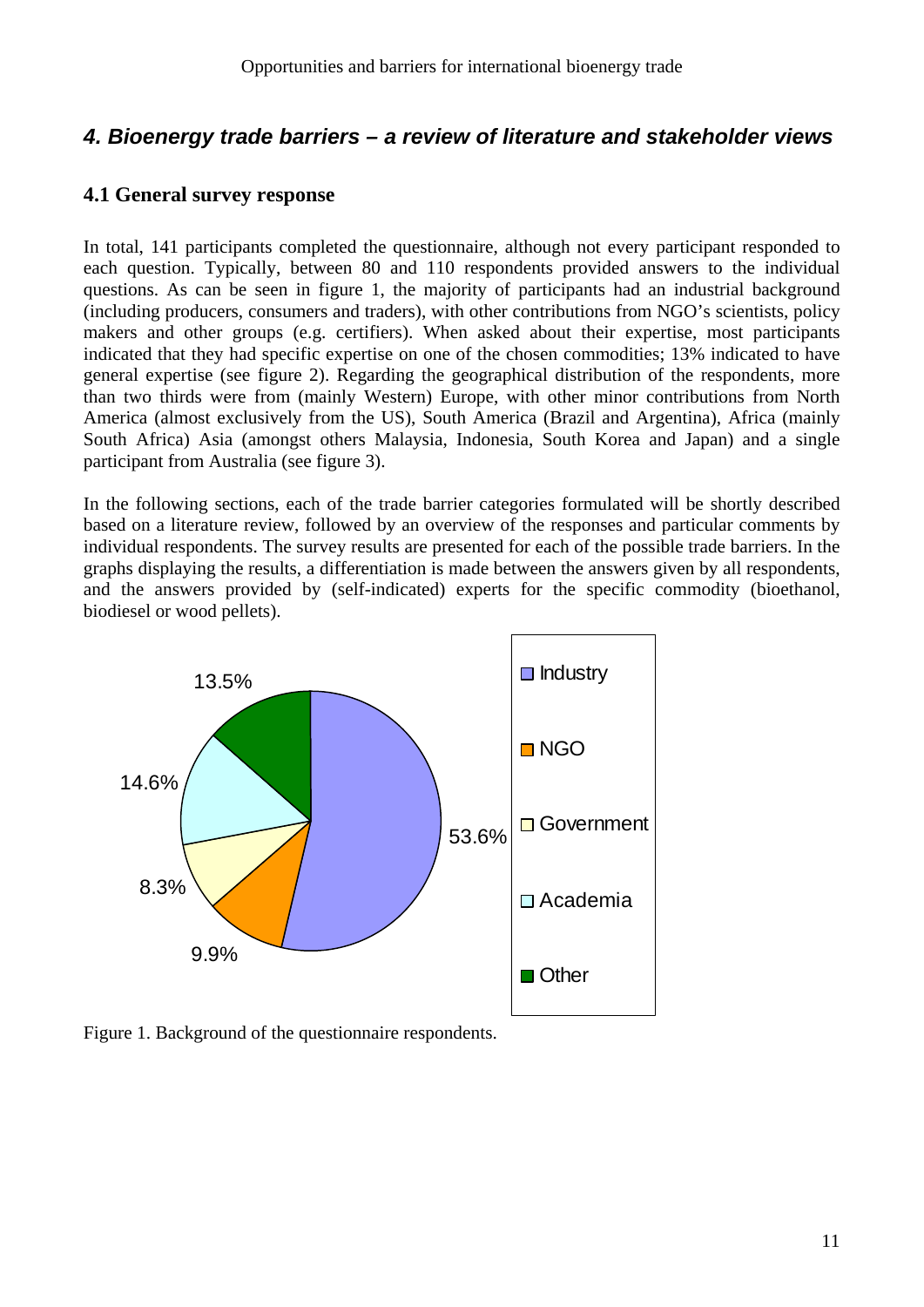# *4. Bioenergy trade barriers – a review of literature and stakeholder views*

## 4.1 General survey response

In total, 141 participants completed the questionnaire, although not every participant responded to each question. Typically, between 80 and 110 respondents provided answers to the individual questions. As can be seen in figure 1, the majority of participants had an industrial background (including producers, consumers and traders), with other contributions from NGO's scientists, policy makers and other groups (e.g. certifiers). When asked about their expertise, most participants indicated that they had specific expertise on one of the chosen commodities; 13% indicated to have general expertise (see figure 2). Regarding the geographical distribution of the respondents, more than two thirds were from (mainly Western) Europe, with other minor contributions from North America (almost exclusively from the US), South America (Brazil and Argentina), Africa (mainly South Africa) Asia (amongst others Malaysia, Indonesia, South Korea and Japan) and a single participant from Australia (see figure 3).

In the following sections, each of the trade barrier categories formulated will be shortly described based on a literature review, followed by an overview of the responses and particular comments by individual respondents. The survey results are presented for each of the possible trade barriers. In the graphs displaying the results, a differentiation is made between the answers given by all respondents, and the answers provided by (self-indicated) experts for the specific commodity (bioethanol, biodiesel or wood pellets).

| Background | Share |
|---|---|
| Industry | 53.6% |
| NGO | 9.9% |
| Government | 8.3% |
| Academia | 14.6% |
| Other | 13.5% |

Figure 1. Background of the questionnaire respondents.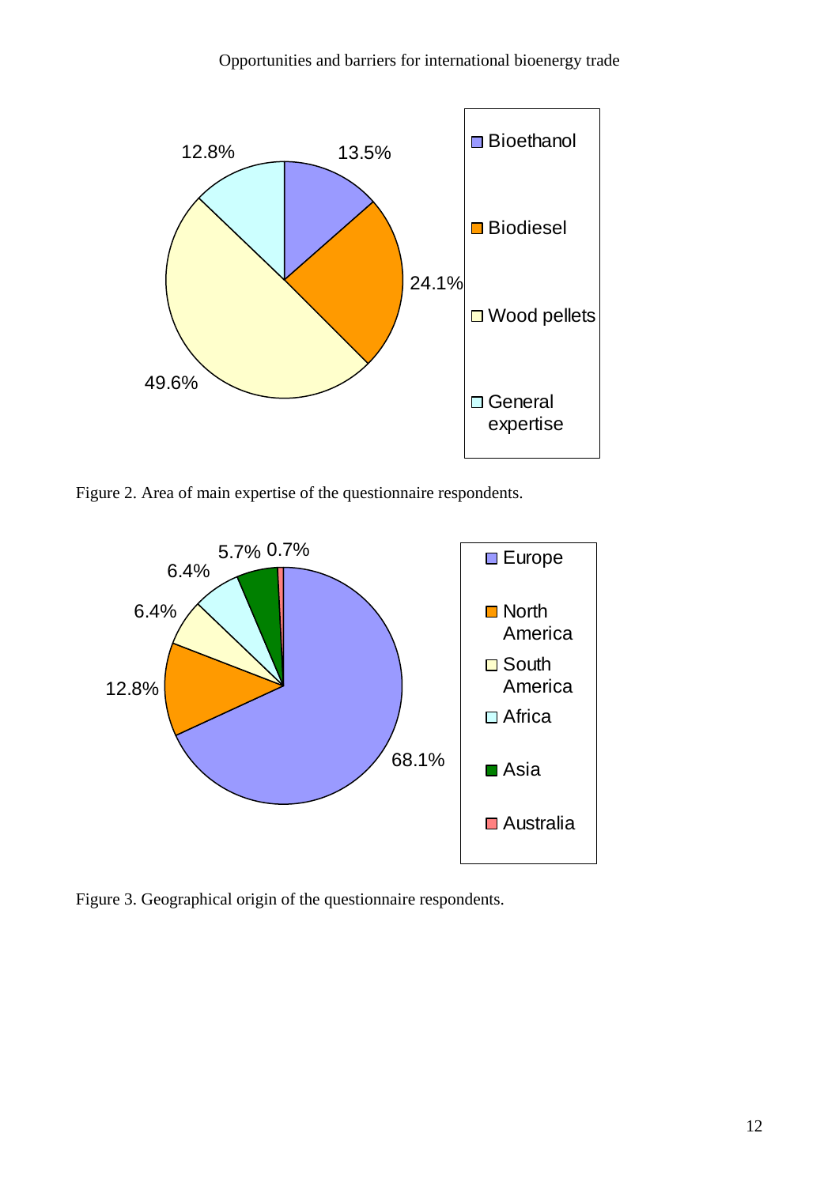Figure 2. Area of main expertise of the questionnaire respondents.

Figure 3. Geographical origin of the questionnaire respondents.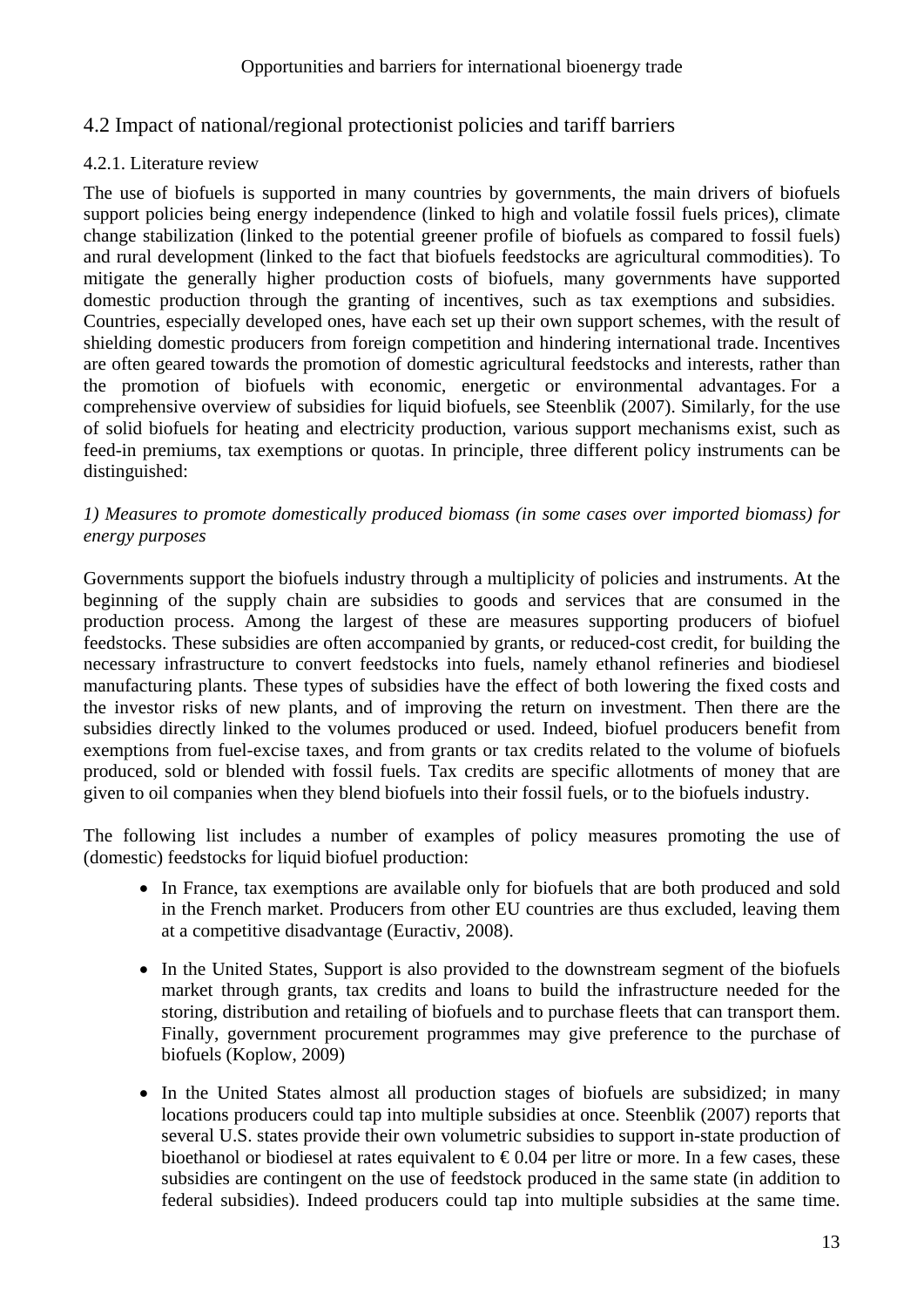## 4.2 Impact of national/regional protectionist policies and tariff barriers

### 4.2.1. Literature review

The use of biofuels is supported in many countries by governments, the main drivers of biofuels support policies being energy independence (linked to high and volatile fossil fuels prices), climate change stabilization (linked to the potential greener profile of biofuels as compared to fossil fuels) and rural development (linked to the fact that biofuels feedstocks are agricultural commodities). To mitigate the generally higher production costs of biofuels, many governments have supported domestic production through the granting of incentives, such as tax exemptions and subsidies. Countries, especially developed ones, have each set up their own support schemes, with the result of shielding domestic producers from foreign competition and hindering international trade. Incentives are often geared towards the promotion of domestic agricultural feedstocks and interests, rather than the promotion of biofuels with economic, energetic or environmental advantages. For a comprehensive overview of subsidies for liquid biofuels, see Steenblik (2007). Similarly, for the use of solid biofuels for heating and electricity production, various support mechanisms exist, such as feed-in premiums, tax exemptions or quotas. In principle, three different policy instruments can be distinguished:

*1) Measures to promote domestically produced biomass (in some cases over imported biomass) for energy purposes*

Governments support the biofuels industry through a multiplicity of policies and instruments. At the beginning of the supply chain are subsidies to goods and services that are consumed in the production process. Among the largest of these are measures supporting producers of biofuel feedstocks. These subsidies are often accompanied by grants, or reduced-cost credit, for building the necessary infrastructure to convert feedstocks into fuels, namely ethanol refineries and biodiesel manufacturing plants. These types of subsidies have the effect of both lowering the fixed costs and the investor risks of new plants, and of improving the return on investment. Then there are the subsidies directly linked to the volumes produced or used. Indeed, biofuel producers benefit from exemptions from fuel-excise taxes, and from grants or tax credits related to the volume of biofuels produced, sold or blended with fossil fuels. Tax credits are specific allotments of money that are given to oil companies when they blend biofuels into their fossil fuels, or to the biofuels industry.

The following list includes a number of examples of policy measures promoting the use of (domestic) feedstocks for liquid biofuel production:

- In France, tax exemptions are available only for biofuels that are both produced and sold in the French market. Producers from other EU countries are thus excluded, leaving them at a competitive disadvantage (Euractiv, 2008).
- In the United States, Support is also provided to the downstream segment of the biofuels market through grants, tax credits and loans to build the infrastructure needed for the storing, distribution and retailing of biofuels and to purchase fleets that can transport them. Finally, government procurement programmes may give preference to the purchase of biofuels (Koplow, 2009)
- In the United States almost all production stages of biofuels are subsidized; in many locations producers could tap into multiple subsidies at once. Steenblik (2007) reports that several U.S. states provide their own volumetric subsidies to support in-state production of bioethanol or biodiesel at rates equivalent to € 0.04 per litre or more. In a few cases, these subsidies are contingent on the use of feedstock produced in the same state (in addition to federal subsidies). Indeed producers could tap into multiple subsidies at the same time.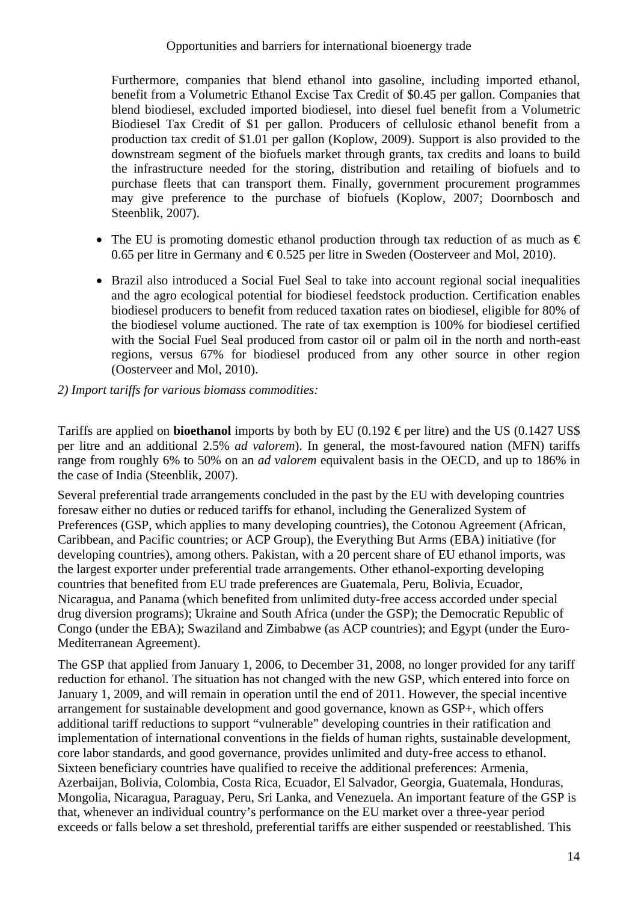Furthermore, companies that blend ethanol into gasoline, including imported ethanol, benefit from a Volumetric Ethanol Excise Tax Credit of $0.45 per gallon. Companies that blend biodiesel, excluded imported biodiesel, into diesel fuel benefit from a Volumetric Biodiesel Tax Credit of $1 per gallon. Producers of cellulosic ethanol benefit from a production tax credit of $1.01 per gallon (Koplow, 2009). Support is also provided to the downstream segment of the biofuels market through grants, tax credits and loans to build the infrastructure needed for the storing, distribution and retailing of biofuels and to purchase fleets that can transport them. Finally, government procurement programmes may give preference to the purchase of biofuels (Koplow, 2007; Doornbosch and Steenblik, 2007).

- The EU is promoting domestic ethanol production through tax reduction of as much as € 0.65 per litre in Germany and € 0.525 per litre in Sweden (Oosterveer and Mol, 2010).
- Brazil also introduced a Social Fuel Seal to take into account regional social inequalities and the agro ecological potential for biodiesel feedstock production. Certification enables biodiesel producers to benefit from reduced taxation rates on biodiesel, eligible for 80% of the biodiesel volume auctioned. The rate of tax exemption is 100% for biodiesel certified with the Social Fuel Seal produced from castor oil or palm oil in the north and north-east regions, versus 67% for biodiesel produced from any other source in other region (Oosterveer and Mol, 2010).

*2) Import tariffs for various biomass commodities:*

Tariffs are applied on **bioethanol** imports by both by EU (0.192 € per litre) and the US (0.1427 US$ per litre and an additional 2.5% *ad valorem*). In general, the most-favoured nation (MFN) tariffs range from roughly 6% to 50% on an *ad valorem* equivalent basis in the OECD, and up to 186% in the case of India (Steenblik, 2007).

Several preferential trade arrangements concluded in the past by the EU with developing countries foresaw either no duties or reduced tariffs for ethanol, including the Generalized System of Preferences (GSP, which applies to many developing countries), the Cotonou Agreement (African, Caribbean, and Pacific countries; or ACP Group), the Everything But Arms (EBA) initiative (for developing countries), among others. Pakistan, with a 20 percent share of EU ethanol imports, was the largest exporter under preferential trade arrangements. Other ethanol-exporting developing countries that benefited from EU trade preferences are Guatemala, Peru, Bolivia, Ecuador, Nicaragua, and Panama (which benefited from unlimited duty-free access accorded under special drug diversion programs); Ukraine and South Africa (under the GSP); the Democratic Republic of Congo (under the EBA); Swaziland and Zimbabwe (as ACP countries); and Egypt (under the Euro-Mediterranean Agreement).

The GSP that applied from January 1, 2006, to December 31, 2008, no longer provided for any tariff reduction for ethanol. The situation has not changed with the new GSP, which entered into force on January 1, 2009, and will remain in operation until the end of 2011. However, the special incentive arrangement for sustainable development and good governance, known as GSP+, which offers additional tariff reductions to support "vulnerable" developing countries in their ratification and implementation of international conventions in the fields of human rights, sustainable development, core labor standards, and good governance, provides unlimited and duty-free access to ethanol. Sixteen beneficiary countries have qualified to receive the additional preferences: Armenia, Azerbaijan, Bolivia, Colombia, Costa Rica, Ecuador, El Salvador, Georgia, Guatemala, Honduras, Mongolia, Nicaragua, Paraguay, Peru, Sri Lanka, and Venezuela. An important feature of the GSP is that, whenever an individual country's performance on the EU market over a three-year period exceeds or falls below a set threshold, preferential tariffs are either suspended or reestablished. This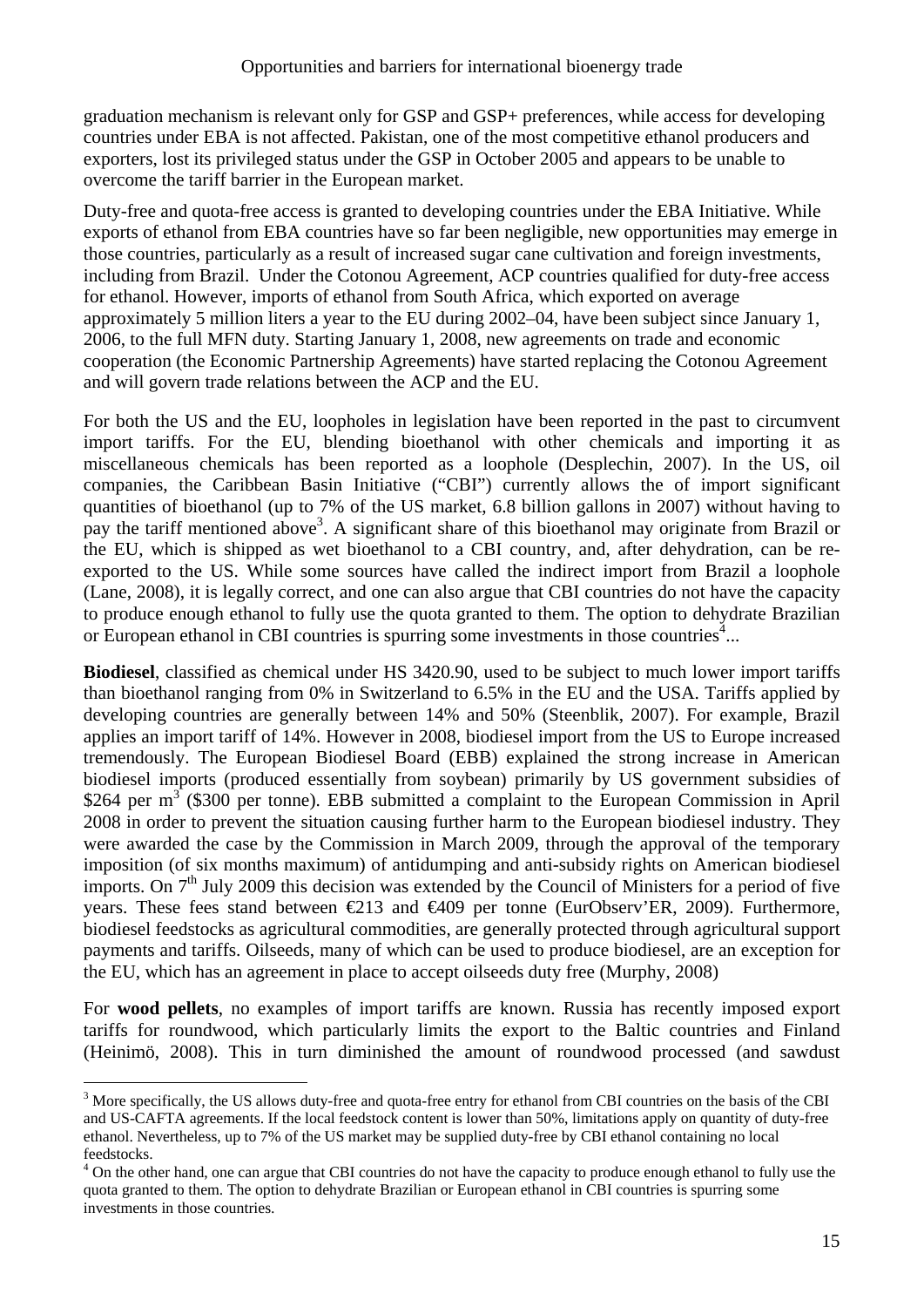graduation mechanism is relevant only for GSP and GSP+ preferences, while access for developing countries under EBA is not affected. Pakistan, one of the most competitive ethanol producers and exporters, lost its privileged status under the GSP in October 2005 and appears to be unable to overcome the tariff barrier in the European market.

Duty-free and quota-free access is granted to developing countries under the EBA Initiative. While exports of ethanol from EBA countries have so far been negligible, new opportunities may emerge in those countries, particularly as a result of increased sugar cane cultivation and foreign investments, including from Brazil. Under the Cotonou Agreement, ACP countries qualified for duty-free access for ethanol. However, imports of ethanol from South Africa, which exported on average approximately 5 million liters a year to the EU during 2002–04, have been subject since January 1, 2006, to the full MFN duty. Starting January 1, 2008, new agreements on trade and economic cooperation (the Economic Partnership Agreements) have started replacing the Cotonou Agreement and will govern trade relations between the ACP and the EU.

For both the US and the EU, loopholes in legislation have been reported in the past to circumvent import tariffs. For the EU, blending bioethanol with other chemicals and importing it as miscellaneous chemicals has been reported as a loophole (Desplechin, 2007). In the US, oil companies, the Caribbean Basin Initiative ("CBI") currently allows the of import significant quantities of bioethanol (up to 7% of the US market, 6.8 billion gallons in 2007) without having to pay the tariff mentioned above[3]. A significant share of this bioethanol may originate from Brazil or the EU, which is shipped as wet bioethanol to a CBI country, and, after dehydration, can be re-exported to the US. While some sources have called the indirect import from Brazil a loophole (Lane, 2008), it is legally correct, and one can also argue that CBI countries do not have the capacity to produce enough ethanol to fully use the quota granted to them. The option to dehydrate Brazilian or European ethanol in CBI countries is spurring some investments in those countries[4]...

**Biodiesel**, classified as chemical under HS 3420.90, used to be subject to much lower import tariffs than bioethanol ranging from 0% in Switzerland to 6.5% in the EU and the USA. Tariffs applied by developing countries are generally between 14% and 50% (Steenblik, 2007). For example, Brazil applies an import tariff of 14%. However in 2008, biodiesel import from the US to Europe increased tremendously. The European Biodiesel Board (EBB) explained the strong increase in American biodiesel imports (produced essentially from soybean) primarily by US government subsidies of \$264 per $m^3$ (\$300 per tonne). EBB submitted a complaint to the European Commission in April 2008 in order to prevent the situation causing further harm to the European biodiesel industry. They were awarded the case by the Commission in March 2009, through the approval of the temporary imposition (of six months maximum) of antidumping and anti-subsidy rights on American biodiesel imports. On 7th July 2009 this decision was extended by the Council of Ministers for a period of five years. These fees stand between €213 and €409 per tonne (EurObserv'ER, 2009). Furthermore, biodiesel feedstocks as agricultural commodities, are generally protected through agricultural support payments and tariffs. Oilseeds, many of which can be used to produce biodiesel, are an exception for the EU, which has an agreement in place to accept oilseeds duty free (Murphy, 2008)

For **wood pellets**, no examples of import tariffs are known. Russia has recently imposed export tariffs for roundwood, which particularly limits the export to the Baltic countries and Finland (Heinimö, 2008). This in turn diminished the amount of roundwood processed (and sawdust

---

[3] More specifically, the US allows duty-free and quota-free entry for ethanol from CBI countries on the basis of the CBI and US-CAFTA agreements. If the local feedstock content is lower than 50%, limitations apply on quantity of duty-free ethanol. Nevertheless, up to 7% of the US market may be supplied duty-free by CBI ethanol containing no local feedstocks.

[4] On the other hand, one can argue that CBI countries do not have the capacity to produce enough ethanol to fully use the quota granted to them. The option to dehydrate Brazilian or European ethanol in CBI countries is spurring some investments in those countries.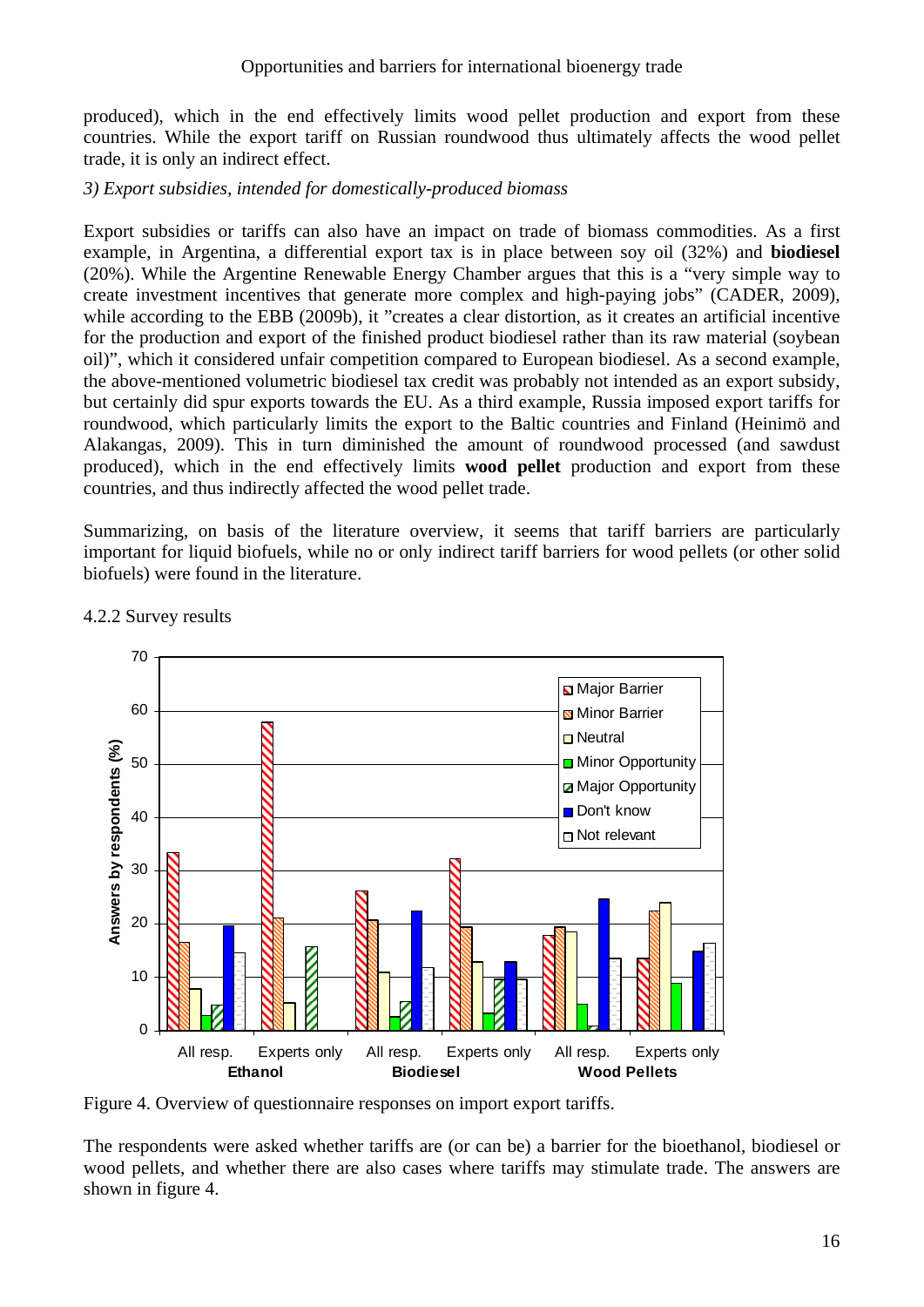produced), which in the end effectively limits wood pellet production and export from these countries. While the export tariff on Russian roundwood thus ultimately affects the wood pellet trade, it is only an indirect effect.

*3) Export subsidies, intended for domestically-produced biomass*

Export subsidies or tariffs can also have an impact on trade of biomass commodities. As a first example, in Argentina, a differential export tax is in place between soy oil (32%) and **biodiesel** (20%). While the Argentine Renewable Energy Chamber argues that this is a "very simple way to create investment incentives that generate more complex and high-paying jobs" (CADER, 2009), while according to the EBB (2009b), it "creates a clear distortion, as it creates an artificial incentive for the production and export of the finished product biodiesel rather than its raw material (soybean oil)", which it considered unfair competition compared to European biodiesel. As a second example, the above-mentioned volumetric biodiesel tax credit was probably not intended as an export subsidy, but certainly did spur exports towards the EU. As a third example, Russia imposed export tariffs for roundwood, which particularly limits the export to the Baltic countries and Finland (Heinimö and Alakangas, 2009). This in turn diminished the amount of roundwood processed (and sawdust produced), which in the end effectively limits **wood pellet** production and export from these countries, and thus indirectly affected the wood pellet trade.

Summarizing, on basis of the literature overview, it seems that tariff barriers are particularly important for liquid biofuels, while no or only indirect tariff barriers for wood pellets (or other solid biofuels) were found in the literature.

4.2.2 Survey results

Figure 4. Overview of questionnaire responses on import export tariffs.

The respondents were asked whether tariffs are (or can be) a barrier for the bioethanol, biodiesel or wood pellets, and whether there are also cases where tariffs may stimulate trade. The answers are shown in figure 4.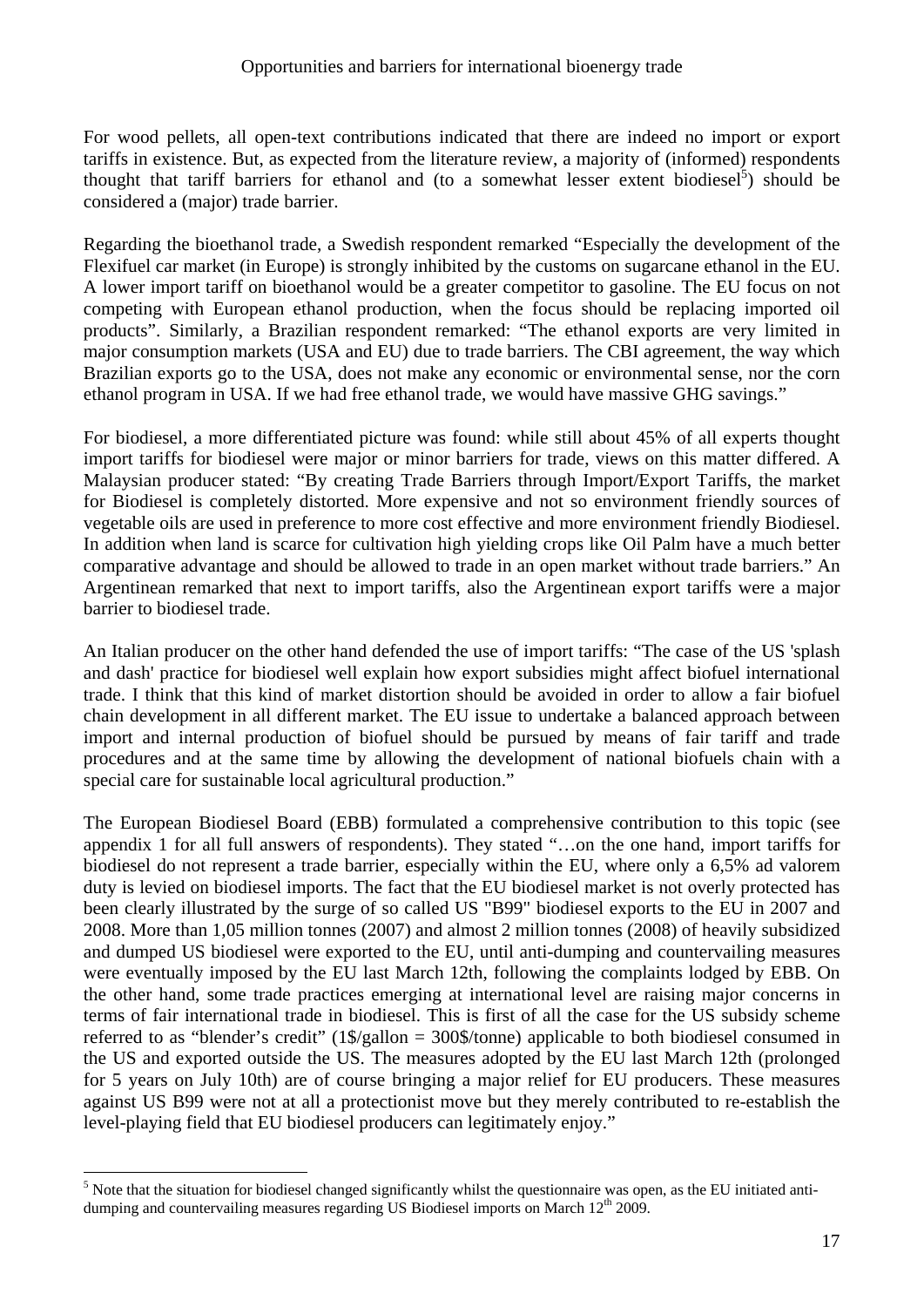For wood pellets, all open-text contributions indicated that there are indeed no import or export tariffs in existence. But, as expected from the literature review, a majority of (informed) respondents thought that tariff barriers for ethanol and (to a somewhat lesser extent biodiesel[5]) should be considered a (major) trade barrier.

Regarding the bioethanol trade, a Swedish respondent remarked "Especially the development of the Flexifuel car market (in Europe) is strongly inhibited by the customs on sugarcane ethanol in the EU. A lower import tariff on bioethanol would be a greater competitor to gasoline. The EU focus on not competing with European ethanol production, when the focus should be replacing imported oil products". Similarly, a Brazilian respondent remarked: "The ethanol exports are very limited in major consumption markets (USA and EU) due to trade barriers. The CBI agreement, the way which Brazilian exports go to the USA, does not make any economic or environmental sense, nor the corn ethanol program in USA. If we had free ethanol trade, we would have massive GHG savings."

For biodiesel, a more differentiated picture was found: while still about 45% of all experts thought import tariffs for biodiesel were major or minor barriers for trade, views on this matter differed. A Malaysian producer stated: "By creating Trade Barriers through Import/Export Tariffs, the market for Biodiesel is completely distorted. More expensive and not so environment friendly sources of vegetable oils are used in preference to more cost effective and more environment friendly Biodiesel. In addition when land is scarce for cultivation high yielding crops like Oil Palm have a much better comparative advantage and should be allowed to trade in an open market without trade barriers." An Argentinean remarked that next to import tariffs, also the Argentinean export tariffs were a major barrier to biodiesel trade.

An Italian producer on the other hand defended the use of import tariffs: "The case of the US 'splash and dash' practice for biodiesel well explain how export subsidies might affect biofuel international trade. I think that this kind of market distortion should be avoided in order to allow a fair biofuel chain development in all different market. The EU issue to undertake a balanced approach between import and internal production of biofuel should be pursued by means of fair tariff and trade procedures and at the same time by allowing the development of national biofuels chain with a special care for sustainable local agricultural production."

The European Biodiesel Board (EBB) formulated a comprehensive contribution to this topic (see appendix 1 for all full answers of respondents). They stated "…on the one hand, import tariffs for biodiesel do not represent a trade barrier, especially within the EU, where only a 6,5% ad valorem duty is levied on biodiesel imports. The fact that the EU biodiesel market is not overly protected has been clearly illustrated by the surge of so called US "B99" biodiesel exports to the EU in 2007 and 2008. More than 1,05 million tonnes (2007) and almost 2 million tonnes (2008) of heavily subsidized and dumped US biodiesel were exported to the EU, until anti-dumping and countervailing measures were eventually imposed by the EU last March 12th, following the complaints lodged by EBB. On the other hand, some trade practices emerging at international level are raising major concerns in terms of fair international trade in biodiesel. This is first of all the case for the US subsidy scheme referred to as "blender's credit" (1$/gallon = 300$/tonne) applicable to both biodiesel consumed in the US and exported outside the US. The measures adopted by the EU last March 12th (prolonged for 5 years on July 10th) are of course bringing a major relief for EU producers. These measures against US B99 were not at all a protectionist move but they merely contributed to re-establish the level-playing field that EU biodiesel producers can legitimately enjoy."

[5] Note that the situation for biodiesel changed significantly whilst the questionnaire was open, as the EU initiated anti-dumping and countervailing measures regarding US Biodiesel imports on March 12th 2009.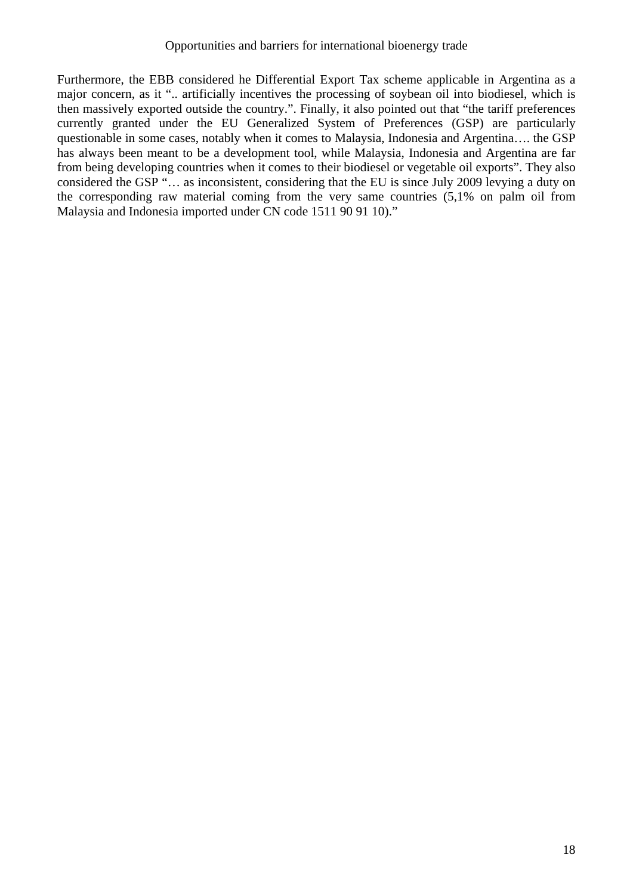Furthermore, the EBB considered he Differential Export Tax scheme applicable in Argentina as a major concern, as it ".. artificially incentives the processing of soybean oil into biodiesel, which is then massively exported outside the country.". Finally, it also pointed out that "the tariff preferences currently granted under the EU Generalized System of Preferences (GSP) are particularly questionable in some cases, notably when it comes to Malaysia, Indonesia and Argentina…. the GSP has always been meant to be a development tool, while Malaysia, Indonesia and Argentina are far from being developing countries when it comes to their biodiesel or vegetable oil exports". They also considered the GSP "… as inconsistent, considering that the EU is since July 2009 levying a duty on the corresponding raw material coming from the very same countries (5,1% on palm oil from Malaysia and Indonesia imported under CN code 1511 90 91 10)."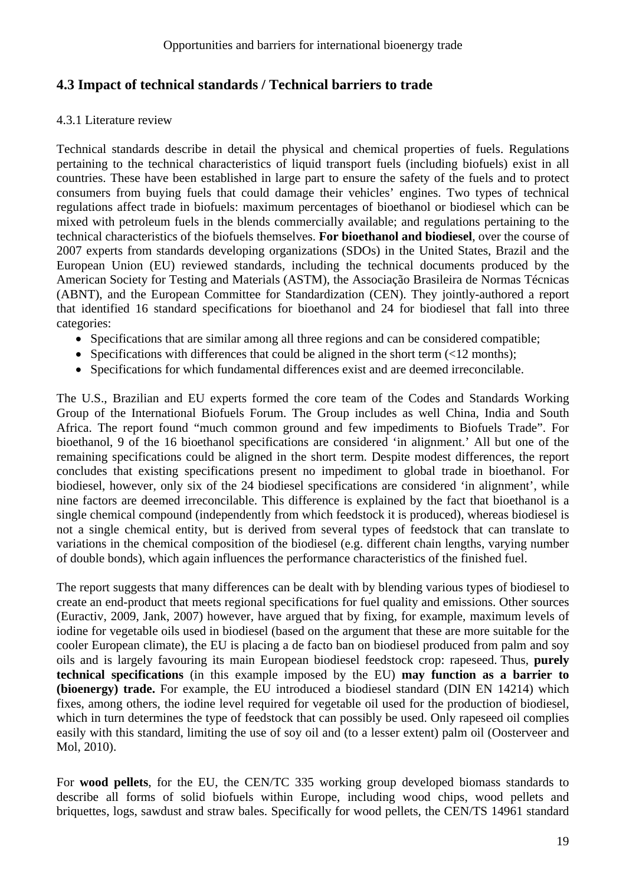## 4.3 Impact of technical standards / Technical barriers to trade

### 4.3.1 Literature review

Technical standards describe in detail the physical and chemical properties of fuels. Regulations pertaining to the technical characteristics of liquid transport fuels (including biofuels) exist in all countries. These have been established in large part to ensure the safety of the fuels and to protect consumers from buying fuels that could damage their vehicles' engines. Two types of technical regulations affect trade in biofuels: maximum percentages of bioethanol or biodiesel which can be mixed with petroleum fuels in the blends commercially available; and regulations pertaining to the technical characteristics of the biofuels themselves. **For bioethanol and biodiesel**, over the course of 2007 experts from standards developing organizations (SDOs) in the United States, Brazil and the European Union (EU) reviewed standards, including the technical documents produced by the American Society for Testing and Materials (ASTM), the Associação Brasileira de Normas Técnicas (ABNT), and the European Committee for Standardization (CEN). They jointly-authored a report that identified 16 standard specifications for bioethanol and 24 for biodiesel that fall into three categories:

- Specifications that are similar among all three regions and can be considered compatible;
- Specifications with differences that could be aligned in the short term (<12 months);
- Specifications for which fundamental differences exist and are deemed irreconcilable.

The U.S., Brazilian and EU experts formed the core team of the Codes and Standards Working Group of the International Biofuels Forum. The Group includes as well China, India and South Africa. The report found "much common ground and few impediments to Biofuels Trade". For bioethanol, 9 of the 16 bioethanol specifications are considered 'in alignment.' All but one of the remaining specifications could be aligned in the short term. Despite modest differences, the report concludes that existing specifications present no impediment to global trade in bioethanol. For biodiesel, however, only six of the 24 biodiesel specifications are considered 'in alignment', while nine factors are deemed irreconcilable. This difference is explained by the fact that bioethanol is a single chemical compound (independently from which feedstock it is produced), whereas biodiesel is not a single chemical entity, but is derived from several types of feedstock that can translate to variations in the chemical composition of the biodiesel (e.g. different chain lengths, varying number of double bonds), which again influences the performance characteristics of the finished fuel.

The report suggests that many differences can be dealt with by blending various types of biodiesel to create an end-product that meets regional specifications for fuel quality and emissions. Other sources (Euractiv, 2009, Jank, 2007) however, have argued that by fixing, for example, maximum levels of iodine for vegetable oils used in biodiesel (based on the argument that these are more suitable for the cooler European climate), the EU is placing a de facto ban on biodiesel produced from palm and soy oils and is largely favouring its main European biodiesel feedstock crop: rapeseed. Thus, **purely technical specifications** (in this example imposed by the EU) **may function as a barrier to (bioenergy) trade.** For example, the EU introduced a biodiesel standard (DIN EN 14214) which fixes, among others, the iodine level required for vegetable oil used for the production of biodiesel, which in turn determines the type of feedstock that can possibly be used. Only rapeseed oil complies easily with this standard, limiting the use of soy oil and (to a lesser extent) palm oil (Oosterveer and Mol, 2010).

For **wood pellets**, for the EU, the CEN/TC 335 working group developed biomass standards to describe all forms of solid biofuels within Europe, including wood chips, wood pellets and briquettes, logs, sawdust and straw bales. Specifically for wood pellets, the CEN/TS 14961 standard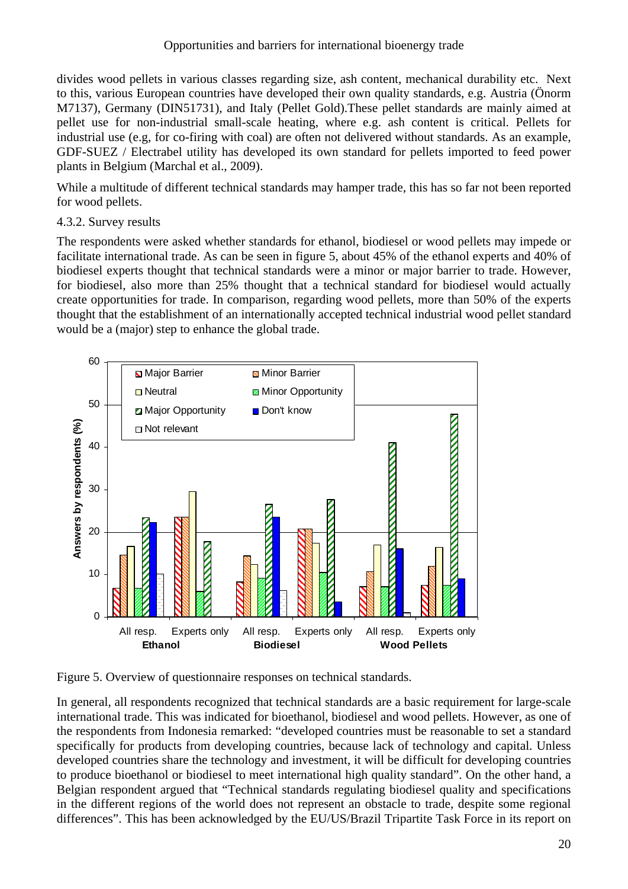divides wood pellets in various classes regarding size, ash content, mechanical durability etc. Next to this, various European countries have developed their own quality standards, e.g. Austria (Önorm M7137), Germany (DIN51731), and Italy (Pellet Gold).These pellet standards are mainly aimed at pellet use for non-industrial small-scale heating, where e.g. ash content is critical. Pellets for industrial use (e.g, for co-firing with coal) are often not delivered without standards. As an example, GDF-SUEZ / Electrabel utility has developed its own standard for pellets imported to feed power plants in Belgium (Marchal et al., 2009).

While a multitude of different technical standards may hamper trade, this has so far not been reported for wood pellets.

### 4.3.2. Survey results

The respondents were asked whether standards for ethanol, biodiesel or wood pellets may impede or facilitate international trade. As can be seen in figure 5, about 45% of the ethanol experts and 40% of biodiesel experts thought that technical standards were a minor or major barrier to trade. However, for biodiesel, also more than 25% thought that a technical standard for biodiesel would actually create opportunities for trade. In comparison, regarding wood pellets, more than 50% of the experts thought that the establishment of an internationally accepted technical industrial wood pellet standard would be a (major) step to enhance the global trade.

Figure 5. Overview of questionnaire responses on technical standards.

In general, all respondents recognized that technical standards are a basic requirement for large-scale international trade. This was indicated for bioethanol, biodiesel and wood pellets. However, as one of the respondents from Indonesia remarked: "developed countries must be reasonable to set a standard specifically for products from developing countries, because lack of technology and capital. Unless developed countries share the technology and investment, it will be difficult for developing countries to produce bioethanol or biodiesel to meet international high quality standard". On the other hand, a Belgian respondent argued that "Technical standards regulating biodiesel quality and specifications in the different regions of the world does not represent an obstacle to trade, despite some regional differences". This has been acknowledged by the EU/US/Brazil Tripartite Task Force in its report on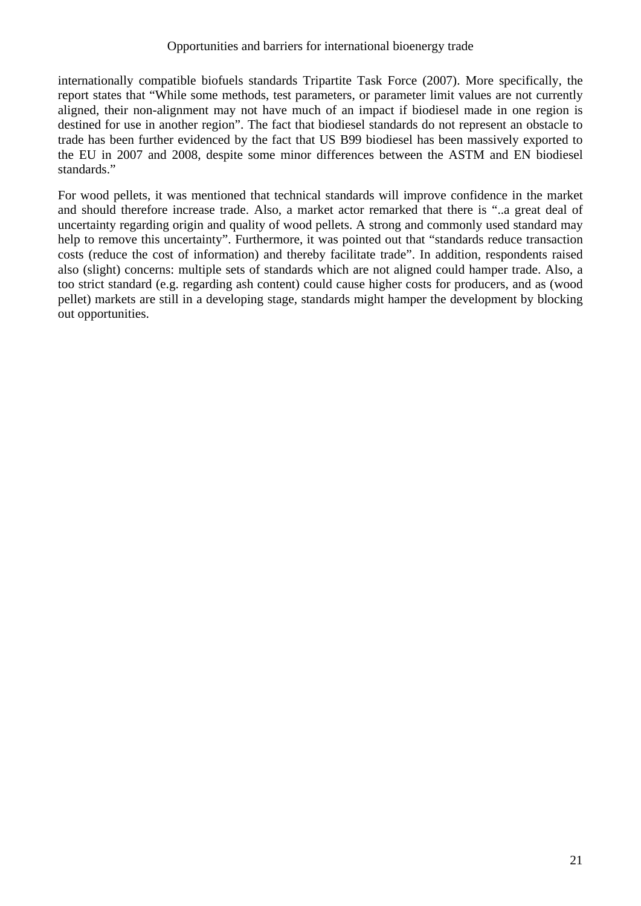internationally compatible biofuels standards Tripartite Task Force (2007). More specifically, the report states that "While some methods, test parameters, or parameter limit values are not currently aligned, their non-alignment may not have much of an impact if biodiesel made in one region is destined for use in another region". The fact that biodiesel standards do not represent an obstacle to trade has been further evidenced by the fact that US B99 biodiesel has been massively exported to the EU in 2007 and 2008, despite some minor differences between the ASTM and EN biodiesel standards."

For wood pellets, it was mentioned that technical standards will improve confidence in the market and should therefore increase trade. Also, a market actor remarked that there is "..a great deal of uncertainty regarding origin and quality of wood pellets. A strong and commonly used standard may help to remove this uncertainty". Furthermore, it was pointed out that "standards reduce transaction costs (reduce the cost of information) and thereby facilitate trade". In addition, respondents raised also (slight) concerns: multiple sets of standards which are not aligned could hamper trade. Also, a too strict standard (e.g. regarding ash content) could cause higher costs for producers, and as (wood pellet) markets are still in a developing stage, standards might hamper the development by blocking out opportunities.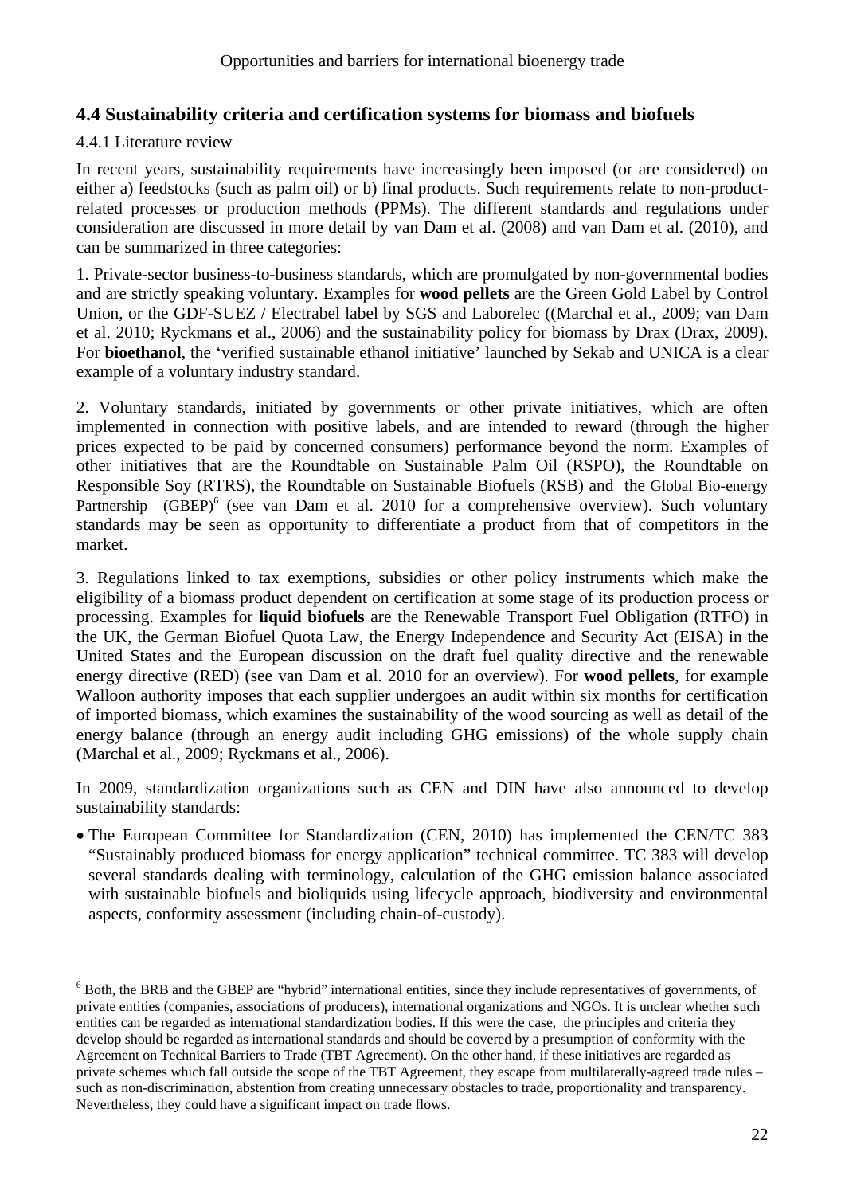## 4.4 Sustainability criteria and certification systems for biomass and biofuels

4.4.1 Literature review

In recent years, sustainability requirements have increasingly been imposed (or are considered) on either a) feedstocks (such as palm oil) or b) final products. Such requirements relate to non-product-related processes or production methods (PPMs). The different standards and regulations under consideration are discussed in more detail by van Dam et al. (2008) and van Dam et al. (2010), and can be summarized in three categories:

1. Private-sector business-to-business standards, which are promulgated by non-governmental bodies and are strictly speaking voluntary. Examples for **wood pellets** are the Green Gold Label by Control Union, or the GDF-SUEZ / Electrabel label by SGS and Laborelec ((Marchal et al., 2009; van Dam et al. 2010; Ryckmans et al., 2006) and the sustainability policy for biomass by Drax (Drax, 2009). For **bioethanol**, the 'verified sustainable ethanol initiative' launched by Sekab and UNICA is a clear example of a voluntary industry standard.

2. Voluntary standards, initiated by governments or other private initiatives, which are often implemented in connection with positive labels, and are intended to reward (through the higher prices expected to be paid by concerned consumers) performance beyond the norm. Examples of other initiatives that are the Roundtable on Sustainable Palm Oil (RSPO), the Roundtable on Responsible Soy (RTRS), the Roundtable on Sustainable Biofuels (RSB) and the Global Bio-energy Partnership (GBEP)[6] (see van Dam et al. 2010 for a comprehensive overview). Such voluntary standards may be seen as opportunity to differentiate a product from that of competitors in the market.

3. Regulations linked to tax exemptions, subsidies or other policy instruments which make the eligibility of a biomass product dependent on certification at some stage of its production process or processing. Examples for **liquid biofuels** are the Renewable Transport Fuel Obligation (RTFO) in the UK, the German Biofuel Quota Law, the Energy Independence and Security Act (EISA) in the United States and the European discussion on the draft fuel quality directive and the renewable energy directive (RED) (see van Dam et al. 2010 for an overview). For **wood pellets**, for example Walloon authority imposes that each supplier undergoes an audit within six months for certification of imported biomass, which examines the sustainability of the wood sourcing as well as detail of the energy balance (through an energy audit including GHG emissions) of the whole supply chain (Marchal et al., 2009; Ryckmans et al., 2006).

In 2009, standardization organizations such as CEN and DIN have also announced to develop sustainability standards:

- The European Committee for Standardization (CEN, 2010) has implemented the CEN/TC 383 "Sustainably produced biomass for energy application" technical committee. TC 383 will develop several standards dealing with terminology, calculation of the GHG emission balance associated with sustainable biofuels and bioliquids using lifecycle approach, biodiversity and environmental aspects, conformity assessment (including chain-of-custody).

---

[6] Both, the BRB and the GBEP are "hybrid" international entities, since they include representatives of governments, of private entities (companies, associations of producers), international organizations and NGOs. It is unclear whether such entities can be regarded as international standardization bodies. If this were the case, the principles and criteria they develop should be regarded as international standards and should be covered by a presumption of conformity with the Agreement on Technical Barriers to Trade (TBT Agreement). On the other hand, if these initiatives are regarded as private schemes which fall outside the scope of the TBT Agreement, they escape from multilaterally-agreed trade rules – such as non-discrimination, abstention from creating unnecessary obstacles to trade, proportionality and transparency. Nevertheless, they could have a significant impact on trade flows.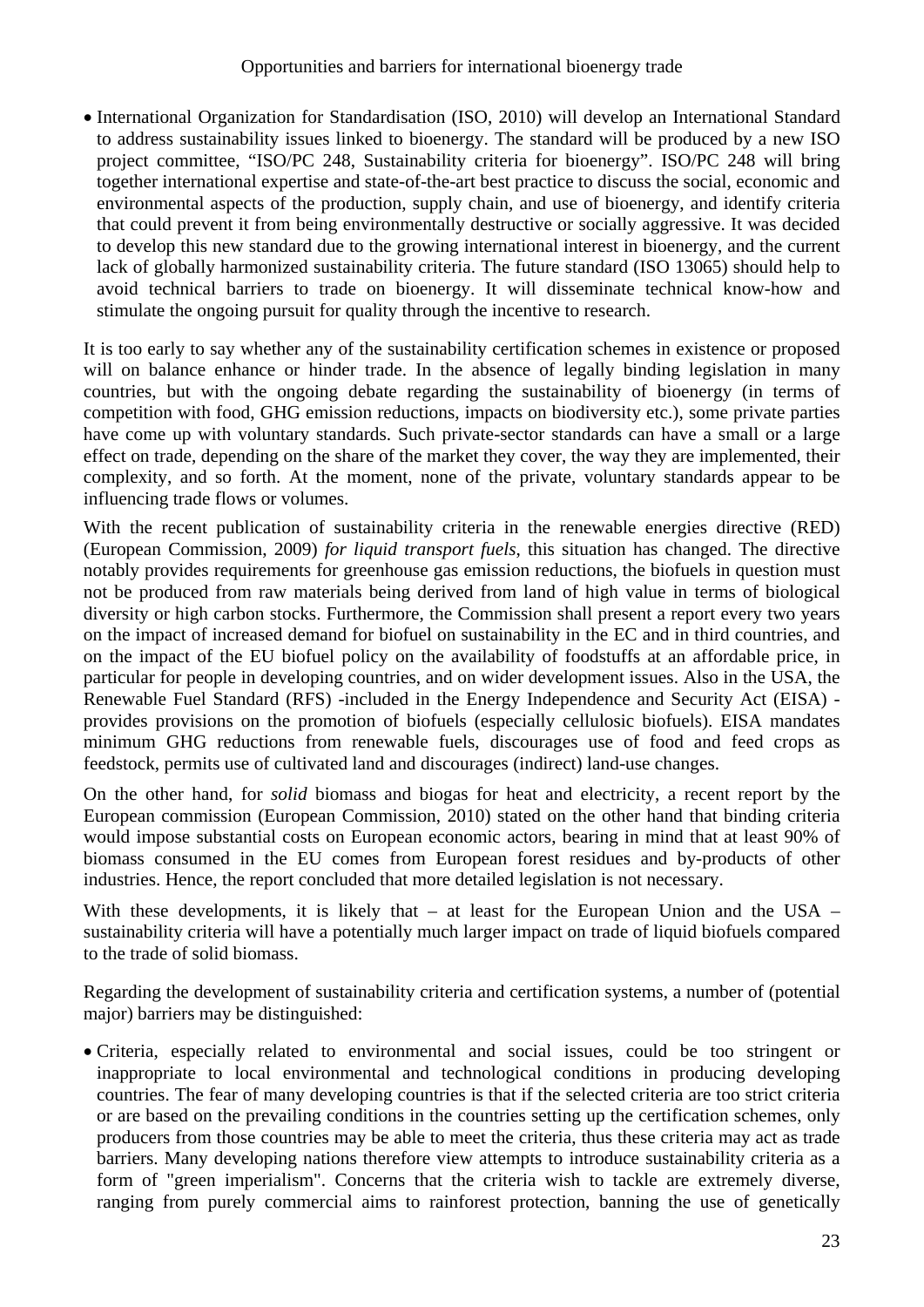- International Organization for Standardisation (ISO, 2010) will develop an International Standard to address sustainability issues linked to bioenergy. The standard will be produced by a new ISO project committee, "ISO/PC 248, Sustainability criteria for bioenergy". ISO/PC 248 will bring together international expertise and state-of-the-art best practice to discuss the social, economic and environmental aspects of the production, supply chain, and use of bioenergy, and identify criteria that could prevent it from being environmentally destructive or socially aggressive. It was decided to develop this new standard due to the growing international interest in bioenergy, and the current lack of globally harmonized sustainability criteria. The future standard (ISO 13065) should help to avoid technical barriers to trade on bioenergy. It will disseminate technical know-how and stimulate the ongoing pursuit for quality through the incentive to research.

It is too early to say whether any of the sustainability certification schemes in existence or proposed will on balance enhance or hinder trade. In the absence of legally binding legislation in many countries, but with the ongoing debate regarding the sustainability of bioenergy (in terms of competition with food, GHG emission reductions, impacts on biodiversity etc.), some private parties have come up with voluntary standards. Such private-sector standards can have a small or a large effect on trade, depending on the share of the market they cover, the way they are implemented, their complexity, and so forth. At the moment, none of the private, voluntary standards appear to be influencing trade flows or volumes.

With the recent publication of sustainability criteria in the renewable energies directive (RED) (European Commission, 2009) *for liquid transport fuels*, this situation has changed. The directive notably provides requirements for greenhouse gas emission reductions, the biofuels in question must not be produced from raw materials being derived from land of high value in terms of biological diversity or high carbon stocks. Furthermore, the Commission shall present a report every two years on the impact of increased demand for biofuel on sustainability in the EC and in third countries, and on the impact of the EU biofuel policy on the availability of foodstuffs at an affordable price, in particular for people in developing countries, and on wider development issues. Also in the USA, the Renewable Fuel Standard (RFS) -included in the Energy Independence and Security Act (EISA) - provides provisions on the promotion of biofuels (especially cellulosic biofuels). EISA mandates minimum GHG reductions from renewable fuels, discourages use of food and feed crops as feedstock, permits use of cultivated land and discourages (indirect) land-use changes.

On the other hand, for *solid* biomass and biogas for heat and electricity, a recent report by the European commission (European Commission, 2010) stated on the other hand that binding criteria would impose substantial costs on European economic actors, bearing in mind that at least 90% of biomass consumed in the EU comes from European forest residues and by-products of other industries. Hence, the report concluded that more detailed legislation is not necessary.

With these developments, it is likely that – at least for the European Union and the USA – sustainability criteria will have a potentially much larger impact on trade of liquid biofuels compared to the trade of solid biomass.

Regarding the development of sustainability criteria and certification systems, a number of (potential major) barriers may be distinguished:

- Criteria, especially related to environmental and social issues, could be too stringent or inappropriate to local environmental and technological conditions in producing developing countries. The fear of many developing countries is that if the selected criteria are too strict criteria or are based on the prevailing conditions in the countries setting up the certification schemes, only producers from those countries may be able to meet the criteria, thus these criteria may act as trade barriers. Many developing nations therefore view attempts to introduce sustainability criteria as a form of "green imperialism". Concerns that the criteria wish to tackle are extremely diverse, ranging from purely commercial aims to rainforest protection, banning the use of genetically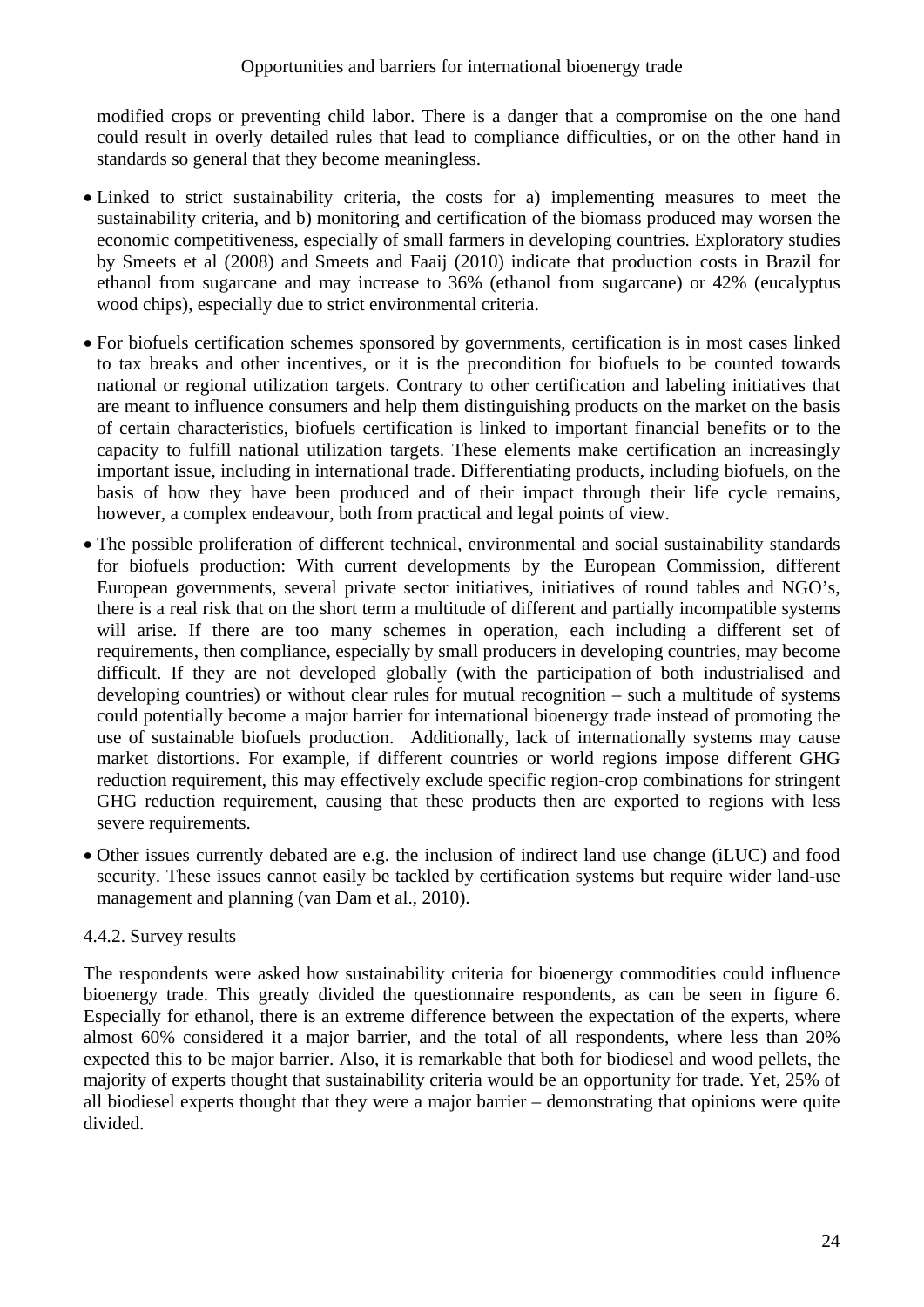modified crops or preventing child labor. There is a danger that a compromise on the one hand could result in overly detailed rules that lead to compliance difficulties, or on the other hand in standards so general that they become meaningless.

- Linked to strict sustainability criteria, the costs for a) implementing measures to meet the sustainability criteria, and b) monitoring and certification of the biomass produced may worsen the economic competitiveness, especially of small farmers in developing countries. Exploratory studies by Smeets et al (2008) and Smeets and Faaij (2010) indicate that production costs in Brazil for ethanol from sugarcane and may increase to 36% (ethanol from sugarcane) or 42% (eucalyptus wood chips), especially due to strict environmental criteria.
- For biofuels certification schemes sponsored by governments, certification is in most cases linked to tax breaks and other incentives, or it is the precondition for biofuels to be counted towards national or regional utilization targets. Contrary to other certification and labeling initiatives that are meant to influence consumers and help them distinguishing products on the market on the basis of certain characteristics, biofuels certification is linked to important financial benefits or to the capacity to fulfill national utilization targets. These elements make certification an increasingly important issue, including in international trade. Differentiating products, including biofuels, on the basis of how they have been produced and of their impact through their life cycle remains, however, a complex endeavour, both from practical and legal points of view.
- The possible proliferation of different technical, environmental and social sustainability standards for biofuels production: With current developments by the European Commission, different European governments, several private sector initiatives, initiatives of round tables and NGO's, there is a real risk that on the short term a multitude of different and partially incompatible systems will arise. If there are too many schemes in operation, each including a different set of requirements, then compliance, especially by small producers in developing countries, may become difficult. If they are not developed globally (with the participation of both industrialised and developing countries) or without clear rules for mutual recognition – such a multitude of systems could potentially become a major barrier for international bioenergy trade instead of promoting the use of sustainable biofuels production. Additionally, lack of internationally systems may cause market distortions. For example, if different countries or world regions impose different GHG reduction requirement, this may effectively exclude specific region-crop combinations for stringent GHG reduction requirement, causing that these products then are exported to regions with less severe requirements.
- Other issues currently debated are e.g. the inclusion of indirect land use change (iLUC) and food security. These issues cannot easily be tackled by certification systems but require wider land-use management and planning (van Dam et al., 2010).

#### 4.4.2. Survey results

The respondents were asked how sustainability criteria for bioenergy commodities could influence bioenergy trade. This greatly divided the questionnaire respondents, as can be seen in figure 6. Especially for ethanol, there is an extreme difference between the expectation of the experts, where almost 60% considered it a major barrier, and the total of all respondents, where less than 20% expected this to be major barrier. Also, it is remarkable that both for biodiesel and wood pellets, the majority of experts thought that sustainability criteria would be an opportunity for trade. Yet, 25% of all biodiesel experts thought that they were a major barrier – demonstrating that opinions were quite divided.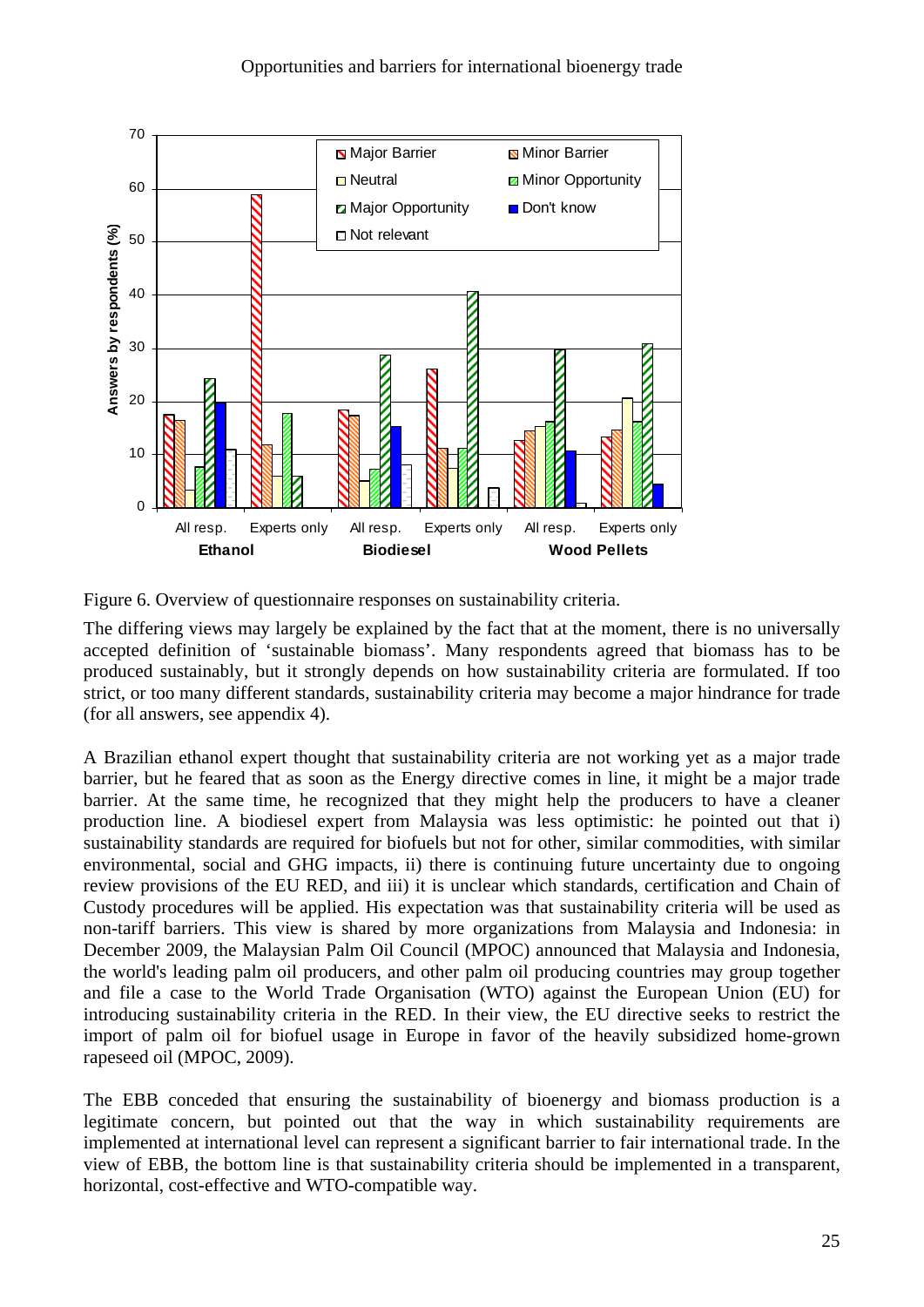Figure 6. Overview of questionnaire responses on sustainability criteria.

The differing views may largely be explained by the fact that at the moment, there is no universally accepted definition of 'sustainable biomass'. Many respondents agreed that biomass has to be produced sustainably, but it strongly depends on how sustainability criteria are formulated. If too strict, or too many different standards, sustainability criteria may become a major hindrance for trade (for all answers, see appendix 4).

A Brazilian ethanol expert thought that sustainability criteria are not working yet as a major trade barrier, but he feared that as soon as the Energy directive comes in line, it might be a major trade barrier. At the same time, he recognized that they might help the producers to have a cleaner production line. A biodiesel expert from Malaysia was less optimistic: he pointed out that i) sustainability standards are required for biofuels but not for other, similar commodities, with similar environmental, social and GHG impacts, ii) there is continuing future uncertainty due to ongoing review provisions of the EU RED, and iii) it is unclear which standards, certification and Chain of Custody procedures will be applied. His expectation was that sustainability criteria will be used as non-tariff barriers. This view is shared by more organizations from Malaysia and Indonesia: in December 2009, the Malaysian Palm Oil Council (MPOC) announced that Malaysia and Indonesia, the world's leading palm oil producers, and other palm oil producing countries may group together and file a case to the World Trade Organisation (WTO) against the European Union (EU) for introducing sustainability criteria in the RED. In their view, the EU directive seeks to restrict the import of palm oil for biofuel usage in Europe in favor of the heavily subsidized home-grown rapeseed oil (MPOC, 2009).

The EBB conceded that ensuring the sustainability of bioenergy and biomass production is a legitimate concern, but pointed out that the way in which sustainability requirements are implemented at international level can represent a significant barrier to fair international trade. In the view of EBB, the bottom line is that sustainability criteria should be implemented in a transparent, horizontal, cost-effective and WTO-compatible way.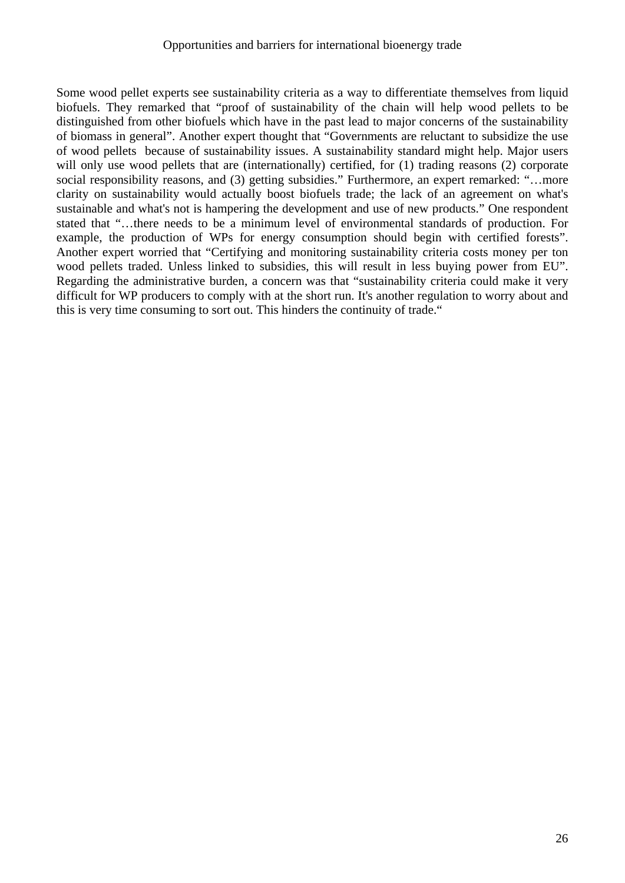Some wood pellet experts see sustainability criteria as a way to differentiate themselves from liquid biofuels. They remarked that "proof of sustainability of the chain will help wood pellets to be distinguished from other biofuels which have in the past lead to major concerns of the sustainability of biomass in general". Another expert thought that "Governments are reluctant to subsidize the use of wood pellets  because of sustainability issues. A sustainability standard might help. Major users will only use wood pellets that are (internationally) certified, for (1) trading reasons (2) corporate social responsibility reasons, and (3) getting subsidies." Furthermore, an expert remarked: "…more clarity on sustainability would actually boost biofuels trade; the lack of an agreement on what's sustainable and what's not is hampering the development and use of new products." One respondent stated that "…there needs to be a minimum level of environmental standards of production. For example, the production of WPs for energy consumption should begin with certified forests". Another expert worried that "Certifying and monitoring sustainability criteria costs money per ton wood pellets traded. Unless linked to subsidies, this will result in less buying power from EU". Regarding the administrative burden, a concern was that "sustainability criteria could make it very difficult for WP producers to comply with at the short run. It's another regulation to worry about and this is very time consuming to sort out. This hinders the continuity of trade."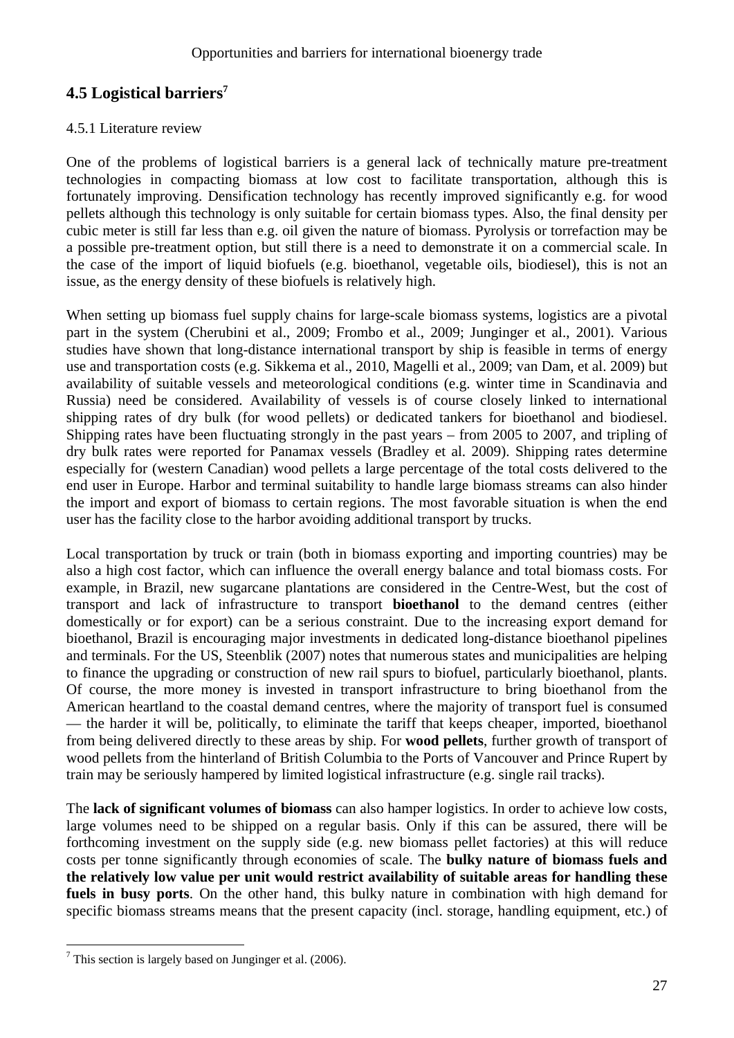## 4.5 Logistical barriers[7]

### 4.5.1 Literature review

One of the problems of logistical barriers is a general lack of technically mature pre-treatment technologies in compacting biomass at low cost to facilitate transportation, although this is fortunately improving. Densification technology has recently improved significantly e.g. for wood pellets although this technology is only suitable for certain biomass types. Also, the final density per cubic meter is still far less than e.g. oil given the nature of biomass. Pyrolysis or torrefaction may be a possible pre-treatment option, but still there is a need to demonstrate it on a commercial scale. In the case of the import of liquid biofuels (e.g. bioethanol, vegetable oils, biodiesel), this is not an issue, as the energy density of these biofuels is relatively high.

When setting up biomass fuel supply chains for large-scale biomass systems, logistics are a pivotal part in the system (Cherubini et al., 2009; Frombo et al., 2009; Junginger et al., 2001). Various studies have shown that long-distance international transport by ship is feasible in terms of energy use and transportation costs (e.g. Sikkema et al., 2010, Magelli et al., 2009; van Dam, et al. 2009) but availability of suitable vessels and meteorological conditions (e.g. winter time in Scandinavia and Russia) need be considered. Availability of vessels is of course closely linked to international shipping rates of dry bulk (for wood pellets) or dedicated tankers for bioethanol and biodiesel. Shipping rates have been fluctuating strongly in the past years – from 2005 to 2007, and tripling of dry bulk rates were reported for Panamax vessels (Bradley et al. 2009). Shipping rates determine especially for (western Canadian) wood pellets a large percentage of the total costs delivered to the end user in Europe. Harbor and terminal suitability to handle large biomass streams can also hinder the import and export of biomass to certain regions. The most favorable situation is when the end user has the facility close to the harbor avoiding additional transport by trucks.

Local transportation by truck or train (both in biomass exporting and importing countries) may be also a high cost factor, which can influence the overall energy balance and total biomass costs. For example, in Brazil, new sugarcane plantations are considered in the Centre-West, but the cost of transport and lack of infrastructure to transport **bioethanol** to the demand centres (either domestically or for export) can be a serious constraint. Due to the increasing export demand for bioethanol, Brazil is encouraging major investments in dedicated long-distance bioethanol pipelines and terminals. For the US, Steenblik (2007) notes that numerous states and municipalities are helping to finance the upgrading or construction of new rail spurs to biofuel, particularly bioethanol, plants. Of course, the more money is invested in transport infrastructure to bring bioethanol from the American heartland to the coastal demand centres, where the majority of transport fuel is consumed — the harder it will be, politically, to eliminate the tariff that keeps cheaper, imported, bioethanol from being delivered directly to these areas by ship. For **wood pellets**, further growth of transport of wood pellets from the hinterland of British Columbia to the Ports of Vancouver and Prince Rupert by train may be seriously hampered by limited logistical infrastructure (e.g. single rail tracks).

The **lack of significant volumes of biomass** can also hamper logistics. In order to achieve low costs, large volumes need to be shipped on a regular basis. Only if this can be assured, there will be forthcoming investment on the supply side (e.g. new biomass pellet factories) at this will reduce costs per tonne significantly through economies of scale. The **bulky nature of biomass fuels and the relatively low value per unit would restrict availability of suitable areas for handling these fuels in busy ports**. On the other hand, this bulky nature in combination with high demand for specific biomass streams means that the present capacity (incl. storage, handling equipment, etc.) of

[7] This section is largely based on Junginger et al. (2006).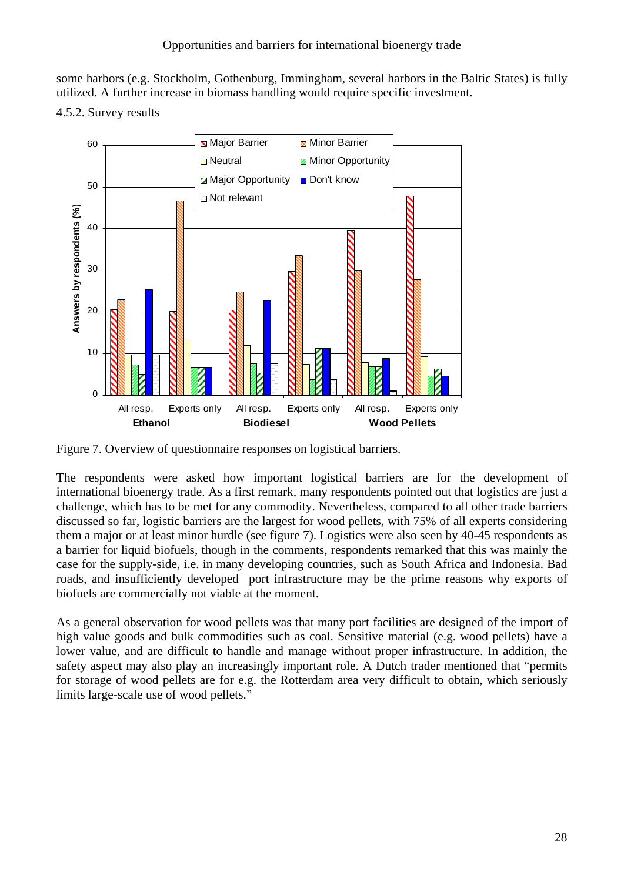some harbors (e.g. Stockholm, Gothenburg, Immingham, several harbors in the Baltic States) is fully utilized. A further increase in biomass handling would require specific investment.

### 4.5.2. Survey results

Figure 7. Overview of questionnaire responses on logistical barriers.

The respondents were asked how important logistical barriers are for the development of international bioenergy trade. As a first remark, many respondents pointed out that logistics are just a challenge, which has to be met for any commodity. Nevertheless, compared to all other trade barriers discussed so far, logistic barriers are the largest for wood pellets, with 75% of all experts considering them a major or at least minor hurdle (see figure 7). Logistics were also seen by 40-45 respondents as a barrier for liquid biofuels, though in the comments, respondents remarked that this was mainly the case for the supply-side, i.e. in many developing countries, such as South Africa and Indonesia. Bad roads, and insufficiently developed port infrastructure may be the prime reasons why exports of biofuels are commercially not viable at the moment.

As a general observation for wood pellets was that many port facilities are designed of the import of high value goods and bulk commodities such as coal. Sensitive material (e.g. wood pellets) have a lower value, and are difficult to handle and manage without proper infrastructure. In addition, the safety aspect may also play an increasingly important role. A Dutch trader mentioned that "permits for storage of wood pellets are for e.g. the Rotterdam area very difficult to obtain, which seriously limits large-scale use of wood pellets."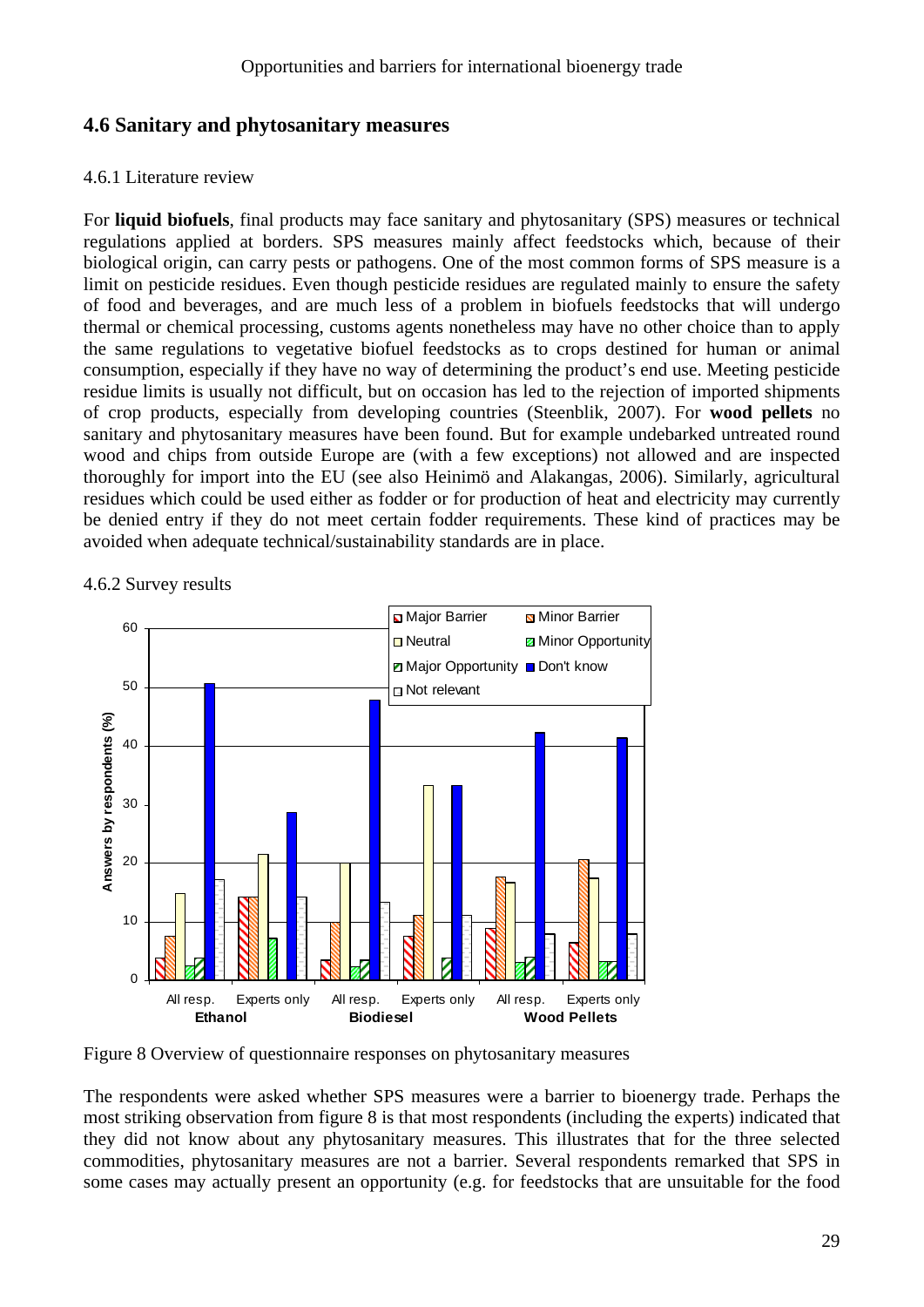## 4.6 Sanitary and phytosanitary measures

### 4.6.1 Literature review

For **liquid biofuels**, final products may face sanitary and phytosanitary (SPS) measures or technical regulations applied at borders. SPS measures mainly affect feedstocks which, because of their biological origin, can carry pests or pathogens. One of the most common forms of SPS measure is a limit on pesticide residues. Even though pesticide residues are regulated mainly to ensure the safety of food and beverages, and are much less of a problem in biofuels feedstocks that will undergo thermal or chemical processing, customs agents nonetheless may have no other choice than to apply the same regulations to vegetative biofuel feedstocks as to crops destined for human or animal consumption, especially if they have no way of determining the product's end use. Meeting pesticide residue limits is usually not difficult, but on occasion has led to the rejection of imported shipments of crop products, especially from developing countries (Steenblik, 2007). For **wood pellets** no sanitary and phytosanitary measures have been found. But for example undebarked untreated round wood and chips from outside Europe are (with a few exceptions) not allowed and are inspected thoroughly for import into the EU (see also Heinimö and Alakangas, 2006). Similarly, agricultural residues which could be used either as fodder or for production of heat and electricity may currently be denied entry if they do not meet certain fodder requirements. These kind of practices may be avoided when adequate technical/sustainability standards are in place.

### 4.6.2 Survey results

Figure 8 Overview of questionnaire responses on phytosanitary measures

The respondents were asked whether SPS measures were a barrier to bioenergy trade. Perhaps the most striking observation from figure 8 is that most respondents (including the experts) indicated that they did not know about any phytosanitary measures. This illustrates that for the three selected commodities, phytosanitary measures are not a barrier. Several respondents remarked that SPS in some cases may actually present an opportunity (e.g. for feedstocks that are unsuitable for the food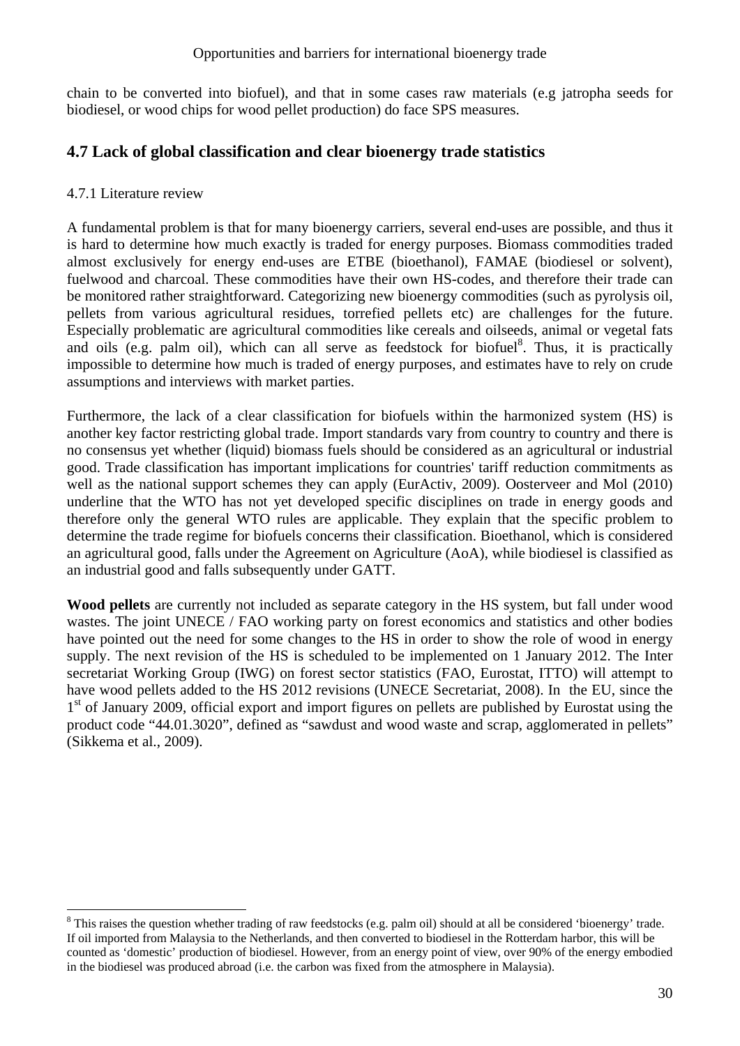chain to be converted into biofuel), and that in some cases raw materials (e.g jatropha seeds for biodiesel, or wood chips for wood pellet production) do face SPS measures.

## 4.7 Lack of global classification and clear bioenergy trade statistics

### 4.7.1 Literature review

A fundamental problem is that for many bioenergy carriers, several end-uses are possible, and thus it is hard to determine how much exactly is traded for energy purposes. Biomass commodities traded almost exclusively for energy end-uses are ETBE (bioethanol), FAMAE (biodiesel or solvent), fuelwood and charcoal. These commodities have their own HS-codes, and therefore their trade can be monitored rather straightforward. Categorizing new bioenergy commodities (such as pyrolysis oil, pellets from various agricultural residues, torrefied pellets etc) are challenges for the future. Especially problematic are agricultural commodities like cereals and oilseeds, animal or vegetal fats and oils (e.g. palm oil), which can all serve as feedstock for biofuel[8]. Thus, it is practically impossible to determine how much is traded of energy purposes, and estimates have to rely on crude assumptions and interviews with market parties.

Furthermore, the lack of a clear classification for biofuels within the harmonized system (HS) is another key factor restricting global trade. Import standards vary from country to country and there is no consensus yet whether (liquid) biomass fuels should be considered as an agricultural or industrial good. Trade classification has important implications for countries' tariff reduction commitments as well as the national support schemes they can apply (EurActiv, 2009). Oosterveer and Mol (2010) underline that the WTO has not yet developed specific disciplines on trade in energy goods and therefore only the general WTO rules are applicable. They explain that the specific problem to determine the trade regime for biofuels concerns their classification. Bioethanol, which is considered an agricultural good, falls under the Agreement on Agriculture (AoA), while biodiesel is classified as an industrial good and falls subsequently under GATT.

**Wood pellets** are currently not included as separate category in the HS system, but fall under wood wastes. The joint UNECE / FAO working party on forest economics and statistics and other bodies have pointed out the need for some changes to the HS in order to show the role of wood in energy supply. The next revision of the HS is scheduled to be implemented on 1 January 2012. The Inter secretariat Working Group (IWG) on forest sector statistics (FAO, Eurostat, ITTO) will attempt to have wood pellets added to the HS 2012 revisions (UNECE Secretariat, 2008). In the EU, since the 1st of January 2009, official export and import figures on pellets are published by Eurostat using the product code "44.01.3020", defined as "sawdust and wood waste and scrap, agglomerated in pellets" (Sikkema et al., 2009).

---

[8] This raises the question whether trading of raw feedstocks (e.g. palm oil) should at all be considered 'bioenergy' trade. If oil imported from Malaysia to the Netherlands, and then converted to biodiesel in the Rotterdam harbor, this will be counted as 'domestic' production of biodiesel. However, from an energy point of view, over 90% of the energy embodied in the biodiesel was produced abroad (i.e. the carbon was fixed from the atmosphere in Malaysia).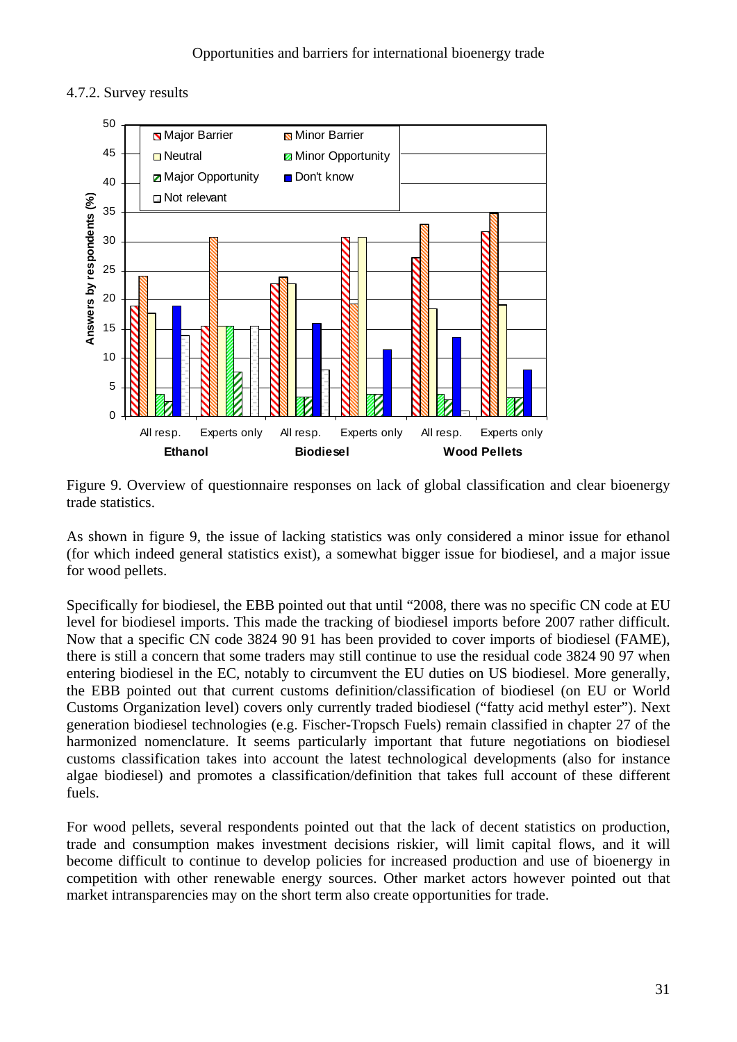### 4.7.2. Survey results

Figure 9. Overview of questionnaire responses on lack of global classification and clear bioenergy trade statistics.

As shown in figure 9, the issue of lacking statistics was only considered a minor issue for ethanol (for which indeed general statistics exist), a somewhat bigger issue for biodiesel, and a major issue for wood pellets.

Specifically for biodiesel, the EBB pointed out that until "2008, there was no specific CN code at EU level for biodiesel imports. This made the tracking of biodiesel imports before 2007 rather difficult. Now that a specific CN code 3824 90 91 has been provided to cover imports of biodiesel (FAME), there is still a concern that some traders may still continue to use the residual code 3824 90 97 when entering biodiesel in the EC, notably to circumvent the EU duties on US biodiesel. More generally, the EBB pointed out that current customs definition/classification of biodiesel (on EU or World Customs Organization level) covers only currently traded biodiesel ("fatty acid methyl ester"). Next generation biodiesel technologies (e.g. Fischer-Tropsch Fuels) remain classified in chapter 27 of the harmonized nomenclature. It seems particularly important that future negotiations on biodiesel customs classification takes into account the latest technological developments (also for instance algae biodiesel) and promotes a classification/definition that takes full account of these different fuels.

For wood pellets, several respondents pointed out that the lack of decent statistics on production, trade and consumption makes investment decisions riskier, will limit capital flows, and it will become difficult to continue to develop policies for increased production and use of bioenergy in competition with other renewable energy sources. Other market actors however pointed out that market intransparencies may on the short term also create opportunities for trade.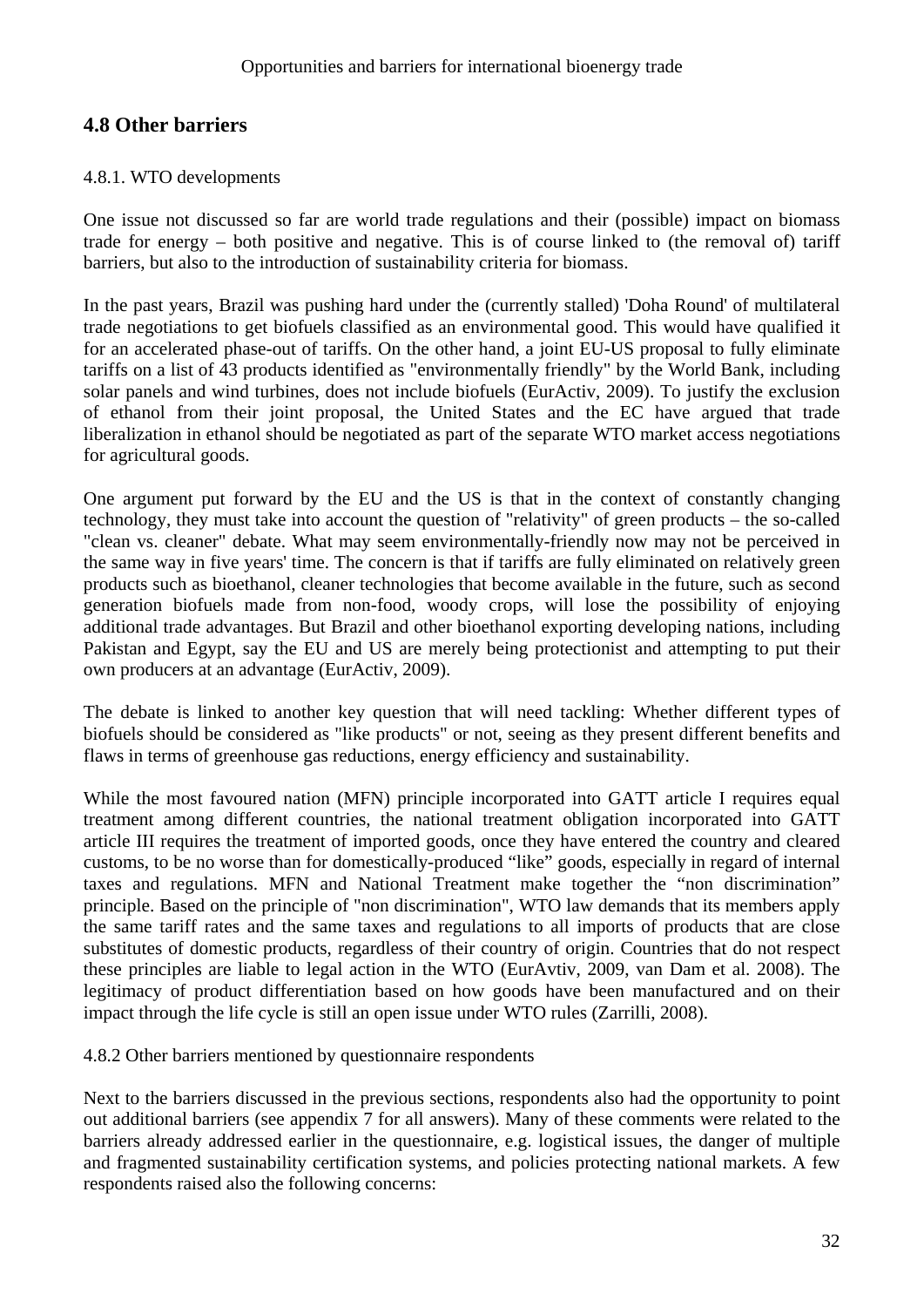## 4.8 Other barriers

4.8.1. WTO developments

One issue not discussed so far are world trade regulations and their (possible) impact on biomass trade for energy – both positive and negative. This is of course linked to (the removal of) tariff barriers, but also to the introduction of sustainability criteria for biomass.

In the past years, Brazil was pushing hard under the (currently stalled) 'Doha Round' of multilateral trade negotiations to get biofuels classified as an environmental good. This would have qualified it for an accelerated phase-out of tariffs. On the other hand, a joint EU-US proposal to fully eliminate tariffs on a list of 43 products identified as "environmentally friendly" by the World Bank, including solar panels and wind turbines, does not include biofuels (EurActiv, 2009). To justify the exclusion of ethanol from their joint proposal, the United States and the EC have argued that trade liberalization in ethanol should be negotiated as part of the separate WTO market access negotiations for agricultural goods.

One argument put forward by the EU and the US is that in the context of constantly changing technology, they must take into account the question of "relativity" of green products – the so-called "clean vs. cleaner" debate. What may seem environmentally-friendly now may not be perceived in the same way in five years' time. The concern is that if tariffs are fully eliminated on relatively green products such as bioethanol, cleaner technologies that become available in the future, such as second generation biofuels made from non-food, woody crops, will lose the possibility of enjoying additional trade advantages. But Brazil and other bioethanol exporting developing nations, including Pakistan and Egypt, say the EU and US are merely being protectionist and attempting to put their own producers at an advantage (EurActiv, 2009).

The debate is linked to another key question that will need tackling: Whether different types of biofuels should be considered as "like products" or not, seeing as they present different benefits and flaws in terms of greenhouse gas reductions, energy efficiency and sustainability.

While the most favoured nation (MFN) principle incorporated into GATT article I requires equal treatment among different countries, the national treatment obligation incorporated into GATT article III requires the treatment of imported goods, once they have entered the country and cleared customs, to be no worse than for domestically-produced "like" goods, especially in regard of internal taxes and regulations. MFN and National Treatment make together the "non discrimination" principle. Based on the principle of "non discrimination", WTO law demands that its members apply the same tariff rates and the same taxes and regulations to all imports of products that are close substitutes of domestic products, regardless of their country of origin. Countries that do not respect these principles are liable to legal action in the WTO (EurAvtiv, 2009, van Dam et al. 2008). The legitimacy of product differentiation based on how goods have been manufactured and on their impact through the life cycle is still an open issue under WTO rules (Zarrilli, 2008).

4.8.2 Other barriers mentioned by questionnaire respondents

Next to the barriers discussed in the previous sections, respondents also had the opportunity to point out additional barriers (see appendix 7 for all answers). Many of these comments were related to the barriers already addressed earlier in the questionnaire, e.g. logistical issues, the danger of multiple and fragmented sustainability certification systems, and policies protecting national markets. A few respondents raised also the following concerns: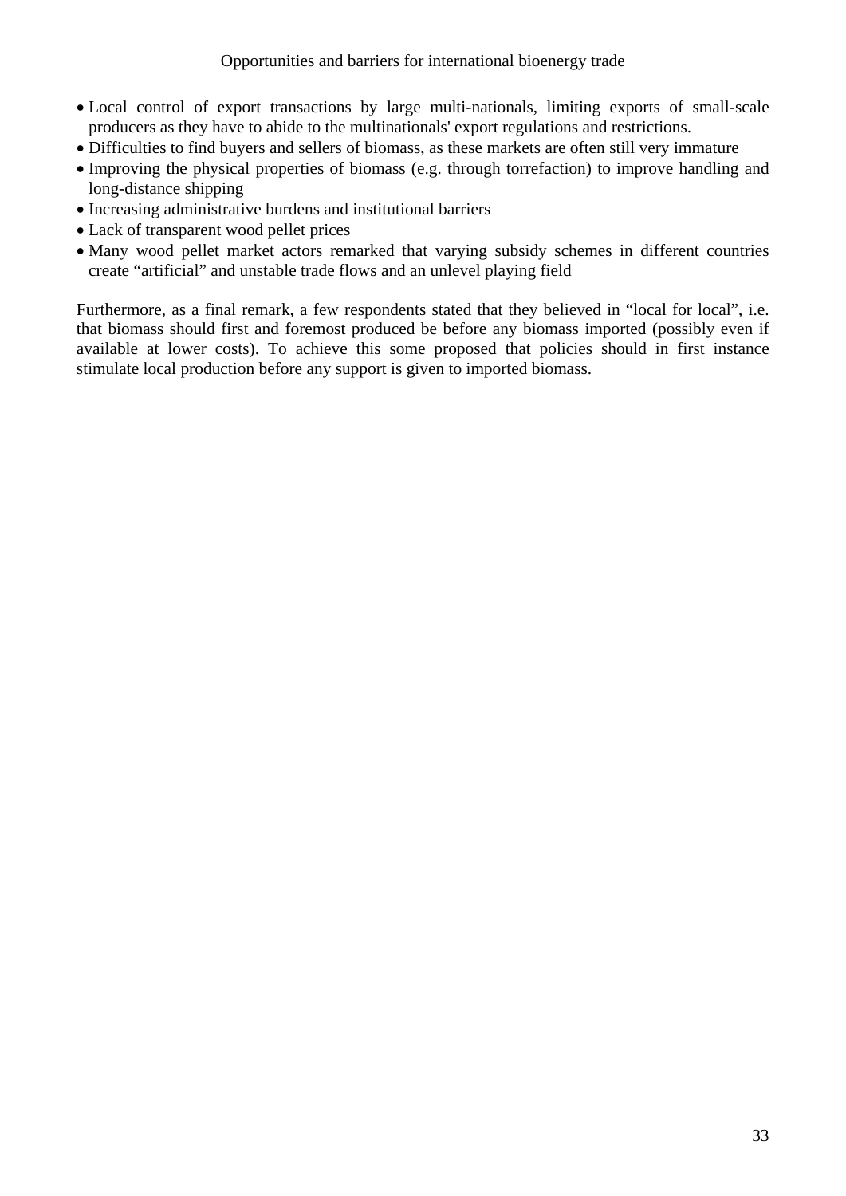- Local control of export transactions by large multi-nationals, limiting exports of small-scale producers as they have to abide to the multinationals' export regulations and restrictions.
- Difficulties to find buyers and sellers of biomass, as these markets are often still very immature
- Improving the physical properties of biomass (e.g. through torrefaction) to improve handling and long-distance shipping
- Increasing administrative burdens and institutional barriers
- Lack of transparent wood pellet prices
- Many wood pellet market actors remarked that varying subsidy schemes in different countries create "artificial" and unstable trade flows and an unlevel playing field

Furthermore, as a final remark, a few respondents stated that they believed in "local for local", i.e. that biomass should first and foremost produced be before any biomass imported (possibly even if available at lower costs). To achieve this some proposed that policies should in first instance stimulate local production before any support is given to imported biomass.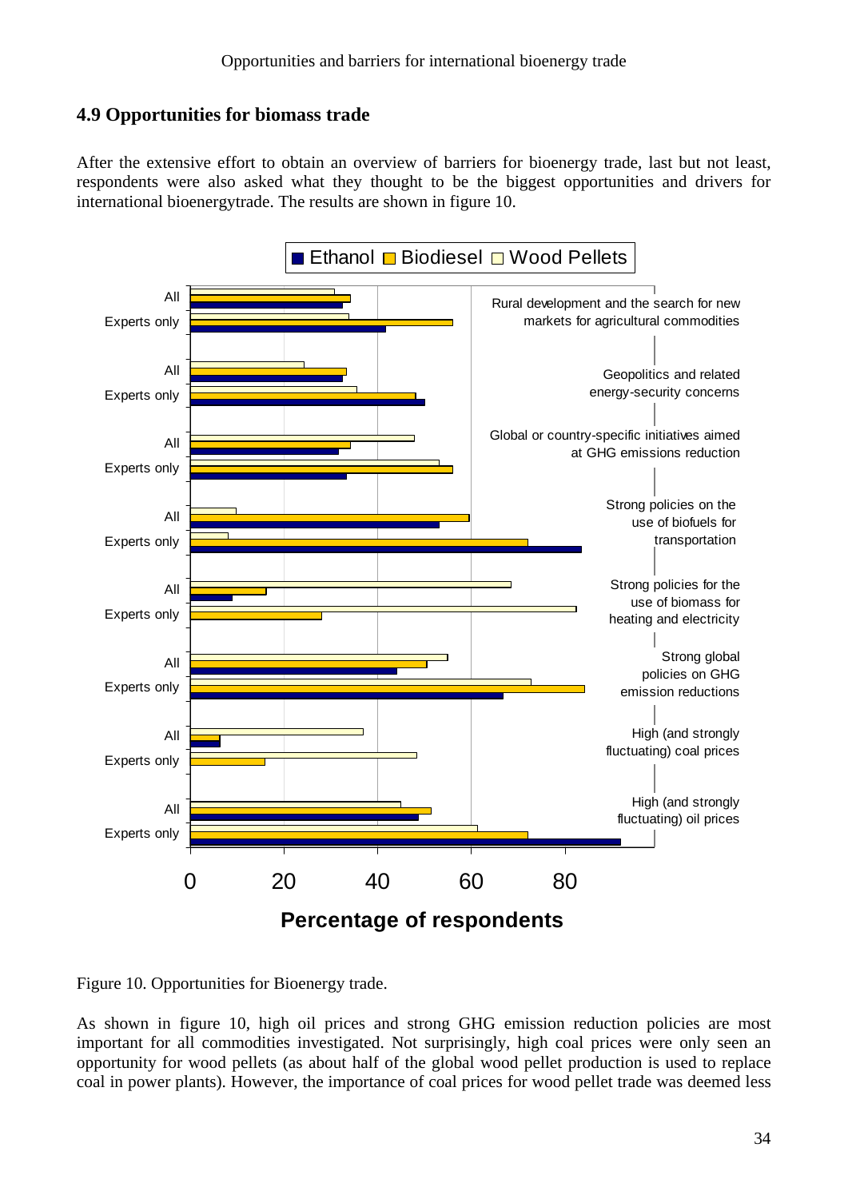## 4.9 Opportunities for biomass trade

After the extensive effort to obtain an overview of barriers for bioenergy trade, last but not least, respondents were also asked what they thought to be the biggest opportunities and drivers for international bioenergytrade. The results are shown in figure 10.

Figure 10. Opportunities for Bioenergy trade.

As shown in figure 10, high oil prices and strong GHG emission reduction policies are most important for all commodities investigated. Not surprisingly, high coal prices were only seen an opportunity for wood pellets (as about half of the global wood pellet production is used to replace coal in power plants). However, the importance of coal prices for wood pellet trade was deemed less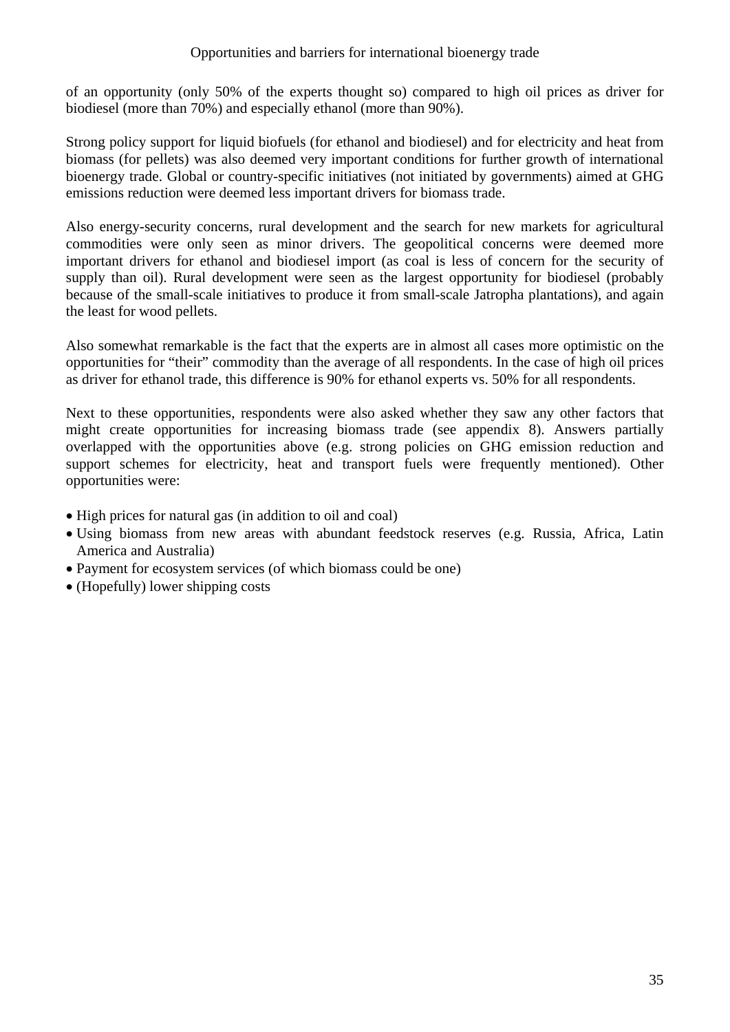of an opportunity (only 50% of the experts thought so) compared to high oil prices as driver for biodiesel (more than 70%) and especially ethanol (more than 90%).

Strong policy support for liquid biofuels (for ethanol and biodiesel) and for electricity and heat from biomass (for pellets) was also deemed very important conditions for further growth of international bioenergy trade. Global or country-specific initiatives (not initiated by governments) aimed at GHG emissions reduction were deemed less important drivers for biomass trade.

Also energy-security concerns, rural development and the search for new markets for agricultural commodities were only seen as minor drivers. The geopolitical concerns were deemed more important drivers for ethanol and biodiesel import (as coal is less of concern for the security of supply than oil). Rural development were seen as the largest opportunity for biodiesel (probably because of the small-scale initiatives to produce it from small-scale Jatropha plantations), and again the least for wood pellets.

Also somewhat remarkable is the fact that the experts are in almost all cases more optimistic on the opportunities for "their" commodity than the average of all respondents. In the case of high oil prices as driver for ethanol trade, this difference is 90% for ethanol experts vs. 50% for all respondents.

Next to these opportunities, respondents were also asked whether they saw any other factors that might create opportunities for increasing biomass trade (see appendix 8). Answers partially overlapped with the opportunities above (e.g. strong policies on GHG emission reduction and support schemes for electricity, heat and transport fuels were frequently mentioned). Other opportunities were:

- High prices for natural gas (in addition to oil and coal)
- Using biomass from new areas with abundant feedstock reserves (e.g. Russia, Africa, Latin America and Australia)
- Payment for ecosystem services (of which biomass could be one)
- (Hopefully) lower shipping costs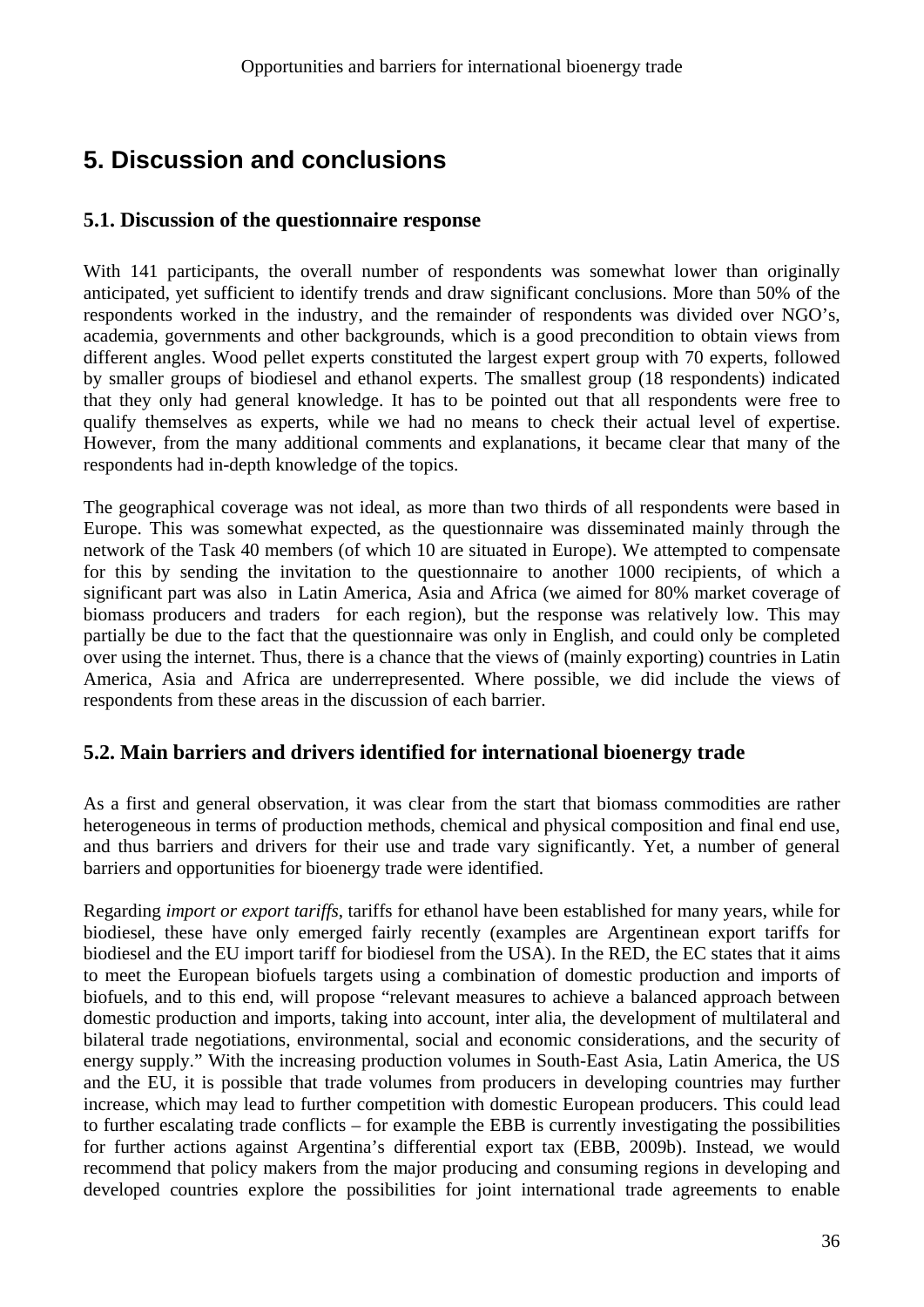# 5. Discussion and conclusions

## 5.1. Discussion of the questionnaire response

With 141 participants, the overall number of respondents was somewhat lower than originally anticipated, yet sufficient to identify trends and draw significant conclusions. More than 50% of the respondents worked in the industry, and the remainder of respondents was divided over NGO's, academia, governments and other backgrounds, which is a good precondition to obtain views from different angles. Wood pellet experts constituted the largest expert group with 70 experts, followed by smaller groups of biodiesel and ethanol experts. The smallest group (18 respondents) indicated that they only had general knowledge. It has to be pointed out that all respondents were free to qualify themselves as experts, while we had no means to check their actual level of expertise. However, from the many additional comments and explanations, it became clear that many of the respondents had in-depth knowledge of the topics.

The geographical coverage was not ideal, as more than two thirds of all respondents were based in Europe. This was somewhat expected, as the questionnaire was disseminated mainly through the network of the Task 40 members (of which 10 are situated in Europe). We attempted to compensate for this by sending the invitation to the questionnaire to another 1000 recipients, of which a significant part was also in Latin America, Asia and Africa (we aimed for 80% market coverage of biomass producers and traders for each region), but the response was relatively low. This may partially be due to the fact that the questionnaire was only in English, and could only be completed over using the internet. Thus, there is a chance that the views of (mainly exporting) countries in Latin America, Asia and Africa are underrepresented. Where possible, we did include the views of respondents from these areas in the discussion of each barrier.

## 5.2. Main barriers and drivers identified for international bioenergy trade

As a first and general observation, it was clear from the start that biomass commodities are rather heterogeneous in terms of production methods, chemical and physical composition and final end use, and thus barriers and drivers for their use and trade vary significantly. Yet, a number of general barriers and opportunities for bioenergy trade were identified.

Regarding *import or export tariffs*, tariffs for ethanol have been established for many years, while for biodiesel, these have only emerged fairly recently (examples are Argentinean export tariffs for biodiesel and the EU import tariff for biodiesel from the USA). In the RED, the EC states that it aims to meet the European biofuels targets using a combination of domestic production and imports of biofuels, and to this end, will propose "relevant measures to achieve a balanced approach between domestic production and imports, taking into account, inter alia, the development of multilateral and bilateral trade negotiations, environmental, social and economic considerations, and the security of energy supply." With the increasing production volumes in South-East Asia, Latin America, the US and the EU, it is possible that trade volumes from producers in developing countries may further increase, which may lead to further competition with domestic European producers. This could lead to further escalating trade conflicts – for example the EBB is currently investigating the possibilities for further actions against Argentina's differential export tax (EBB, 2009b). Instead, we would recommend that policy makers from the major producing and consuming regions in developing and developed countries explore the possibilities for joint international trade agreements to enable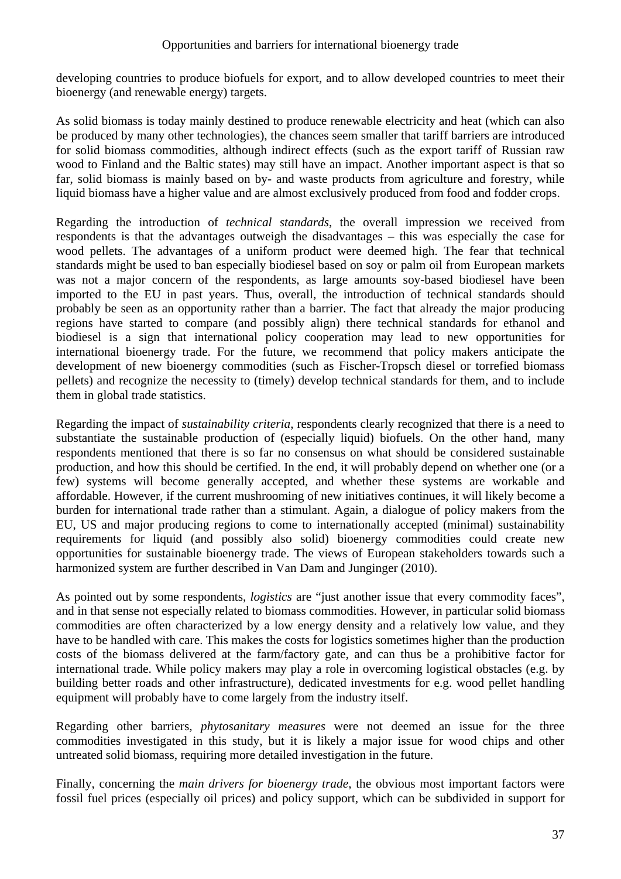developing countries to produce biofuels for export, and to allow developed countries to meet their bioenergy (and renewable energy) targets.

As solid biomass is today mainly destined to produce renewable electricity and heat (which can also be produced by many other technologies), the chances seem smaller that tariff barriers are introduced for solid biomass commodities, although indirect effects (such as the export tariff of Russian raw wood to Finland and the Baltic states) may still have an impact. Another important aspect is that so far, solid biomass is mainly based on by- and waste products from agriculture and forestry, while liquid biomass have a higher value and are almost exclusively produced from food and fodder crops.

Regarding the introduction of *technical standards*, the overall impression we received from respondents is that the advantages outweigh the disadvantages – this was especially the case for wood pellets. The advantages of a uniform product were deemed high. The fear that technical standards might be used to ban especially biodiesel based on soy or palm oil from European markets was not a major concern of the respondents, as large amounts soy-based biodiesel have been imported to the EU in past years. Thus, overall, the introduction of technical standards should probably be seen as an opportunity rather than a barrier. The fact that already the major producing regions have started to compare (and possibly align) there technical standards for ethanol and biodiesel is a sign that international policy cooperation may lead to new opportunities for international bioenergy trade. For the future, we recommend that policy makers anticipate the development of new bioenergy commodities (such as Fischer-Tropsch diesel or torrefied biomass pellets) and recognize the necessity to (timely) develop technical standards for them, and to include them in global trade statistics.

Regarding the impact of *sustainability criteria*, respondents clearly recognized that there is a need to substantiate the sustainable production of (especially liquid) biofuels. On the other hand, many respondents mentioned that there is so far no consensus on what should be considered sustainable production, and how this should be certified. In the end, it will probably depend on whether one (or a few) systems will become generally accepted, and whether these systems are workable and affordable. However, if the current mushrooming of new initiatives continues, it will likely become a burden for international trade rather than a stimulant. Again, a dialogue of policy makers from the EU, US and major producing regions to come to internationally accepted (minimal) sustainability requirements for liquid (and possibly also solid) bioenergy commodities could create new opportunities for sustainable bioenergy trade. The views of European stakeholders towards such a harmonized system are further described in Van Dam and Junginger (2010).

As pointed out by some respondents, *logistics* are "just another issue that every commodity faces", and in that sense not especially related to biomass commodities. However, in particular solid biomass commodities are often characterized by a low energy density and a relatively low value, and they have to be handled with care. This makes the costs for logistics sometimes higher than the production costs of the biomass delivered at the farm/factory gate, and can thus be a prohibitive factor for international trade. While policy makers may play a role in overcoming logistical obstacles (e.g. by building better roads and other infrastructure), dedicated investments for e.g. wood pellet handling equipment will probably have to come largely from the industry itself.

Regarding other barriers, *phytosanitary measures* were not deemed an issue for the three commodities investigated in this study, but it is likely a major issue for wood chips and other untreated solid biomass, requiring more detailed investigation in the future.

Finally, concerning the *main drivers for bioenergy trade*, the obvious most important factors were fossil fuel prices (especially oil prices) and policy support, which can be subdivided in support for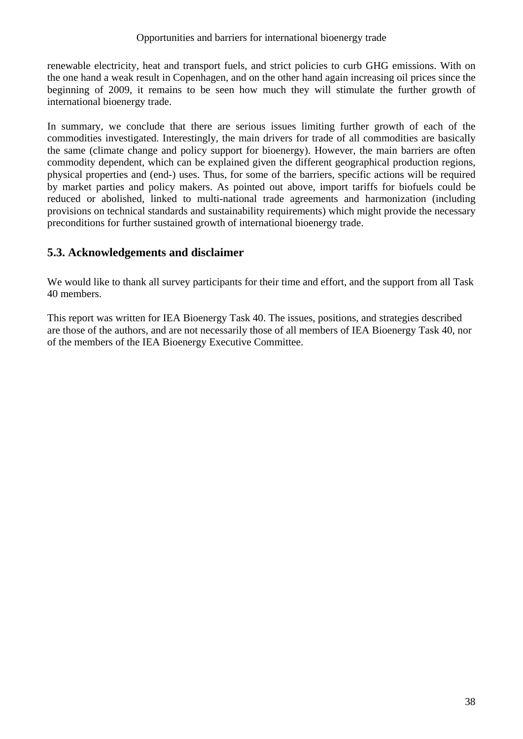renewable electricity, heat and transport fuels, and strict policies to curb GHG emissions. With on the one hand a weak result in Copenhagen, and on the other hand again increasing oil prices since the beginning of 2009, it remains to be seen how much they will stimulate the further growth of international bioenergy trade.

In summary, we conclude that there are serious issues limiting further growth of each of the commodities investigated. Interestingly, the main drivers for trade of all commodities are basically the same (climate change and policy support for bioenergy). However, the main barriers are often commodity dependent, which can be explained given the different geographical production regions, physical properties and (end-) uses. Thus, for some of the barriers, specific actions will be required by market parties and policy makers. As pointed out above, import tariffs for biofuels could be reduced or abolished, linked to multi-national trade agreements and harmonization (including provisions on technical standards and sustainability requirements) which might provide the necessary preconditions for further sustained growth of international bioenergy trade.

## 5.3. Acknowledgements and disclaimer

We would like to thank all survey participants for their time and effort, and the support from all Task 40 members.

This report was written for IEA Bioenergy Task 40. The issues, positions, and strategies described are those of the authors, and are not necessarily those of all members of IEA Bioenergy Task 40, nor of the members of the IEA Bioenergy Executive Committee.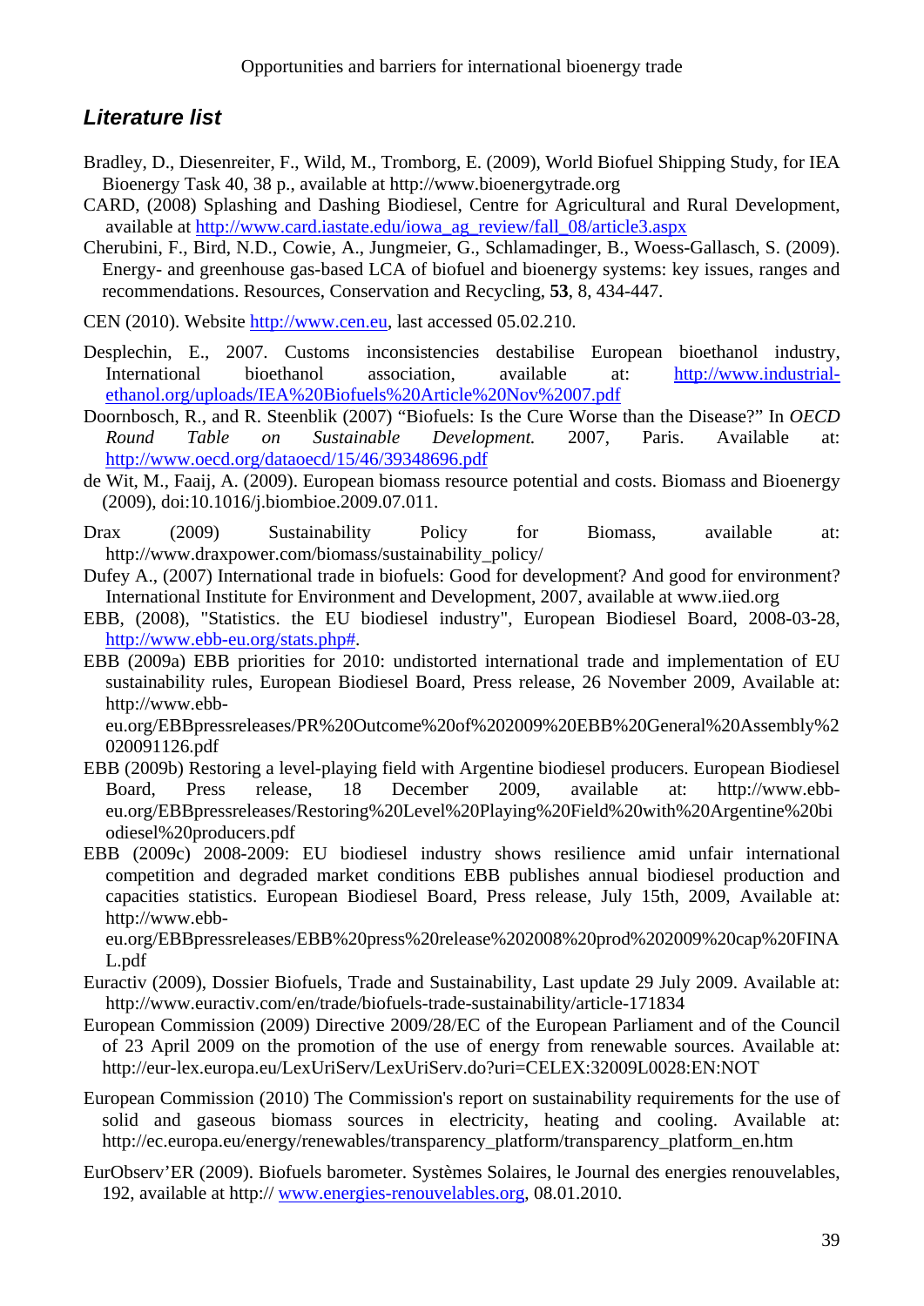## *Literature list*

Bradley, D., Diesenreiter, F., Wild, M., Tromborg, E. (2009), World Biofuel Shipping Study, for IEA Bioenergy Task 40, 38 p., available at http://www.bioenergytrade.org

CARD, (2008) Splashing and Dashing Biodiesel, Centre for Agricultural and Rural Development, available at http://www.card.iastate.edu/iowa_ag_review/fall_08/article3.aspx

Cherubini, F., Bird, N.D., Cowie, A., Jungmeier, G., Schlamadinger, B., Woess-Gallasch, S. (2009). Energy- and greenhouse gas-based LCA of biofuel and bioenergy systems: key issues, ranges and recommendations. Resources, Conservation and Recycling, **53**, 8, 434-447.

CEN (2010). Website http://www.cen.eu, last accessed 05.02.210.

Desplechin, E., 2007. Customs inconsistencies destabilise European bioethanol industry, International bioethanol association, available at: http://www.industrial-ethanol.org/uploads/IEA%20Biofuels%20Article%20Nov%2007.pdf

Doornbosch, R., and R. Steenblik (2007) "Biofuels: Is the Cure Worse than the Disease?" In *OECD Round Table on Sustainable Development.* 2007, Paris. Available at: http://www.oecd.org/dataoecd/15/46/39348696.pdf

de Wit, M., Faaij, A. (2009). European biomass resource potential and costs. Biomass and Bioenergy (2009), doi:10.1016/j.biombioe.2009.07.011.

Drax (2009) Sustainability Policy for Biomass, available at: http://www.draxpower.com/biomass/sustainability_policy/

Dufey A., (2007) International trade in biofuels: Good for development? And good for environment? International Institute for Environment and Development, 2007, available at www.iied.org

EBB, (2008), "Statistics. the EU biodiesel industry", European Biodiesel Board, 2008-03-28, http://www.ebb-eu.org/stats.php#.

EBB (2009a) EBB priorities for 2010: undistorted international trade and implementation of EU sustainability rules, European Biodiesel Board, Press release, 26 November 2009, Available at: http://www.ebb-eu.org/EBBpressreleases/PR%20Outcome%20of%202009%20EBB%20General%20Assembly%2020091126.pdf

EBB (2009b) Restoring a level-playing field with Argentine biodiesel producers. European Biodiesel Board, Press release, 18 December 2009, available at: http://www.ebb-eu.org/EBBpressreleases/Restoring%20Level%20Playing%20Field%20with%20Argentine%20biodiesel%20producers.pdf

EBB (2009c) 2008-2009: EU biodiesel industry shows resilience amid unfair international competition and degraded market conditions EBB publishes annual biodiesel production and capacities statistics. European Biodiesel Board, Press release, July 15th, 2009, Available at: http://www.ebb-eu.org/EBBpressreleases/EBB%20press%20release%202008%20prod%202009%20cap%20FINAL.pdf

Euractiv (2009), Dossier Biofuels, Trade and Sustainability, Last update 29 July 2009. Available at: http://www.euractiv.com/en/trade/biofuels-trade-sustainability/article-171834

European Commission (2009) Directive 2009/28/EC of the European Parliament and of the Council of 23 April 2009 on the promotion of the use of energy from renewable sources. Available at: http://eur-lex.europa.eu/LexUriServ/LexUriServ.do?uri=CELEX:32009L0028:EN:NOT

European Commission (2010) The Commission's report on sustainability requirements for the use of solid and gaseous biomass sources in electricity, heating and cooling. Available at: http://ec.europa.eu/energy/renewables/transparency_platform/transparency_platform_en.htm

EurObserv'ER (2009). Biofuels barometer. Systèmes Solaires, le Journal des energies renouvelables, 192, available at http:// www.energies-renouvelables.org, 08.01.2010.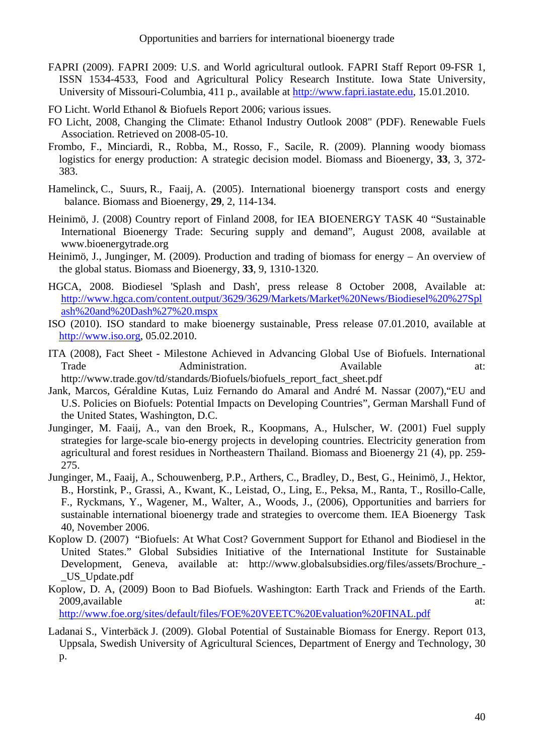FAPRI (2009). FAPRI 2009: U.S. and World agricultural outlook. FAPRI Staff Report 09-FSR 1, ISSN 1534-4533, Food and Agricultural Policy Research Institute. Iowa State University, University of Missouri-Columbia, 411 p., available at http://www.fapri.iastate.edu, 15.01.2010.

FO Licht. World Ethanol & Biofuels Report 2006; various issues.

FO Licht, 2008, Changing the Climate: Ethanol Industry Outlook 2008" (PDF). Renewable Fuels Association. Retrieved on 2008-05-10.

Frombo, F., Minciardi, R., Robba, M., Rosso, F., Sacile, R. (2009). Planning woody biomass logistics for energy production: A strategic decision model. Biomass and Bioenergy, **33**, 3, 372-383.

Hamelinck, C., Suurs, R., Faaij, A. (2005). International bioenergy transport costs and energy balance. Biomass and Bioenergy, **29**, 2, 114-134.

Heinimö, J. (2008) Country report of Finland 2008, for IEA BIOENERGY TASK 40 "Sustainable International Bioenergy Trade: Securing supply and demand", August 2008, available at www.bioenergytrade.org

Heinimö, J., Junginger, M. (2009). Production and trading of biomass for energy – An overview of the global status. Biomass and Bioenergy, **33**, 9, 1310-1320.

HGCA, 2008. Biodiesel 'Splash and Dash', press release 8 October 2008, Available at: http://www.hgca.com/content.output/3629/3629/Markets/Market%20News/Biodiesel%20%27Splash%20and%20Dash%27%20.mspx

ISO (2010). ISO standard to make bioenergy sustainable, Press release 07.01.2010, available at http://www.iso.org, 05.02.2010.

ITA (2008), Fact Sheet - Milestone Achieved in Advancing Global Use of Biofuels. International Trade Administration. Available at: http://www.trade.gov/td/standards/Biofuels/biofuels_report_fact_sheet.pdf

Jank, Marcos, Géraldine Kutas, Luiz Fernando do Amaral and André M. Nassar (2007),"EU and U.S. Policies on Biofuels: Potential Impacts on Developing Countries", German Marshall Fund of the United States, Washington, D.C.

Junginger, M. Faaij, A., van den Broek, R., Koopmans, A., Hulscher, W. (2001) Fuel supply strategies for large-scale bio-energy projects in developing countries. Electricity generation from agricultural and forest residues in Northeastern Thailand. Biomass and Bioenergy 21 (4), pp. 259-275.

Junginger, M., Faaij, A., Schouwenberg, P.P., Arthers, C., Bradley, D., Best, G., Heinimö, J., Hektor, B., Horstink, P., Grassi, A., Kwant, K., Leistad, O., Ling, E., Peksa, M., Ranta, T., Rosillo-Calle, F., Ryckmans, Y., Wagener, M., Walter, A., Woods, J., (2006), Opportunities and barriers for sustainable international bioenergy trade and strategies to overcome them. IEA Bioenergy Task 40, November 2006.

Koplow D. (2007) "Biofuels: At What Cost? Government Support for Ethanol and Biodiesel in the United States." Global Subsidies Initiative of the International Institute for Sustainable Development, Geneva, available at: http://www.globalsubsidies.org/files/assets/Brochure_-_US_Update.pdf

Koplow, D. A, (2009) Boon to Bad Biofuels. Washington: Earth Track and Friends of the Earth. 2009,available at: http://www.foe.org/sites/default/files/FOE%20VEETC%20Evaluation%20FINAL.pdf

Ladanai S., Vinterbäck J. (2009). Global Potential of Sustainable Biomass for Energy. Report 013, Uppsala, Swedish University of Agricultural Sciences, Department of Energy and Technology, 30 p.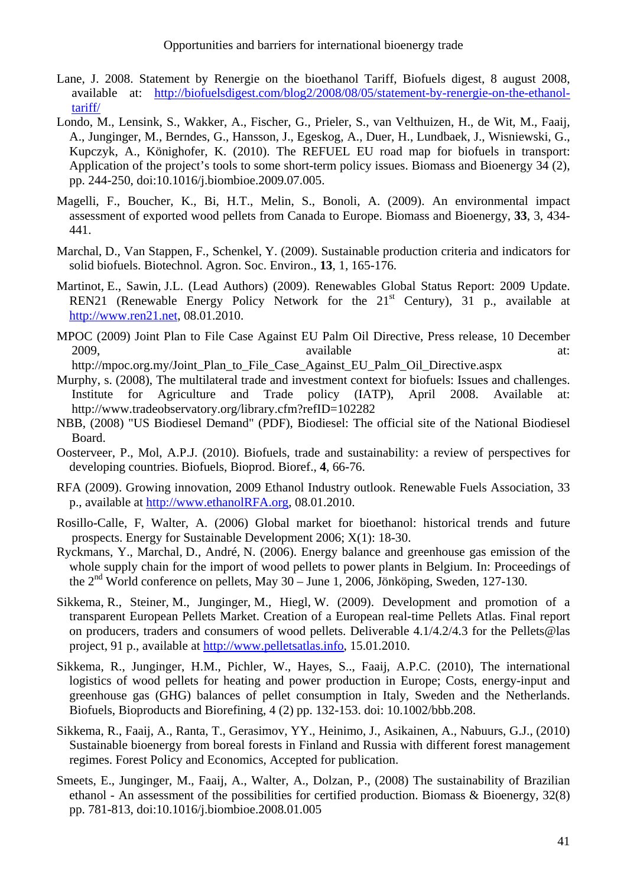Lane, J. 2008. Statement by Renergie on the bioethanol Tariff, Biofuels digest, 8 august 2008, available at: http://biofuelsdigest.com/blog2/2008/08/05/statement-by-renergie-on-the-ethanol-tariff/

Londo, M., Lensink, S., Wakker, A., Fischer, G., Prieler, S., van Velthuizen, H., de Wit, M., Faaij, A., Junginger, M., Berndes, G., Hansson, J., Egeskog, A., Duer, H., Lundbaek, J., Wisniewski, G., Kupczyk, A., Könighofer, K. (2010). The REFUEL EU road map for biofuels in transport: Application of the project's tools to some short-term policy issues. Biomass and Bioenergy 34 (2), pp. 244-250, doi:10.1016/j.biombioe.2009.07.005.

Magelli, F., Boucher, K., Bi, H.T., Melin, S., Bonoli, A. (2009). An environmental impact assessment of exported wood pellets from Canada to Europe. Biomass and Bioenergy, **33**, 3, 434-441.

Marchal, D., Van Stappen, F., Schenkel, Y. (2009). Sustainable production criteria and indicators for solid biofuels. Biotechnol. Agron. Soc. Environ., **13**, 1, 165-176.

Martinot, E., Sawin, J.L. (Lead Authors) (2009). Renewables Global Status Report: 2009 Update. REN21 (Renewable Energy Policy Network for the 21st Century), 31 p., available at http://www.ren21.net, 08.01.2010.

MPOC (2009) Joint Plan to File Case Against EU Palm Oil Directive, Press release, 10 December 2009, available at: http://mpoc.org.my/Joint_Plan_to_File_Case_Against_EU_Palm_Oil_Directive.aspx

Murphy, s. (2008), The multilateral trade and investment context for biofuels: Issues and challenges. Institute for Agriculture and Trade policy (IATP), April 2008. Available at: http://www.tradeobservatory.org/library.cfm?refID=102282

NBB, (2008) "US Biodiesel Demand" (PDF), Biodiesel: The official site of the National Biodiesel Board.

Oosterveer, P., Mol, A.P.J. (2010). Biofuels, trade and sustainability: a review of perspectives for developing countries. Biofuels, Bioprod. Bioref., **4**, 66-76.

RFA (2009). Growing innovation, 2009 Ethanol Industry outlook. Renewable Fuels Association, 33 p., available at http://www.ethanolRFA.org, 08.01.2010.

Rosillo-Calle, F, Walter, A. (2006) Global market for bioethanol: historical trends and future prospects. Energy for Sustainable Development 2006; X(1): 18-30.

Ryckmans, Y., Marchal, D., André, N. (2006). Energy balance and greenhouse gas emission of the whole supply chain for the import of wood pellets to power plants in Belgium. In: Proceedings of the 2nd World conference on pellets, May 30 – June 1, 2006, Jönköping, Sweden, 127-130.

Sikkema, R., Steiner, M., Junginger, M., Hiegl, W. (2009). Development and promotion of a transparent European Pellets Market. Creation of a European real-time Pellets Atlas. Final report on producers, traders and consumers of wood pellets. Deliverable 4.1/4.2/4.3 for the Pellets@las project, 91 p., available at http://www.pelletsatlas.info, 15.01.2010.

Sikkema, R., Junginger, H.M., Pichler, W., Hayes, S.., Faaij, A.P.C. (2010), The international logistics of wood pellets for heating and power production in Europe; Costs, energy-input and greenhouse gas (GHG) balances of pellet consumption in Italy, Sweden and the Netherlands. Biofuels, Bioproducts and Biorefining, 4 (2) pp. 132-153. doi: 10.1002/bbb.208.

Sikkema, R., Faaij, A., Ranta, T., Gerasimov, YY., Heinimo, J., Asikainen, A., Nabuurs, G.J., (2010) Sustainable bioenergy from boreal forests in Finland and Russia with different forest management regimes. Forest Policy and Economics, Accepted for publication.

Smeets, E., Junginger, M., Faaij, A., Walter, A., Dolzan, P., (2008) The sustainability of Brazilian ethanol - An assessment of the possibilities for certified production. Biomass & Bioenergy, 32(8) pp. 781-813, doi:10.1016/j.biombioe.2008.01.005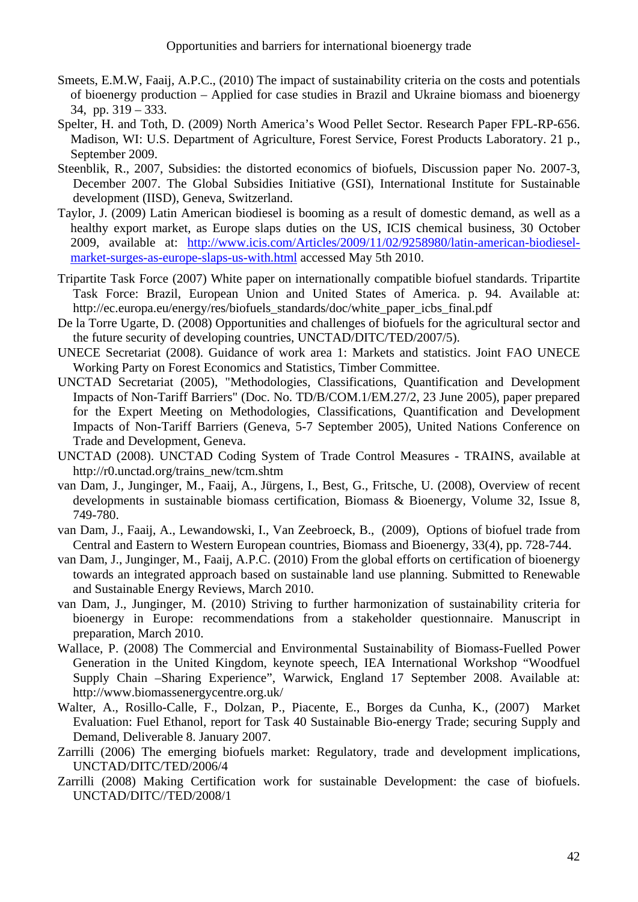Smeets, E.M.W, Faaij, A.P.C., (2010) The impact of sustainability criteria on the costs and potentials of bioenergy production – Applied for case studies in Brazil and Ukraine biomass and bioenergy 34, pp. 319 – 333.

Spelter, H. and Toth, D. (2009) North America's Wood Pellet Sector. Research Paper FPL-RP-656. Madison, WI: U.S. Department of Agriculture, Forest Service, Forest Products Laboratory. 21 p., September 2009.

Steenblik, R., 2007, Subsidies: the distorted economics of biofuels, Discussion paper No. 2007-3, December 2007. The Global Subsidies Initiative (GSI), International Institute for Sustainable development (IISD), Geneva, Switzerland.

Taylor, J. (2009) Latin American biodiesel is booming as a result of domestic demand, as well as a healthy export market, as Europe slaps duties on the US, ICIS chemical business, 30 October 2009, available at: http://www.icis.com/Articles/2009/11/02/9258980/latin-american-biodiesel-market-surges-as-europe-slaps-us-with.html accessed May 5th 2010.

Tripartite Task Force (2007) White paper on internationally compatible biofuel standards. Tripartite Task Force: Brazil, European Union and United States of America. p. 94. Available at: http://ec.europa.eu/energy/res/biofuels_standards/doc/white_paper_icbs_final.pdf

De la Torre Ugarte, D. (2008) Opportunities and challenges of biofuels for the agricultural sector and the future security of developing countries, UNCTAD/DITC/TED/2007/5).

UNECE Secretariat (2008). Guidance of work area 1: Markets and statistics. Joint FAO UNECE Working Party on Forest Economics and Statistics, Timber Committee.

UNCTAD Secretariat (2005), "Methodologies, Classifications, Quantification and Development Impacts of Non-Tariff Barriers" (Doc. No. TD/B/COM.1/EM.27/2, 23 June 2005), paper prepared for the Expert Meeting on Methodologies, Classifications, Quantification and Development Impacts of Non-Tariff Barriers (Geneva, 5-7 September 2005), United Nations Conference on Trade and Development, Geneva.

UNCTAD (2008). UNCTAD Coding System of Trade Control Measures - TRAINS, available at http://r0.unctad.org/trains_new/tcm.shtm

van Dam, J., Junginger, M., Faaij, A., Jürgens, I., Best, G., Fritsche, U. (2008), Overview of recent developments in sustainable biomass certification, Biomass & Bioenergy, Volume 32, Issue 8, 749-780.

van Dam, J., Faaij, A., Lewandowski, I., Van Zeebroeck, B., (2009), Options of biofuel trade from Central and Eastern to Western European countries, Biomass and Bioenergy, 33(4), pp. 728-744.

van Dam, J., Junginger, M., Faaij, A.P.C. (2010) From the global efforts on certification of bioenergy towards an integrated approach based on sustainable land use planning. Submitted to Renewable and Sustainable Energy Reviews, March 2010.

van Dam, J., Junginger, M. (2010) Striving to further harmonization of sustainability criteria for bioenergy in Europe: recommendations from a stakeholder questionnaire. Manuscript in preparation, March 2010.

Wallace, P. (2008) The Commercial and Environmental Sustainability of Biomass-Fuelled Power Generation in the United Kingdom, keynote speech, IEA International Workshop "Woodfuel Supply Chain –Sharing Experience", Warwick, England 17 September 2008. Available at: http://www.biomassenergycentre.org.uk/

Walter, A., Rosillo-Calle, F., Dolzan, P., Piacente, E., Borges da Cunha, K., (2007) Market Evaluation: Fuel Ethanol, report for Task 40 Sustainable Bio-energy Trade; securing Supply and Demand, Deliverable 8. January 2007.

Zarrilli (2006) The emerging biofuels market: Regulatory, trade and development implications, UNCTAD/DITC/TED/2006/4

Zarrilli (2008) Making Certification work for sustainable Development: the case of biofuels. UNCTAD/DITC//TED/2008/1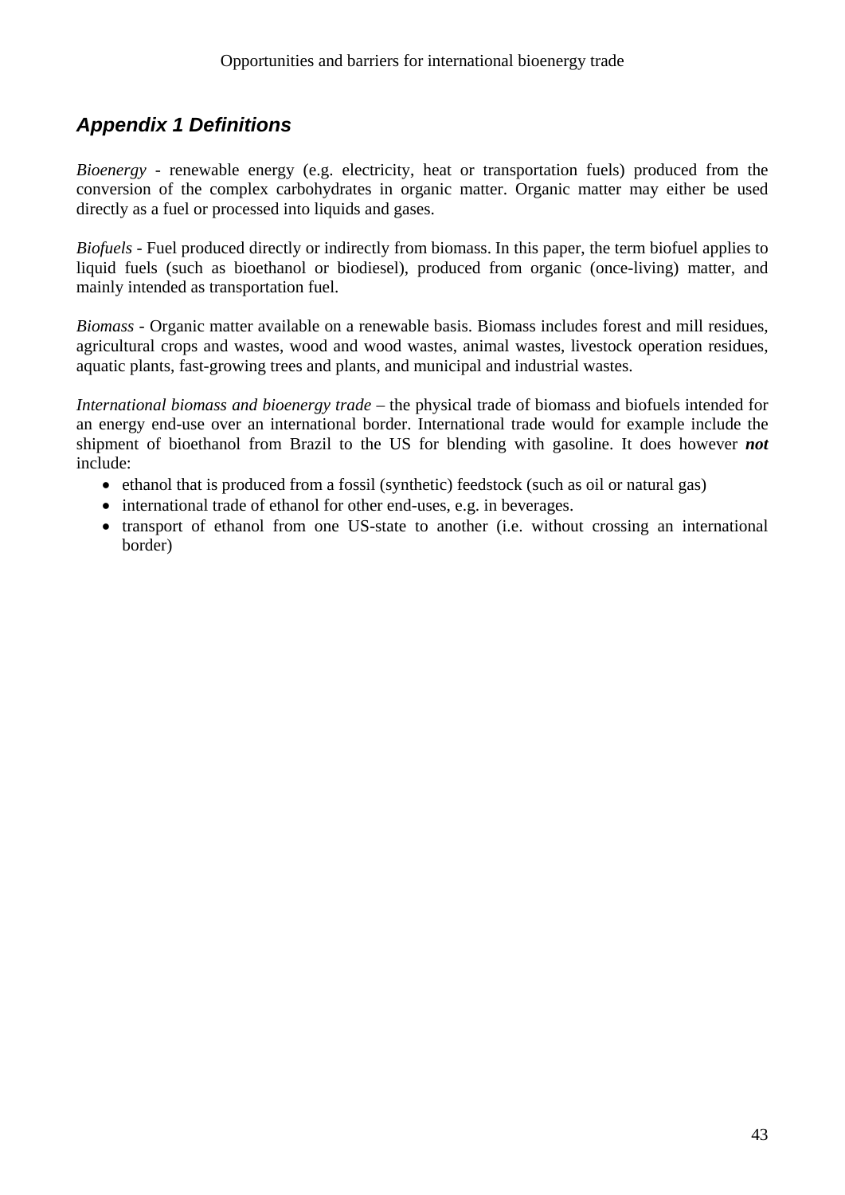## *Appendix 1 Definitions*

*Bioenergy* - renewable energy (e.g. electricity, heat or transportation fuels) produced from the conversion of the complex carbohydrates in organic matter. Organic matter may either be used directly as a fuel or processed into liquids and gases.

*Biofuels* - Fuel produced directly or indirectly from biomass. In this paper, the term biofuel applies to liquid fuels (such as bioethanol or biodiesel), produced from organic (once-living) matter, and mainly intended as transportation fuel.

*Biomass* - Organic matter available on a renewable basis. Biomass includes forest and mill residues, agricultural crops and wastes, wood and wood wastes, animal wastes, livestock operation residues, aquatic plants, fast-growing trees and plants, and municipal and industrial wastes.

*International biomass and bioenergy trade* – the physical trade of biomass and biofuels intended for an energy end-use over an international border. International trade would for example include the shipment of bioethanol from Brazil to the US for blending with gasoline. It does however ***not*** include:

- ethanol that is produced from a fossil (synthetic) feedstock (such as oil or natural gas)
- international trade of ethanol for other end-uses, e.g. in beverages.
- transport of ethanol from one US-state to another (i.e. without crossing an international border)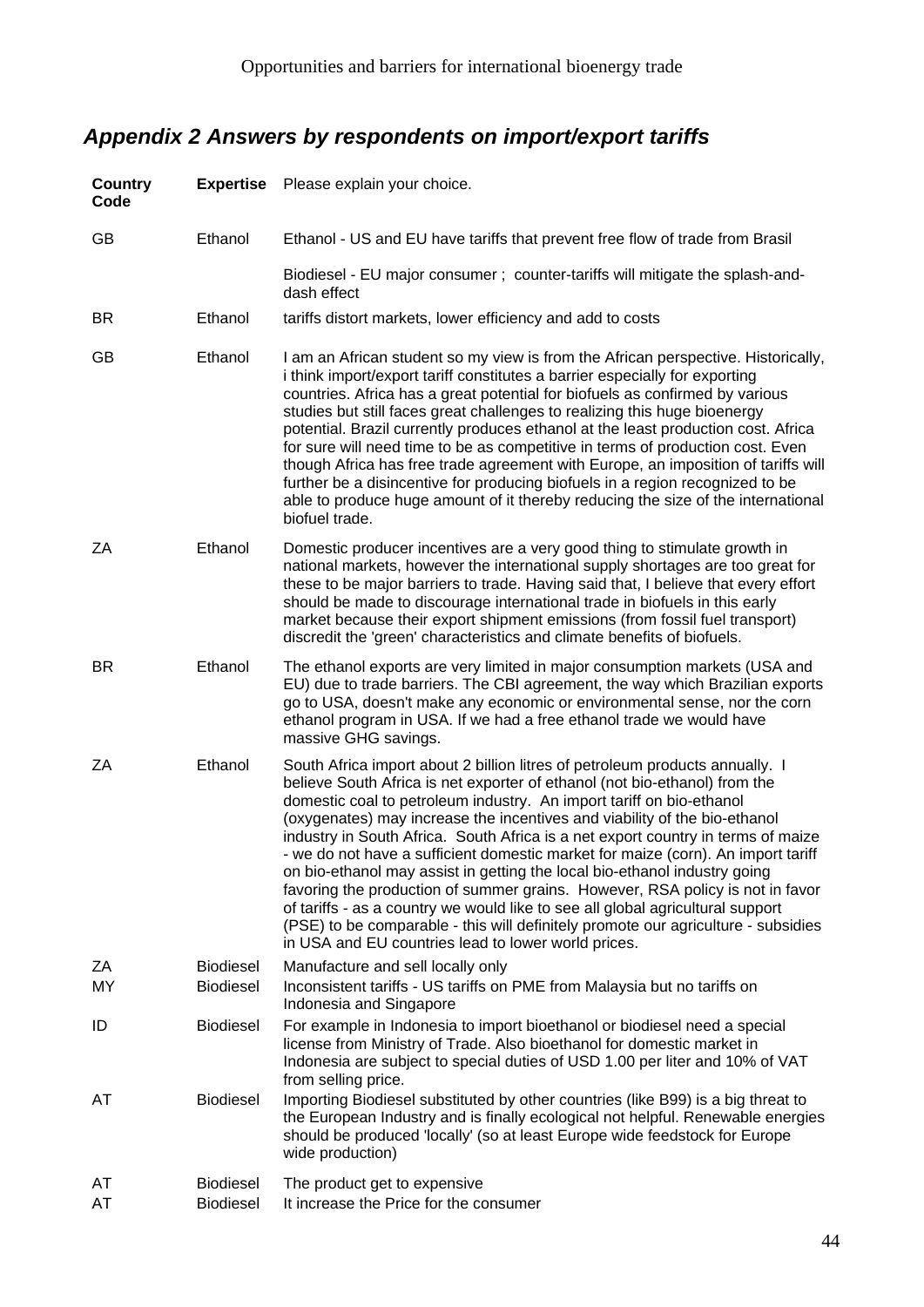## *Appendix 2 Answers by respondents on import/export tariffs*

| Country Code | Expertise | Please explain your choice. |
|---|---|---|
| GB | Ethanol | Ethanol - US and EU have tariffs that prevent free flow of trade from Brasil |
| | | Biodiesel - EU major consumer ; counter-tariffs will mitigate the splash-and-dash effect |
| BR | Ethanol | tariffs distort markets, lower efficiency and add to costs |
| GB | Ethanol | I am an African student so my view is from the African perspective. Historically, i think import/export tariff constitutes a barrier especially for exporting countries. Africa has a great potential for biofuels as confirmed by various studies but still faces great challenges to realizing this huge bioenergy potential. Brazil currently produces ethanol at the least production cost. Africa for sure will need time to be as competitive in terms of production cost. Even though Africa has free trade agreement with Europe, an imposition of tariffs will further be a disincentive for producing biofuels in a region recognized to be able to produce huge amount of it thereby reducing the size of the international biofuel trade. |
| ZA | Ethanol | Domestic producer incentives are a very good thing to stimulate growth in national markets, however the international supply shortages are too great for these to be major barriers to trade. Having said that, I believe that every effort should be made to discourage international trade in biofuels in this early market because their export shipment emissions (from fossil fuel transport) discredit the 'green' characteristics and climate benefits of biofuels. |
| BR | Ethanol | The ethanol exports are very limited in major consumption markets (USA and EU) due to trade barriers. The CBI agreement, the way which Brazilian exports go to USA, doesn't make any economic or environmental sense, nor the corn ethanol program in USA. If we had a free ethanol trade we would have massive GHG savings. |
| ZA | Ethanol | South Africa import about 2 billion litres of petroleum products annually. I believe South Africa is net exporter of ethanol (not bio-ethanol) from the domestic coal to petroleum industry. An import tariff on bio-ethanol (oxygenates) may increase the incentives and viability of the bio-ethanol industry in South Africa. South Africa is a net export country in terms of maize - we do not have a sufficient domestic market for maize (corn). An import tariff on bio-ethanol may assist in getting the local bio-ethanol industry going favoring the production of summer grains. However, RSA policy is not in favor of tariffs - as a country we would like to see all global agricultural support (PSE) to be comparable - this will definitely promote our agriculture - subsidies in USA and EU countries lead to lower world prices. |
| ZA | Biodiesel | Manufacture and sell locally only |
| MY | Biodiesel | Inconsistent tariffs - US tariffs on PME from Malaysia but no tariffs on Indonesia and Singapore |
| ID | Biodiesel | For example in Indonesia to import bioethanol or biodiesel need a special license from Ministry of Trade. Also bioethanol for domestic market in Indonesia are subject to special duties of USD 1.00 per liter and 10% of VAT from selling price. |
| AT | Biodiesel | Importing Biodiesel substituted by other countries (like B99) is a big threat to the European Industry and is finally ecological not helpful. Renewable energies should be produced 'locally' (so at least Europe wide feedstock for Europe wide production) |
| AT | Biodiesel | The product get to expensive |
| AT | Biodiesel | It increase the Price for the consumer |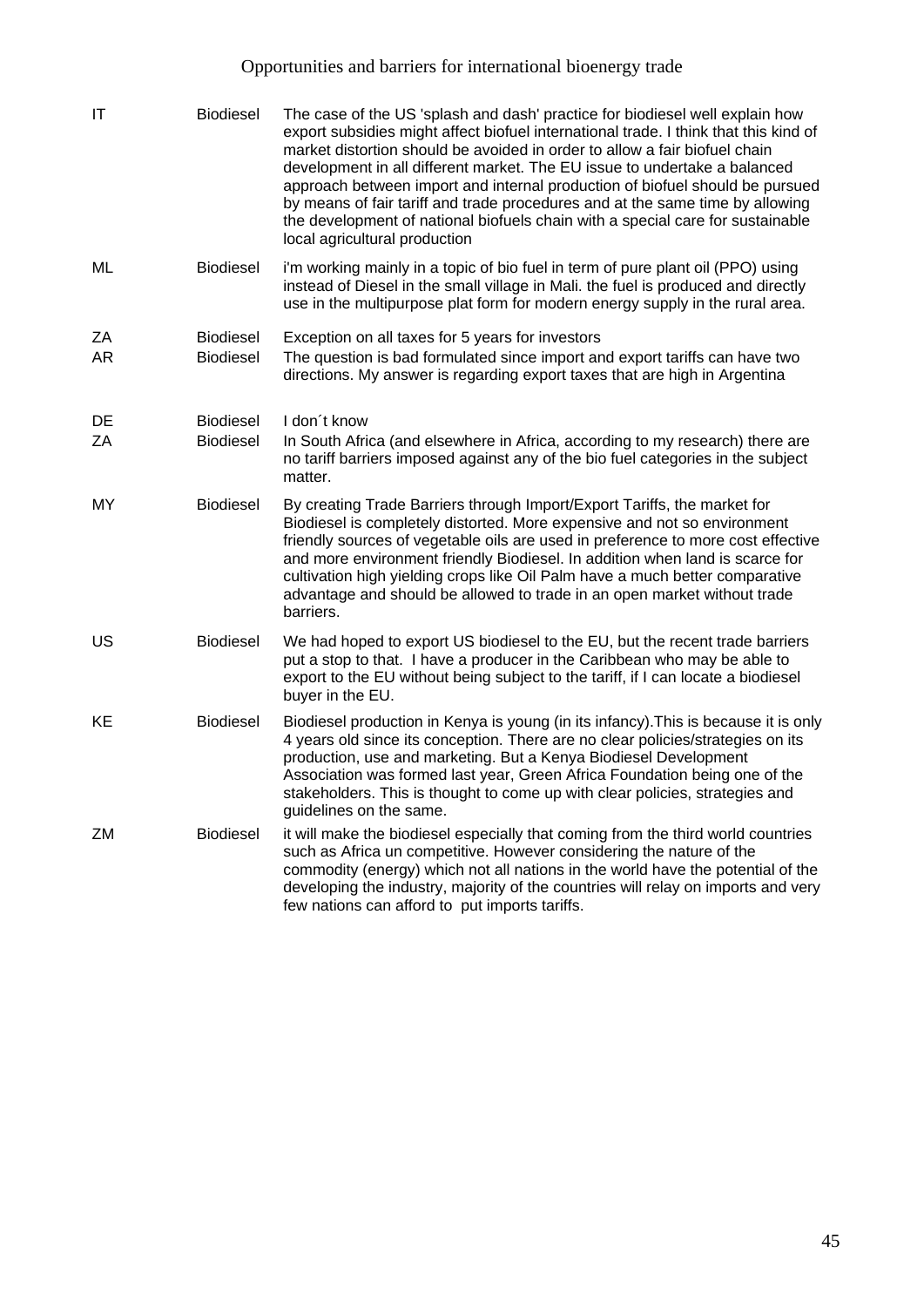| | | |
|---|---|---|
| IT | Biodiesel | The case of the US 'splash and dash' practice for biodiesel well explain how export subsidies might affect biofuel international trade. I think that this kind of market distortion should be avoided in order to allow a fair biofuel chain development in all different market. The EU issue to undertake a balanced approach between import and internal production of biofuel should be pursued by means of fair tariff and trade procedures and at the same time by allowing the development of national biofuels chain with a special care for sustainable local agricultural production |
| ML | Biodiesel | i'm working mainly in a topic of bio fuel in term of pure plant oil (PPO) using instead of Diesel in the small village in Mali. the fuel is produced and directly use in the multipurpose plat form for modern energy supply in the rural area. |
| ZA | Biodiesel | Exception on all taxes for 5 years for investors |
| AR | Biodiesel | The question is bad formulated since import and export tariffs can have two directions. My answer is regarding export taxes that are high in Argentina |
| DE | Biodiesel | I don´t know |
| ZA | Biodiesel | In South Africa (and elsewhere in Africa, according to my research) there are no tariff barriers imposed against any of the bio fuel categories in the subject matter. |
| MY | Biodiesel | By creating Trade Barriers through Import/Export Tariffs, the market for Biodiesel is completely distorted. More expensive and not so environment friendly sources of vegetable oils are used in preference to more cost effective and more environment friendly Biodiesel. In addition when land is scarce for cultivation high yielding crops like Oil Palm have a much better comparative advantage and should be allowed to trade in an open market without trade barriers. |
| US | Biodiesel | We had hoped to export US biodiesel to the EU, but the recent trade barriers put a stop to that. I have a producer in the Caribbean who may be able to export to the EU without being subject to the tariff, if I can locate a biodiesel buyer in the EU. |
| KE | Biodiesel | Biodiesel production in Kenya is young (in its infancy).This is because it is only 4 years old since its conception. There are no clear policies/strategies on its production, use and marketing. But a Kenya Biodiesel Development Association was formed last year, Green Africa Foundation being one of the stakeholders. This is thought to come up with clear policies, strategies and guidelines on the same. |
| ZM | Biodiesel | it will make the biodiesel especially that coming from the third world countries such as Africa un competitive. However considering the nature of the commodity (energy) which not all nations in the world have the potential of the developing the industry, majority of the countries will relay on imports and very few nations can afford to put imports tariffs. |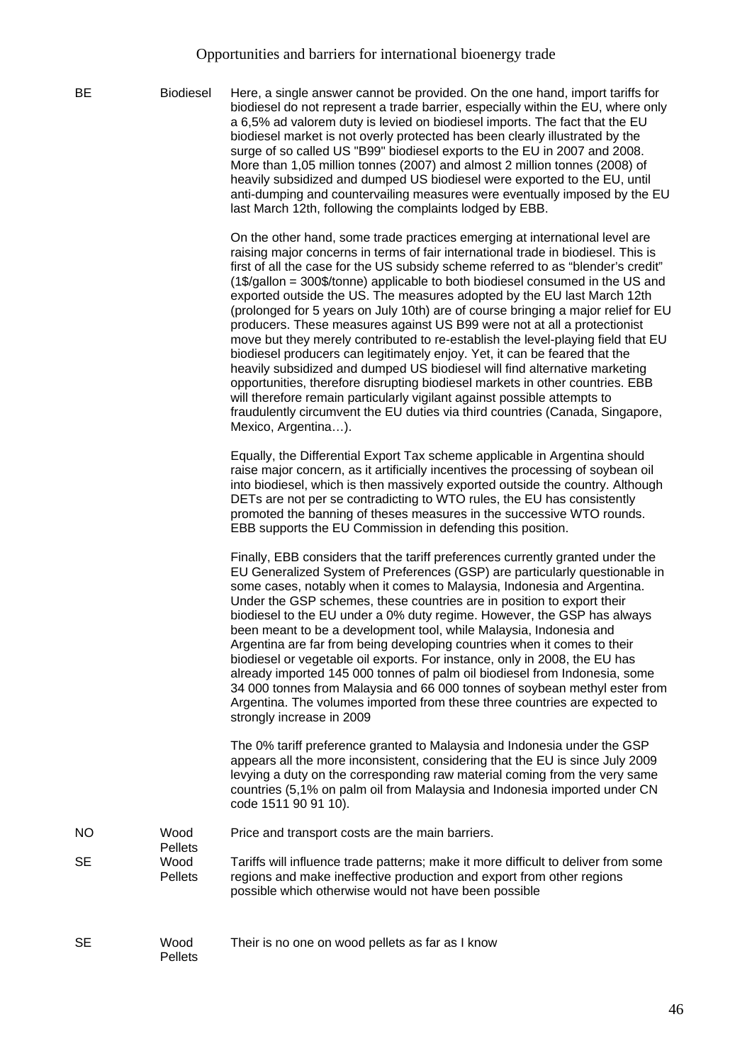| | | |
|---|---|---|
| BE | Biodiesel | Here, a single answer cannot be provided. On the one hand, import tariffs for biodiesel do not represent a trade barrier, especially within the EU, where only a 6,5% ad valorem duty is levied on biodiesel imports. The fact that the EU biodiesel market is not overly protected has been clearly illustrated by the surge of so called US "B99" biodiesel exports to the EU in 2007 and 2008. More than 1,05 million tonnes (2007) and almost 2 million tonnes (2008) of heavily subsidized and dumped US biodiesel were exported to the EU, until anti-dumping and countervailing measures were eventually imposed by the EU last March 12th, following the complaints lodged by EBB.<br><br>On the other hand, some trade practices emerging at international level are raising major concerns in terms of fair international trade in biodiesel. This is first of all the case for the US subsidy scheme referred to as "blender's credit" (1$/gallon = 300$/tonne) applicable to both biodiesel consumed in the US and exported outside the US. The measures adopted by the EU last March 12th (prolonged for 5 years on July 10th) are of course bringing a major relief for EU producers. These measures against US B99 were not at all a protectionist move but they merely contributed to re-establish the level-playing field that EU biodiesel producers can legitimately enjoy. Yet, it can be feared that the heavily subsidized and dumped US biodiesel will find alternative marketing opportunities, therefore disrupting biodiesel markets in other countries. EBB will therefore remain particularly vigilant against possible attempts to fraudulently circumvent the EU duties via third countries (Canada, Singapore, Mexico, Argentina…).<br><br>Equally, the Differential Export Tax scheme applicable in Argentina should raise major concern, as it artificially incentives the processing of soybean oil into biodiesel, which is then massively exported outside the country. Although DETs are not per se contradicting to WTO rules, the EU has consistently promoted the banning of theses measures in the successive WTO rounds. EBB supports the EU Commission in defending this position.<br><br>Finally, EBB considers that the tariff preferences currently granted under the EU Generalized System of Preferences (GSP) are particularly questionable in some cases, notably when it comes to Malaysia, Indonesia and Argentina. Under the GSP schemes, these countries are in position to export their biodiesel to the EU under a 0% duty regime. However, the GSP has always been meant to be a development tool, while Malaysia, Indonesia and Argentina are far from being developing countries when it comes to their biodiesel or vegetable oil exports. For instance, only in 2008, the EU has already imported 145 000 tonnes of palm oil biodiesel from Indonesia, some 34 000 tonnes from Malaysia and 66 000 tonnes of soybean methyl ester from Argentina. The volumes imported from these three countries are expected to strongly increase in 2009<br><br>The 0% tariff preference granted to Malaysia and Indonesia under the GSP appears all the more inconsistent, considering that the EU is since July 2009 levying a duty on the corresponding raw material coming from the very same countries (5,1% on palm oil from Malaysia and Indonesia imported under CN code 1511 90 91 10). |
| NO | Wood Pellets | Price and transport costs are the main barriers. |
| SE | Wood Pellets | Tariffs will influence trade patterns; make it more difficult to deliver from some regions and make ineffective production and export from other regions possible which otherwise would not have been possible |
| SE | Wood Pellets | Their is no one on wood pellets as far as I know |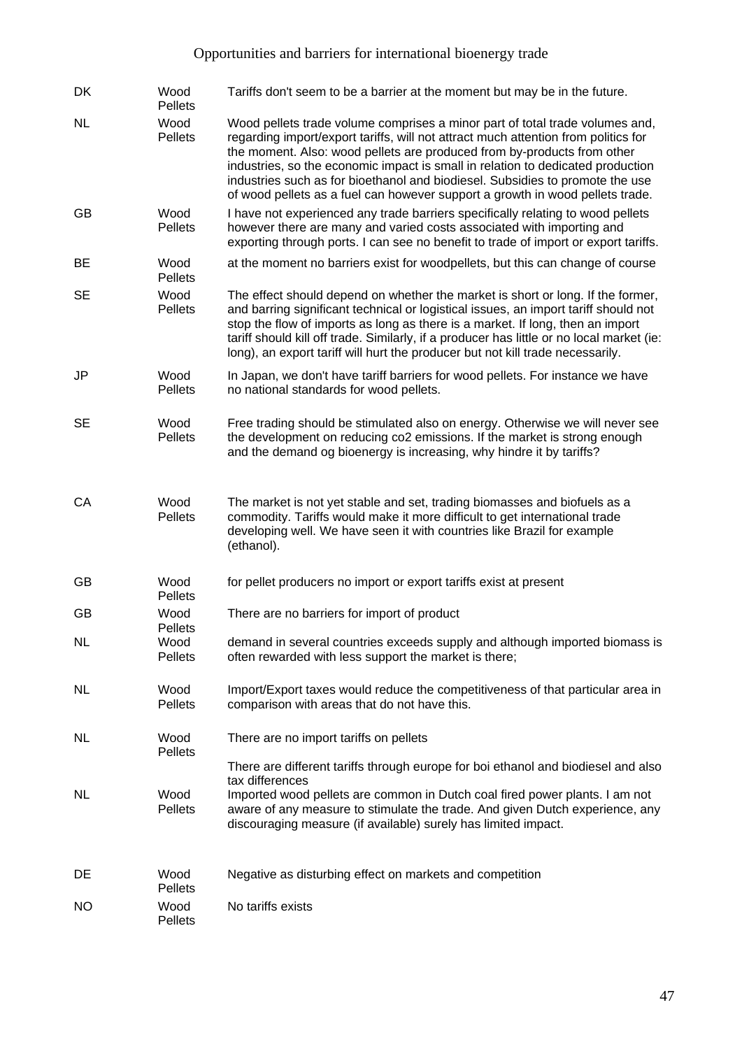| | | |
|---|---|---|
| DK | Wood Pellets | Tariffs don't seem to be a barrier at the moment but may be in the future. |
| NL | Wood Pellets | Wood pellets trade volume comprises a minor part of total trade volumes and, regarding import/export tariffs, will not attract much attention from politics for the moment. Also: wood pellets are produced from by-products from other industries, so the economic impact is small in relation to dedicated production industries such as for bioethanol and biodiesel. Subsidies to promote the use of wood pellets as a fuel can however support a growth in wood pellets trade. |
| GB | Wood Pellets | I have not experienced any trade barriers specifically relating to wood pellets however there are many and varied costs associated with importing and exporting through ports. I can see no benefit to trade of import or export tariffs. |
| BE | Wood Pellets | at the moment no barriers exist for woodpellets, but this can change of course |
| SE | Wood Pellets | The effect should depend on whether the market is short or long. If the former, and barring significant technical or logistical issues, an import tariff should not stop the flow of imports as long as there is a market. If long, then an import tariff should kill off trade. Similarly, if a producer has little or no local market (ie: long), an export tariff will hurt the producer but not kill trade necessarily. |
| JP | Wood Pellets | In Japan, we don't have tariff barriers for wood pellets. For instance we have no national standards for wood pellets. |
| SE | Wood Pellets | Free trading should be stimulated also on energy. Otherwise we will never see the development on reducing co2 emissions. If the market is strong enough and the demand og bioenergy is increasing, why hindre it by tariffs? |
| CA | Wood Pellets | The market is not yet stable and set, trading biomasses and biofuels as a commodity. Tariffs would make it more difficult to get international trade developing well. We have seen it with countries like Brazil for example (ethanol). |
| GB | Wood Pellets | for pellet producers no import or export tariffs exist at present |
| GB | Wood Pellets | There are no barriers for import of product |
| NL | Wood Pellets | demand in several countries exceeds supply and although imported biomass is often rewarded with less support the market is there; |
| NL | Wood Pellets | Import/Export taxes would reduce the competitiveness of that particular area in comparison with areas that do not have this. |
| NL | Wood Pellets | There are no import tariffs on pellets<br>There are different tariffs through europe for boi ethanol and biodiesel and also tax differences |
| NL | Wood Pellets | Imported wood pellets are common in Dutch coal fired power plants. I am not aware of any measure to stimulate the trade. And given Dutch experience, any discouraging measure (if available) surely has limited impact. |
| DE | Wood Pellets | Negative as disturbing effect on markets and competition |
| NO | Wood Pellets | No tariffs exists |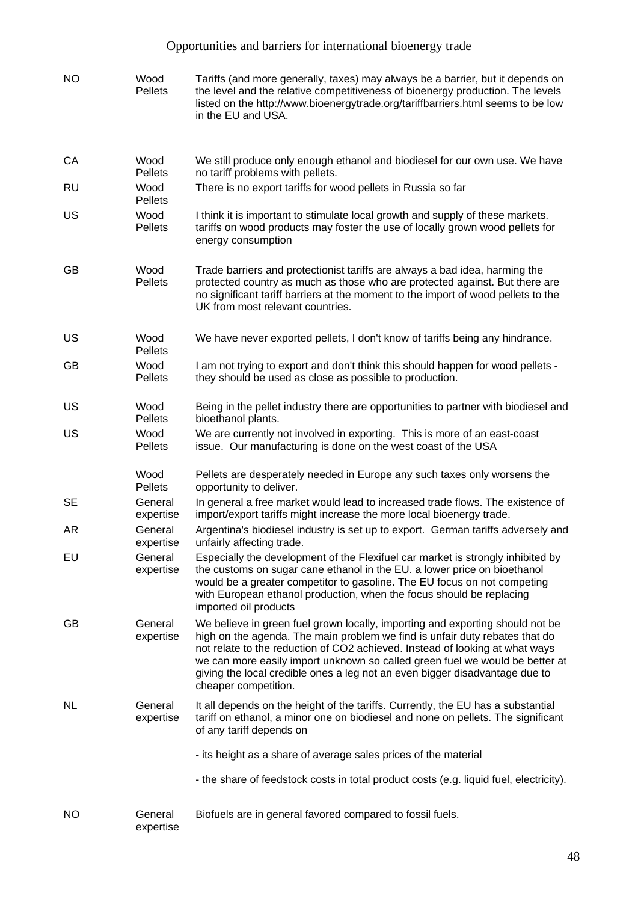| | | |
|---|---|---|
| NO | Wood Pellets | Tariffs (and more generally, taxes) may always be a barrier, but it depends on the level and the relative competitiveness of bioenergy production. The levels listed on the http://www.bioenergytrade.org/tariffbarriers.html seems to be low in the EU and USA. |
| CA | Wood Pellets | We still produce only enough ethanol and biodiesel for our own use. We have no tariff problems with pellets. |
| RU | Wood Pellets | There is no export tariffs for wood pellets in Russia so far |
| US | Wood Pellets | I think it is important to stimulate local growth and supply of these markets. tariffs on wood products may foster the use of locally grown wood pellets for energy consumption |
| GB | Wood Pellets | Trade barriers and protectionist tariffs are always a bad idea, harming the protected country as much as those who are protected against. But there are no significant tariff barriers at the moment to the import of wood pellets to the UK from most relevant countries. |
| US | Wood Pellets | We have never exported pellets, I don't know of tariffs being any hindrance. |
| GB | Wood Pellets | I am not trying to export and don't think this should happen for wood pellets - they should be used as close as possible to production. |
| US | Wood Pellets | Being in the pellet industry there are opportunities to partner with biodiesel and bioethanol plants. |
| US | Wood Pellets | We are currently not involved in exporting. This is more of an east-coast issue. Our manufacturing is done on the west coast of the USA |
| | Wood Pellets | Pellets are desperately needed in Europe any such taxes only worsens the opportunity to deliver. |
| SE | General expertise | In general a free market would lead to increased trade flows. The existence of import/export tariffs might increase the more local bioenergy trade. |
| AR | General expertise | Argentina's biodiesel industry is set up to export. German tariffs adversely and unfairly affecting trade. |
| EU | General expertise | Especially the development of the Flexifuel car market is strongly inhibited by the customs on sugar cane ethanol in the EU. a lower price on bioethanol would be a greater competitor to gasoline. The EU focus on not competing with European ethanol production, when the focus should be replacing imported oil products |
| GB | General expertise | We believe in green fuel grown locally, importing and exporting should not be high on the agenda. The main problem we find is unfair duty rebates that do not relate to the reduction of CO2 achieved. Instead of looking at what ways we can more easily import unknown so called green fuel we would be better at giving the local credible ones a leg not an even bigger disadvantage due to cheaper competition. |
| NL | General expertise | It all depends on the height of the tariffs. Currently, the EU has a substantial tariff on ethanol, a minor one on biodiesel and none on pellets. The significant of any tariff depends on<br><br>- its height as a share of average sales prices of the material<br><br>- the share of feedstock costs in total product costs (e.g. liquid fuel, electricity). |
| NO | General expertise | Biofuels are in general favored compared to fossil fuels. |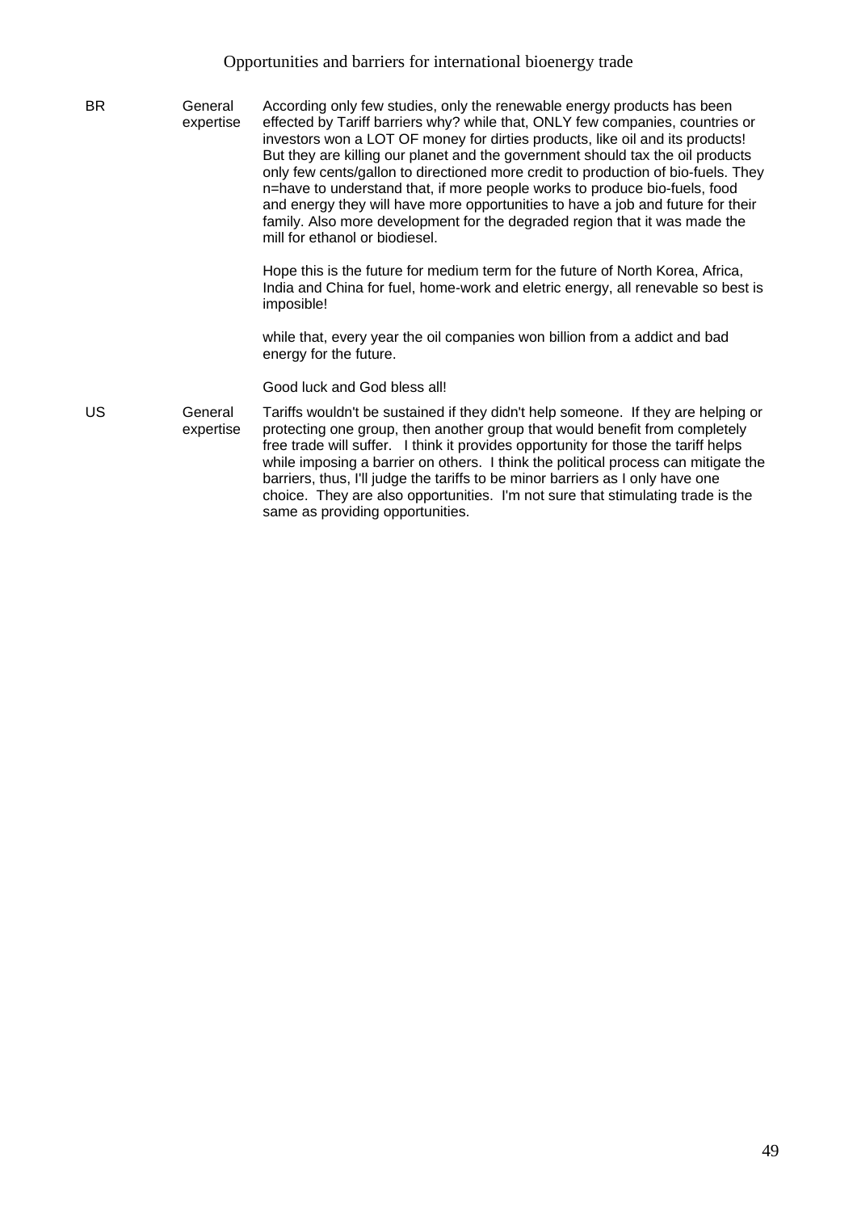| | | |
|---|---|---|
| BR | General expertise | According only few studies, only the renewable energy products has been effected by Tariff barriers why? while that, ONLY few companies, countries or investors won a LOT OF money for dirties products, like oil and its products! But they are killing our planet and the government should tax the oil products only few cents/gallon to directioned more credit to production of bio-fuels. They n=have to understand that, if more people works to produce bio-fuels, food and energy they will have more opportunities to have a job and future for their family. Also more development for the degraded region that it was made the mill for ethanol or biodiesel.<br><br>Hope this is the future for medium term for the future of North Korea, Africa, India and China for fuel, home-work and eletric energy, all renevable so best is imposible!<br><br>while that, every year the oil companies won billion from a addict and bad energy for the future.<br><br>Good luck and God bless all! |
| US | General expertise | Tariffs wouldn't be sustained if they didn't help someone. If they are helping or protecting one group, then another group that would benefit from completely free trade will suffer. I think it provides opportunity for those the tariff helps while imposing a barrier on others. I think the political process can mitigate the barriers, thus, I'll judge the tariffs to be minor barriers as I only have one choice. They are also opportunities. I'm not sure that stimulating trade is the same as providing opportunities. |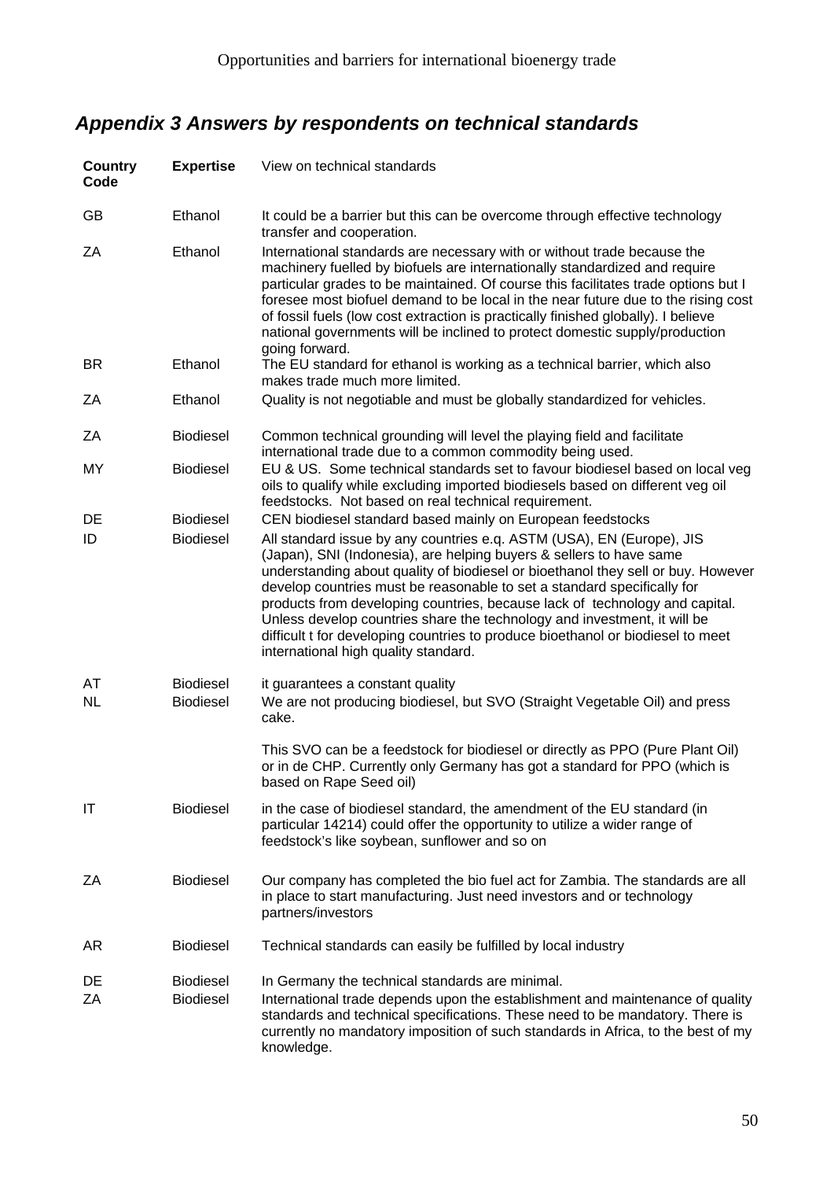## *Appendix 3 Answers by respondents on technical standards*

| Country Code | Expertise | View on technical standards |
|---|---|---|
| GB | Ethanol | It could be a barrier but this can be overcome through effective technology transfer and cooperation. |
| ZA | Ethanol | International standards are necessary with or without trade because the machinery fuelled by biofuels are internationally standardized and require particular grades to be maintained. Of course this facilitates trade options but I foresee most biofuel demand to be local in the near future due to the rising cost of fossil fuels (low cost extraction is practically finished globally). I believe national governments will be inclined to protect domestic supply/production going forward. |
| BR | Ethanol | The EU standard for ethanol is working as a technical barrier, which also makes trade much more limited. |
| ZA | Ethanol | Quality is not negotiable and must be globally standardized for vehicles. |
| ZA | Biodiesel | Common technical grounding will level the playing field and facilitate international trade due to a common commodity being used. |
| MY | Biodiesel | EU & US. Some technical standards set to favour biodiesel based on local veg oils to qualify while excluding imported biodiesels based on different veg oil feedstocks. Not based on real technical requirement. |
| DE | Biodiesel | CEN biodiesel standard based mainly on European feedstocks |
| ID | Biodiesel | All standard issue by any countries e.q. ASTM (USA), EN (Europe), JIS (Japan), SNI (Indonesia), are helping buyers & sellers to have same understanding about quality of biodiesel or bioethanol they sell or buy. However develop countries must be reasonable to set a standard specifically for products from developing countries, because lack of technology and capital. Unless develop countries share the technology and investment, it will be difficult t for developing countries to produce bioethanol or biodiesel to meet international high quality standard. |
| AT | Biodiesel | it guarantees a constant quality |
| NL | Biodiesel | We are not producing biodiesel, but SVO (Straight Vegetable Oil) and press cake.<br><br>This SVO can be a feedstock for biodiesel or directly as PPO (Pure Plant Oil) or in de CHP. Currently only Germany has got a standard for PPO (which is based on Rape Seed oil) |
| IT | Biodiesel | in the case of biodiesel standard, the amendment of the EU standard (in particular 14214) could offer the opportunity to utilize a wider range of feedstock's like soybean, sunflower and so on |
| ZA | Biodiesel | Our company has completed the bio fuel act for Zambia. The standards are all in place to start manufacturing. Just need investors and or technology partners/investors |
| AR | Biodiesel | Technical standards can easily be fulfilled by local industry |
| DE | Biodiesel | In Germany the technical standards are minimal. |
| ZA | Biodiesel | International trade depends upon the establishment and maintenance of quality standards and technical specifications. These need to be mandatory. There is currently no mandatory imposition of such standards in Africa, to the best of my knowledge. |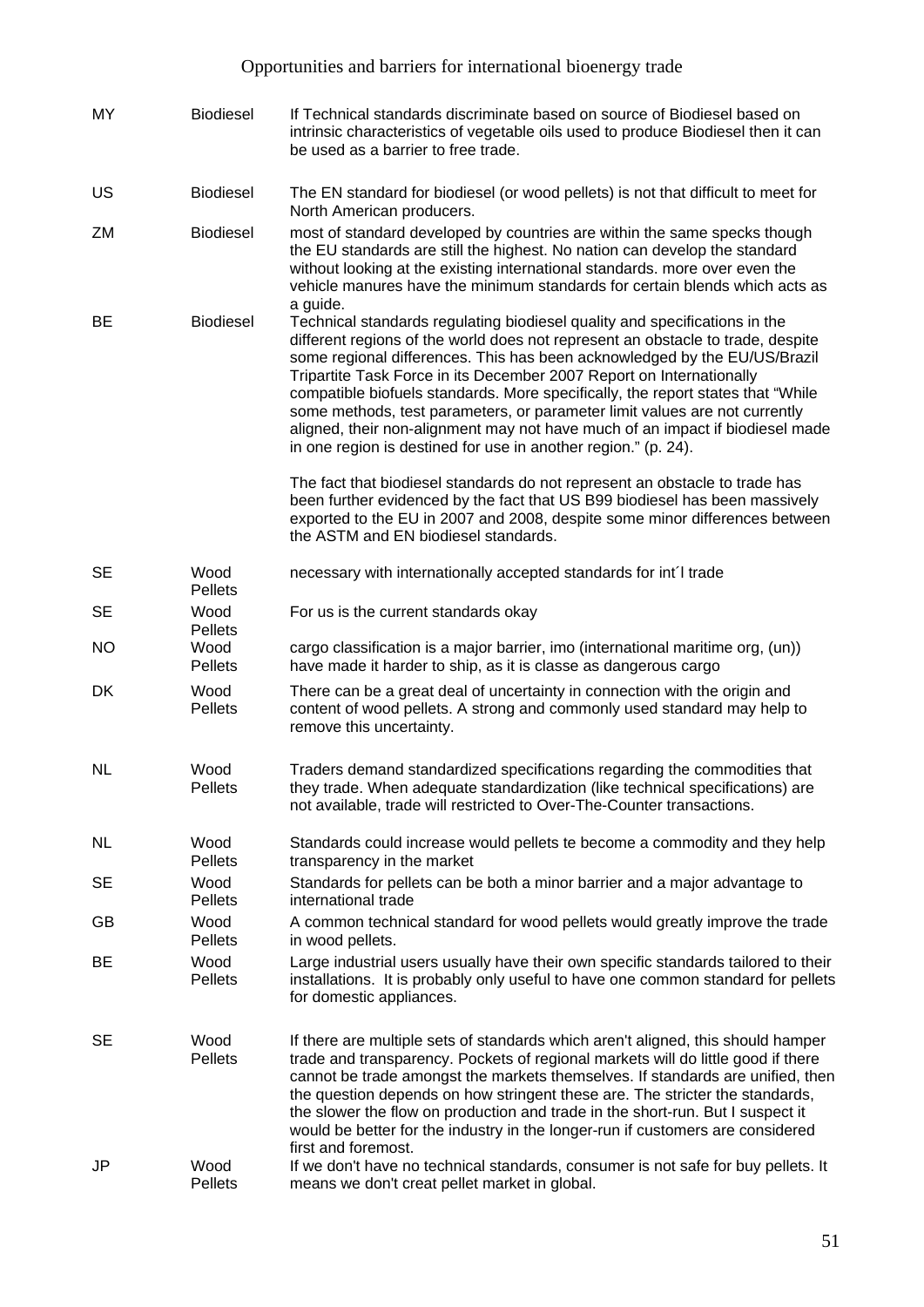| | | |
|---|---|---|
| MY | Biodiesel | If Technical standards discriminate based on source of Biodiesel based on intrinsic characteristics of vegetable oils used to produce Biodiesel then it can be used as a barrier to free trade. |
| US | Biodiesel | The EN standard for biodiesel (or wood pellets) is not that difficult to meet for North American producers. |
| ZM | Biodiesel | most of standard developed by countries are within the same specks though the EU standards are still the highest. No nation can develop the standard without looking at the existing international standards. more over even the vehicle manures have the minimum standards for certain blends which acts as a guide. |
| BE | Biodiesel | Technical standards regulating biodiesel quality and specifications in the different regions of the world does not represent an obstacle to trade, despite some regional differences. This has been acknowledged by the EU/US/Brazil Tripartite Task Force in its December 2007 Report on Internationally compatible biofuels standards. More specifically, the report states that "While some methods, test parameters, or parameter limit values are not currently aligned, their non-alignment may not have much of an impact if biodiesel made in one region is destined for use in another region." (p. 24).<br><br>The fact that biodiesel standards do not represent an obstacle to trade has been further evidenced by the fact that US B99 biodiesel has been massively exported to the EU in 2007 and 2008, despite some minor differences between the ASTM and EN biodiesel standards. |
| SE | Wood Pellets | necessary with internationally accepted standards for int´l trade |
| SE | Wood Pellets | For us is the current standards okay |
| NO | Wood Pellets | cargo classification is a major barrier, imo (international maritime org, (un)) have made it harder to ship, as it is classe as dangerous cargo |
| DK | Wood Pellets | There can be a great deal of uncertainty in connection with the origin and content of wood pellets. A strong and commonly used standard may help to remove this uncertainty. |
| NL | Wood Pellets | Traders demand standardized specifications regarding the commodities that they trade. When adequate standardization (like technical specifications) are not available, trade will restricted to Over-The-Counter transactions. |
| NL | Wood Pellets | Standards could increase would pellets te become a commodity and they help transparency in the market |
| SE | Wood Pellets | Standards for pellets can be both a minor barrier and a major advantage to international trade |
| GB | Wood Pellets | A common technical standard for wood pellets would greatly improve the trade in wood pellets. |
| BE | Wood Pellets | Large industrial users usually have their own specific standards tailored to their installations. It is probably only useful to have one common standard for pellets for domestic appliances. |
| SE | Wood Pellets | If there are multiple sets of standards which aren't aligned, this should hamper trade and transparency. Pockets of regional markets will do little good if there cannot be trade amongst the markets themselves. If standards are unified, then the question depends on how stringent these are. The stricter the standards, the slower the flow on production and trade in the short-run. But I suspect it would be better for the industry in the longer-run if customers are considered first and foremost. |
| JP | Wood Pellets | If we don't have no technical standards, consumer is not safe for buy pellets. It means we don't creat pellet market in global. |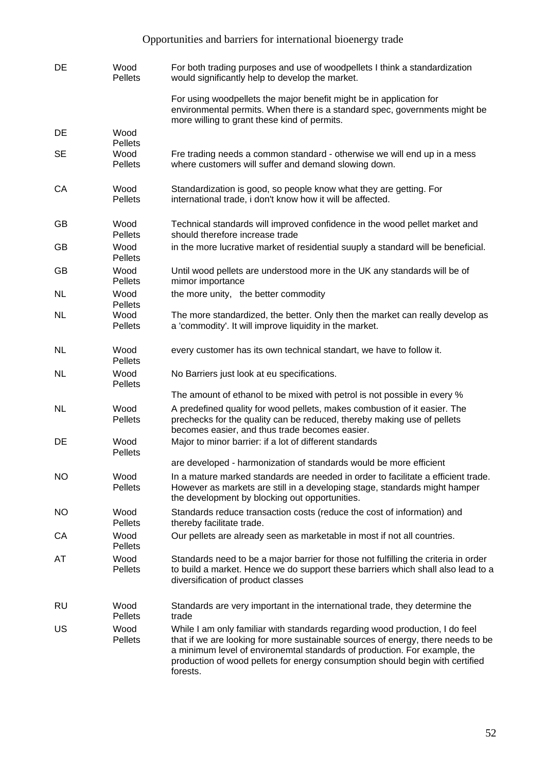| | | |
|---|---|---|
| DE | Wood Pellets | For both trading purposes and use of woodpellets I think a standardization would significantly help to develop the market. For using woodpellets the major benefit might be in application for environmental permits. When there is a standard spec, governments might be more willing to grant these kind of permits. |
| DE | Wood Pellets | |
| SE | Wood Pellets | Fre trading needs a common standard - otherwise we will end up in a mess where customers will suffer and demand slowing down. |
| CA | Wood Pellets | Standardization is good, so people know what they are getting. For international trade, i don't know how it will be affected. |
| GB | Wood Pellets | Technical standards will improved confidence in the wood pellet market and should therefore increase trade |
| GB | Wood Pellets | in the more lucrative market of residential suuply a standard will be beneficial. |
| GB | Wood Pellets | Until wood pellets are understood more in the UK any standards will be of mimor importance |
| NL | Wood Pellets | the more unity, the better commodity |
| NL | Wood Pellets | The more standardized, the better. Only then the market can really develop as a 'commodity'. It will improve liquidity in the market. |
| NL | Wood Pellets | every customer has its own technical standart, we have to follow it. |
| NL | Wood Pellets | No Barriers just look at eu specifications. The amount of ethanol to be mixed with petrol is not possible in every % |
| NL | Wood Pellets | A predefined quality for wood pellets, makes combustion of it easier. The prechecks for the quality can be reduced, thereby making use of pellets becomes easier, and thus trade becomes easier. |
| DE | Wood Pellets | Major to minor barrier: if a lot of different standards are developed - harmonization of standards would be more efficient |
| NO | Wood Pellets | In a mature marked standards are needed in order to facilitate a efficient trade. However as markets are still in a developing stage, standards might hamper the development by blocking out opportunities. |
| NO | Wood Pellets | Standards reduce transaction costs (reduce the cost of information) and thereby facilitate trade. |
| CA | Wood Pellets | Our pellets are already seen as marketable in most if not all countries. |
| AT | Wood Pellets | Standards need to be a major barrier for those not fulfilling the criteria in order to build a market. Hence we do support these barriers which shall also lead to a diversification of product classes |
| RU | Wood Pellets | Standards are very important in the international trade, they determine the trade |
| US | Wood Pellets | While I am only familiar with standards regarding wood production, I do feel that if we are looking for more sustainable sources of energy, there needs to be a minimum level of environemtal standards of production. For example, the production of wood pellets for energy consumption should begin with certified forests. |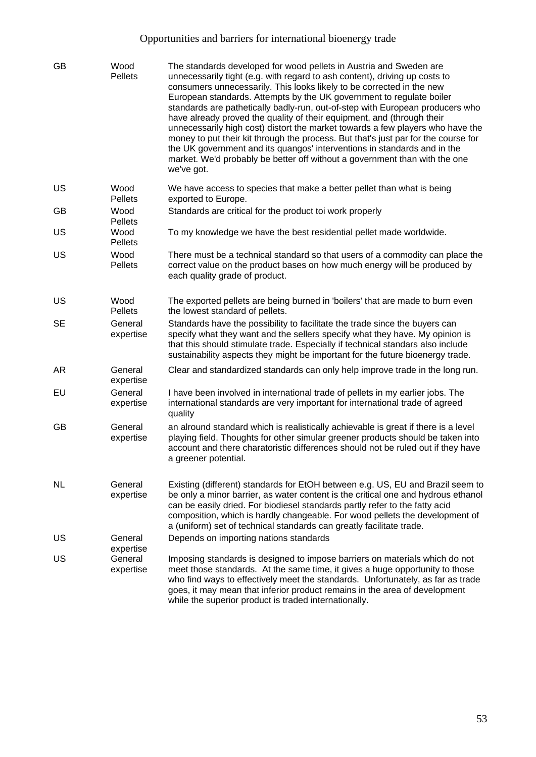| | | |
|---|---|---|
| GB | Wood Pellets | The standards developed for wood pellets in Austria and Sweden are unnecessarily tight (e.g. with regard to ash content), driving up costs to consumers unnecessarily. This looks likely to be corrected in the new European standards. Attempts by the UK government to regulate boiler standards are pathetically badly-run, out-of-step with European producers who have already proved the quality of their equipment, and (through their unnecessarily high cost) distort the market towards a few players who have the money to put their kit through the process. But that's just par for the course for the UK government and its quangos' interventions in standards and in the market. We'd probably be better off without a government than with the one we've got. |
| US | Wood Pellets | We have access to species that make a better pellet than what is being exported to Europe. |
| GB | Wood Pellets | Standards are critical for the product toi work properly |
| US | Wood Pellets | To my knowledge we have the best residential pellet made worldwide. |
| US | Wood Pellets | There must be a technical standard so that users of a commodity can place the correct value on the product bases on how much energy will be produced by each quality grade of product. |
| US | Wood Pellets | The exported pellets are being burned in 'boilers' that are made to burn even the lowest standard of pellets. |
| SE | General expertise | Standards have the possibility to facilitate the trade since the buyers can specify what they want and the sellers specify what they have. My opinion is that this should stimulate trade. Especially if technical standars also include sustainability aspects they might be important for the future bioenergy trade. |
| AR | General expertise | Clear and standardized standards can only help improve trade in the long run. |
| EU | General expertise | I have been involved in international trade of pellets in my earlier jobs. The international standards are very important for international trade of agreed quality |
| GB | General expertise | an alround standard which is realistically achievable is great if there is a level playing field. Thoughts for other simular greener products should be taken into account and there charatoristic differences should not be ruled out if they have a greener potential. |
| NL | General expertise | Existing (different) standards for EtOH between e.g. US, EU and Brazil seem to be only a minor barrier, as water content is the critical one and hydrous ethanol can be easily dried. For biodiesel standards partly refer to the fatty acid composition, which is hardly changeable. For wood pellets the development of a (uniform) set of technical standards can greatly facilitate trade. |
| US | General expertise | Depends on importing nations standards |
| US | General expertise | Imposing standards is designed to impose barriers on materials which do not meet those standards. At the same time, it gives a huge opportunity to those who find ways to effectively meet the standards. Unfortunately, as far as trade goes, it may mean that inferior product remains in the area of development while the superior product is traded internationally. |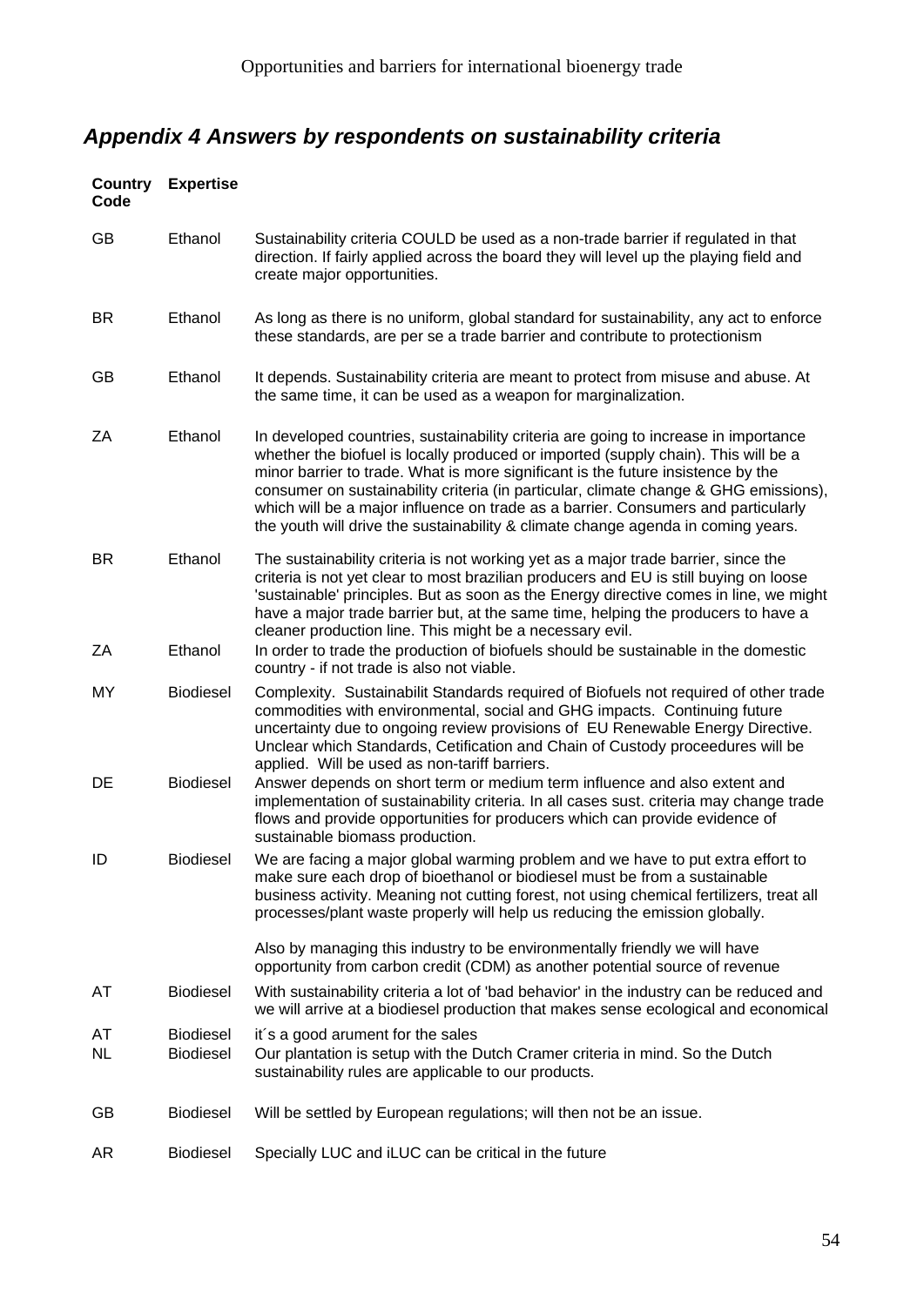## *Appendix 4 Answers by respondents on sustainability criteria*

| Country Code | Expertise | |
|---|---|---|
| GB | Ethanol | Sustainability criteria COULD be used as a non-trade barrier if regulated in that direction. If fairly applied across the board they will level up the playing field and create major opportunities. |
| BR | Ethanol | As long as there is no uniform, global standard for sustainability, any act to enforce these standards, are per se a trade barrier and contribute to protectionism |
| GB | Ethanol | It depends. Sustainability criteria are meant to protect from misuse and abuse. At the same time, it can be used as a weapon for marginalization. |
| ZA | Ethanol | In developed countries, sustainability criteria are going to increase in importance whether the biofuel is locally produced or imported (supply chain). This will be a minor barrier to trade. What is more significant is the future insistence by the consumer on sustainability criteria (in particular, climate change & GHG emissions), which will be a major influence on trade as a barrier. Consumers and particularly the youth will drive the sustainability & climate change agenda in coming years. |
| BR | Ethanol | The sustainability criteria is not working yet as a major trade barrier, since the criteria is not yet clear to most brazilian producers and EU is still buying on loose 'sustainable' principles. But as soon as the Energy directive comes in line, we might have a major trade barrier but, at the same time, helping the producers to have a cleaner production line. This might be a necessary evil. |
| ZA | Ethanol | In order to trade the production of biofuels should be sustainable in the domestic country - if not trade is also not viable. |
| MY | Biodiesel | Complexity. Sustainabilit Standards required of Biofuels not required of other trade commodities with environmental, social and GHG impacts. Continuing future uncertainty due to ongoing review provisions of EU Renewable Energy Directive. Unclear which Standards, Cetification and Chain of Custody proceedures will be applied. Will be used as non-tariff barriers. |
| DE | Biodiesel | Answer depends on short term or medium term influence and also extent and implementation of sustainability criteria. In all cases sust. criteria may change trade flows and provide opportunities for producers which can provide evidence of sustainable biomass production. |
| ID | Biodiesel | We are facing a major global warming problem and we have to put extra effort to make sure each drop of bioethanol or biodiesel must be from a sustainable business activity. Meaning not cutting forest, not using chemical fertilizers, treat all processes/plant waste properly will help us reducing the emission globally. Also by managing this industry to be environmentally friendly we will have opportunity from carbon credit (CDM) as another potential source of revenue |
| AT | Biodiesel | With sustainability criteria a lot of 'bad behavior' in the industry can be reduced and we will arrive at a biodiesel production that makes sense ecological and economical |
| AT | Biodiesel | it´s a good arument for the sales |
| NL | Biodiesel | Our plantation is setup with the Dutch Cramer criteria in mind. So the Dutch sustainability rules are applicable to our products. |
| GB | Biodiesel | Will be settled by European regulations; will then not be an issue. |
| AR | Biodiesel | Specially LUC and iLUC can be critical in the future |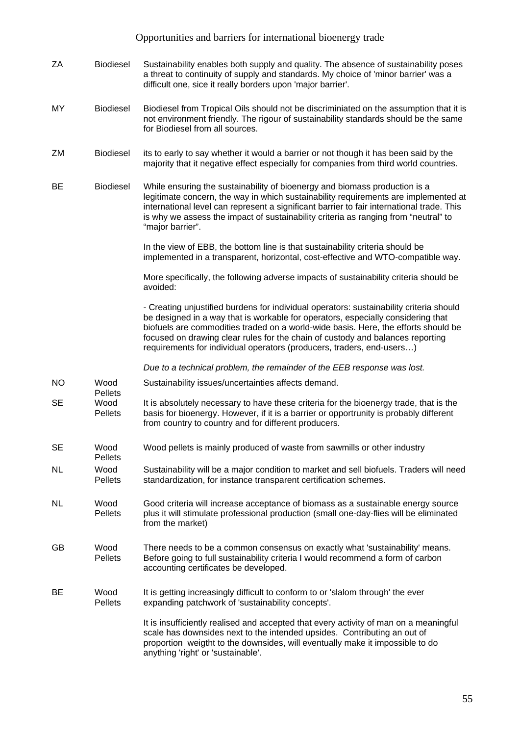| | | |
|---|---|---|
| ZA | Biodiesel | Sustainability enables both supply and quality. The absence of sustainability poses a threat to continuity of supply and standards. My choice of 'minor barrier' was a difficult one, sice it really borders upon 'major barrier'. |
| MY | Biodiesel | Biodiesel from Tropical Oils should not be discriminiated on the assumption that it is not environment friendly. The rigour of sustainability standards should be the same for Biodiesel from all sources. |
| ZM | Biodiesel | its to early to say whether it would a barrier or not though it has been said by the majority that it negative effect especially for companies from third world countries. |
| BE | Biodiesel | While ensuring the sustainability of bioenergy and biomass production is a legitimate concern, the way in which sustainability requirements are implemented at international level can represent a significant barrier to fair international trade. This is why we assess the impact of sustainability criteria as ranging from "neutral" to "major barrier".<br><br>In the view of EBB, the bottom line is that sustainability criteria should be implemented in a transparent, horizontal, cost-effective and WTO-compatible way.<br><br>More specifically, the following adverse impacts of sustainability criteria should be avoided:<br><br>- Creating unjustified burdens for individual operators: sustainability criteria should be designed in a way that is workable for operators, especially considering that biofuels are commodities traded on a world-wide basis. Here, the efforts should be focused on drawing clear rules for the chain of custody and balances reporting requirements for individual operators (producers, traders, end-users…)<br><br>*Due to a technical problem, the remainder of the EEB response was lost.* |
| NO | Wood Pellets | Sustainability issues/uncertainties affects demand. |
| SE | Wood Pellets | It is absolutely necessary to have these criteria for the bioenergy trade, that is the basis for bioenergy. However, if it is a barrier or opportrunity is probably different from country to country and for different producers. |
| SE | Wood Pellets | Wood pellets is mainly produced of waste from sawmills or other industry |
| NL | Wood Pellets | Sustainability will be a major condition to market and sell biofuels. Traders will need standardization, for instance transparent certification schemes. |
| NL | Wood Pellets | Good criteria will increase acceptance of biomass as a sustainable energy source plus it will stimulate professional production (small one-day-flies will be eliminated from the market) |
| GB | Wood Pellets | There needs to be a common consensus on exactly what 'sustainability' means. Before going to full sustainability criteria I would recommend a form of carbon accounting certificates be developed. |
| BE | Wood Pellets | It is getting increasingly difficult to conform to or 'slalom through' the ever expanding patchwork of 'sustainability concepts'.<br><br>It is insufficiently realised and accepted that every activity of man on a meaningful scale has downsides next to the intended upsides. Contributing an out of proportion weigtht to the downsides, will eventually make it impossible to do anything 'right' or 'sustainable'. |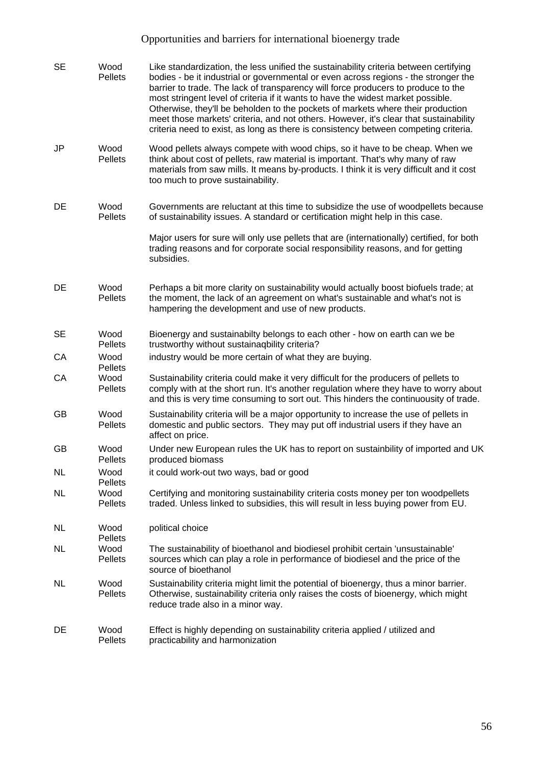| | | |
|---|---|---|
| SE | Wood Pellets | Like standardization, the less unified the sustainability criteria between certifying bodies - be it industrial or governmental or even across regions - the stronger the barrier to trade. The lack of transparency will force producers to produce to the most stringent level of criteria if it wants to have the widest market possible. Otherwise, they'll be beholden to the pockets of markets where their production meet those markets' criteria, and not others. However, it's clear that sustainability criteria need to exist, as long as there is consistency between competing criteria. |
| JP | Wood Pellets | Wood pellets always compete with wood chips, so it have to be cheap. When we think about cost of pellets, raw material is important. That's why many of raw materials from saw mills. It means by-products. I think it is very difficult and it cost too much to prove sustainability. |
| DE | Wood Pellets | Governments are reluctant at this time to subsidize the use of woodpellets because of sustainability issues. A standard or certification might help in this case.<br><br>Major users for sure will only use pellets that are (internationally) certified, for both trading reasons and for corporate social responsibility reasons, and for getting subsidies. |
| DE | Wood Pellets | Perhaps a bit more clarity on sustainability would actually boost biofuels trade; at the moment, the lack of an agreement on what's sustainable and what's not is hampering the development and use of new products. |
| SE | Wood Pellets | Bioenergy and sustainabilty belongs to each other - how on earth can we be trustworthy without sustainaqbility criteria? |
| CA | Wood Pellets | industry would be more certain of what they are buying. |
| CA | Wood Pellets | Sustainability criteria could make it very difficult for the producers of pellets to comply with at the short run. It's another regulation where they have to worry about and this is very time consuming to sort out. This hinders the continuousity of trade. |
| GB | Wood Pellets | Sustainability criteria will be a major opportunity to increase the use of pellets in domestic and public sectors. They may put off industrial users if they have an affect on price. |
| GB | Wood Pellets | Under new European rules the UK has to report on sustainbility of imported and UK produced biomass |
| NL | Wood Pellets | it could work-out two ways, bad or good |
| NL | Wood Pellets | Certifying and monitoring sustainability criteria costs money per ton woodpellets traded. Unless linked to subsidies, this will result in less buying power from EU. |
| NL | Wood Pellets | political choice |
| NL | Wood Pellets | The sustainability of bioethanol and biodiesel prohibit certain 'unsustainable' sources which can play a role in performance of biodiesel and the price of the source of bioethanol |
| NL | Wood Pellets | Sustainability criteria might limit the potential of bioenergy, thus a minor barrier. Otherwise, sustainability criteria only raises the costs of bioenergy, which might reduce trade also in a minor way. |
| DE | Wood Pellets | Effect is highly depending on sustainability criteria applied / utilized and practicability and harmonization |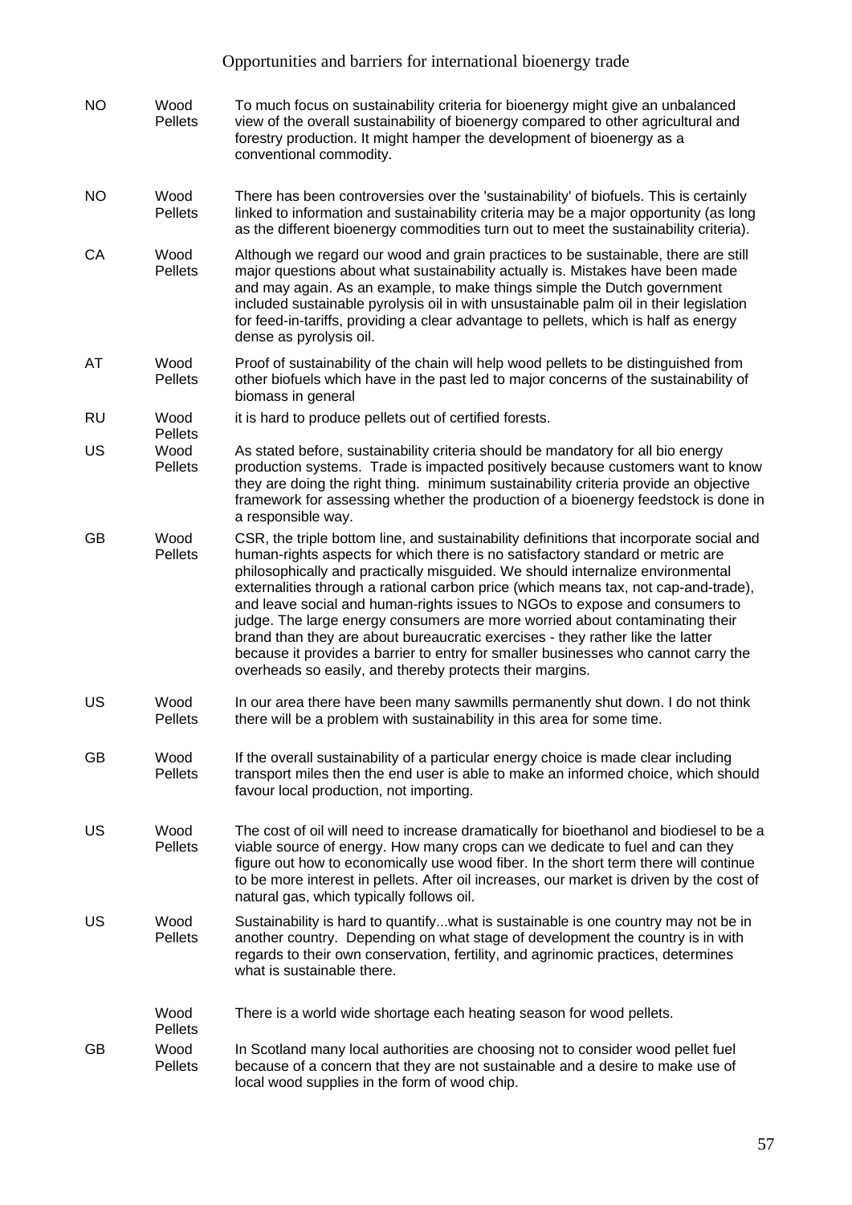| | | |
|---|---|---|
| NO | Wood Pellets | To much focus on sustainability criteria for bioenergy might give an unbalanced view of the overall sustainability of bioenergy compared to other agricultural and forestry production. It might hamper the development of bioenergy as a conventional commodity. |
| NO | Wood Pellets | There has been controversies over the 'sustainability' of biofuels. This is certainly linked to information and sustainability criteria may be a major opportunity (as long as the different bioenergy commodities turn out to meet the sustainability criteria). |
| CA | Wood Pellets | Although we regard our wood and grain practices to be sustainable, there are still major questions about what sustainability actually is. Mistakes have been made and may again. As an example, to make things simple the Dutch government included sustainable pyrolysis oil in with unsustainable palm oil in their legislation for feed-in-tariffs, providing a clear advantage to pellets, which is half as energy dense as pyrolysis oil. |
| AT | Wood Pellets | Proof of sustainability of the chain will help wood pellets to be distinguished from other biofuels which have in the past led to major concerns of the sustainability of biomass in general |
| RU | Wood Pellets | it is hard to produce pellets out of certified forests. |
| US | Wood Pellets | As stated before, sustainability criteria should be mandatory for all bio energy production systems. Trade is impacted positively because customers want to know they are doing the right thing. minimum sustainability criteria provide an objective framework for assessing whether the production of a bioenergy feedstock is done in a responsible way. |
| GB | Wood Pellets | CSR, the triple bottom line, and sustainability definitions that incorporate social and human-rights aspects for which there is no satisfactory standard or metric are philosophically and practically misguided. We should internalize environmental externalities through a rational carbon price (which means tax, not cap-and-trade), and leave social and human-rights issues to NGOs to expose and consumers to judge. The large energy consumers are more worried about contaminating their brand than they are about bureaucratic exercises - they rather like the latter because it provides a barrier to entry for smaller businesses who cannot carry the overheads so easily, and thereby protects their margins. |
| US | Wood Pellets | In our area there have been many sawmills permanently shut down. I do not think there will be a problem with sustainability in this area for some time. |
| GB | Wood Pellets | If the overall sustainability of a particular energy choice is made clear including transport miles then the end user is able to make an informed choice, which should favour local production, not importing. |
| US | Wood Pellets | The cost of oil will need to increase dramatically for bioethanol and biodiesel to be a viable source of energy. How many crops can we dedicate to fuel and can they figure out how to economically use wood fiber. In the short term there will continue to be more interest in pellets. After oil increases, our market is driven by the cost of natural gas, which typically follows oil. |
| US | Wood Pellets | Sustainability is hard to quantify...what is sustainable is one country may not be in another country. Depending on what stage of development the country is in with regards to their own conservation, fertility, and agrinomic practices, determines what is sustainable there. |
| | Wood Pellets | There is a world wide shortage each heating season for wood pellets. |
| GB | Wood Pellets | In Scotland many local authorities are choosing not to consider wood pellet fuel because of a concern that they are not sustainable and a desire to make use of local wood supplies in the form of wood chip. |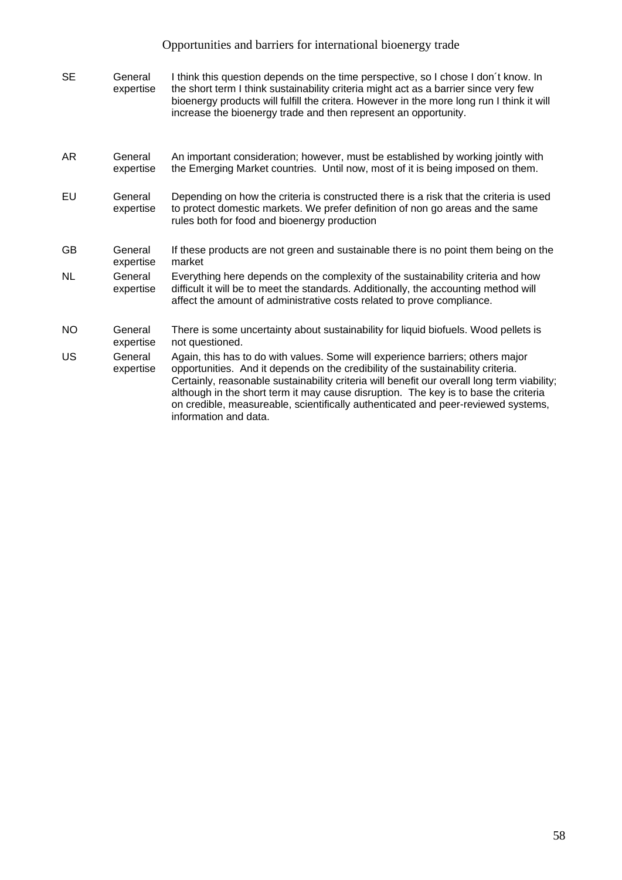| | | |
|---|---|---|
| SE | General expertise | I think this question depends on the time perspective, so I chose I don´t know. In the short term I think sustainability criteria might act as a barrier since very few bioenergy products will fulfill the critera. However in the more long run I think it will increase the bioenergy trade and then represent an opportunity. |
| AR | General expertise | An important consideration; however, must be established by working jointly with the Emerging Market countries. Until now, most of it is being imposed on them. |
| EU | General expertise | Depending on how the criteria is constructed there is a risk that the criteria is used to protect domestic markets. We prefer definition of non go areas and the same rules both for food and bioenergy production |
| GB | General expertise | If these products are not green and sustainable there is no point them being on the market |
| NL | General expertise | Everything here depends on the complexity of the sustainability criteria and how difficult it will be to meet the standards. Additionally, the accounting method will affect the amount of administrative costs related to prove compliance. |
| NO | General expertise | There is some uncertainty about sustainability for liquid biofuels. Wood pellets is not questioned. |
| US | General expertise | Again, this has to do with values. Some will experience barriers; others major opportunities. And it depends on the credibility of the sustainability criteria. Certainly, reasonable sustainability criteria will benefit our overall long term viability; although in the short term it may cause disruption. The key is to base the criteria on credible, measureable, scientifically authenticated and peer-reviewed systems, information and data. |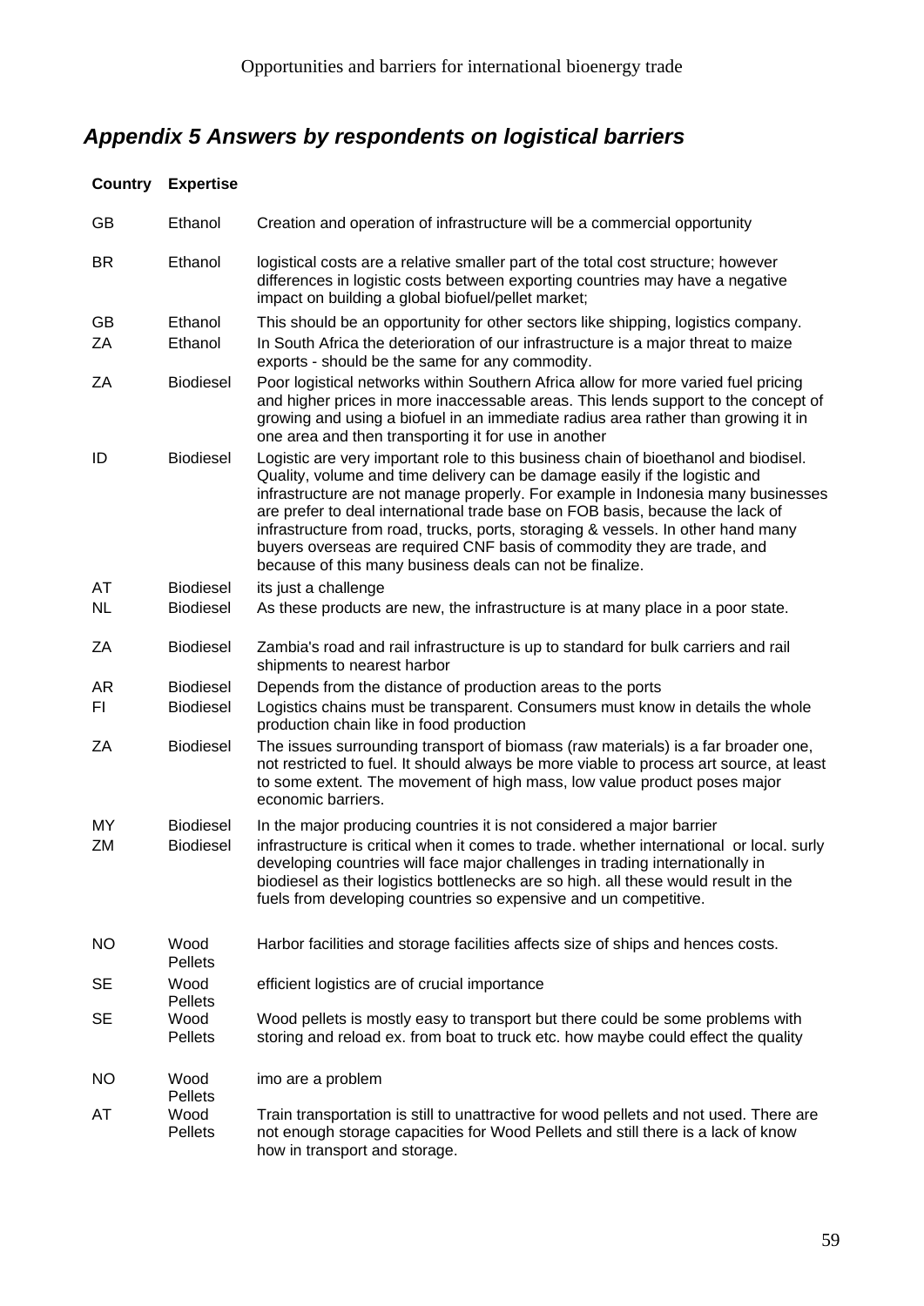## *Appendix 5 Answers by respondents on logistical barriers*

| Country | Expertise | |
|---|---|---|
| GB | Ethanol | Creation and operation of infrastructure will be a commercial opportunity |
| BR | Ethanol | logistical costs are a relative smaller part of the total cost structure; however differences in logistic costs between exporting countries may have a negative impact on building a global biofuel/pellet market; |
| GB | Ethanol | This should be an opportunity for other sectors like shipping, logistics company. |
| ZA | Ethanol | In South Africa the deterioration of our infrastructure is a major threat to maize exports - should be the same for any commodity. |
| ZA | Biodiesel | Poor logistical networks within Southern Africa allow for more varied fuel pricing and higher prices in more inaccessable areas. This lends support to the concept of growing and using a biofuel in an immediate radius area rather than growing it in one area and then transporting it for use in another |
| ID | Biodiesel | Logistic are very important role to this business chain of bioethanol and biodisel. Quality, volume and time delivery can be damage easily if the logistic and infrastructure are not manage properly. For example in Indonesia many businesses are prefer to deal international trade base on FOB basis, because the lack of infrastructure from road, trucks, ports, storaging & vessels. In other hand many buyers overseas are required CNF basis of commodity they are trade, and because of this many business deals can not be finalize. |
| AT | Biodiesel | its just a challenge |
| NL | Biodiesel | As these products are new, the infrastructure is at many place in a poor state. |
| ZA | Biodiesel | Zambia's road and rail infrastructure is up to standard for bulk carriers and rail shipments to nearest harbor |
| AR | Biodiesel | Depends from the distance of production areas to the ports |
| FI | Biodiesel | Logistics chains must be transparent. Consumers must know in details the whole production chain like in food production |
| ZA | Biodiesel | The issues surrounding transport of biomass (raw materials) is a far broader one, not restricted to fuel. It should always be more viable to process art source, at least to some extent. The movement of high mass, low value product poses major economic barriers. |
| MY | Biodiesel | In the major producing countries it is not considered a major barrier |
| ZM | Biodiesel | infrastructure is critical when it comes to trade. whether international or local. surly developing countries will face major challenges in trading internationally in biodiesel as their logistics bottlenecks are so high. all these would result in the fuels from developing countries so expensive and un competitive. |
| NO | Wood Pellets | Harbor facilities and storage facilities affects size of ships and hences costs. |
| SE | Wood Pellets | efficient logistics are of crucial importance |
| SE | Wood Pellets | Wood pellets is mostly easy to transport but there could be some problems with storing and reload ex. from boat to truck etc. how maybe could effect the quality |
| NO | Wood Pellets | imo are a problem |
| AT | Wood Pellets | Train transportation is still to unattractive for wood pellets and not used. There are not enough storage capacities for Wood Pellets and still there is a lack of know how in transport and storage. |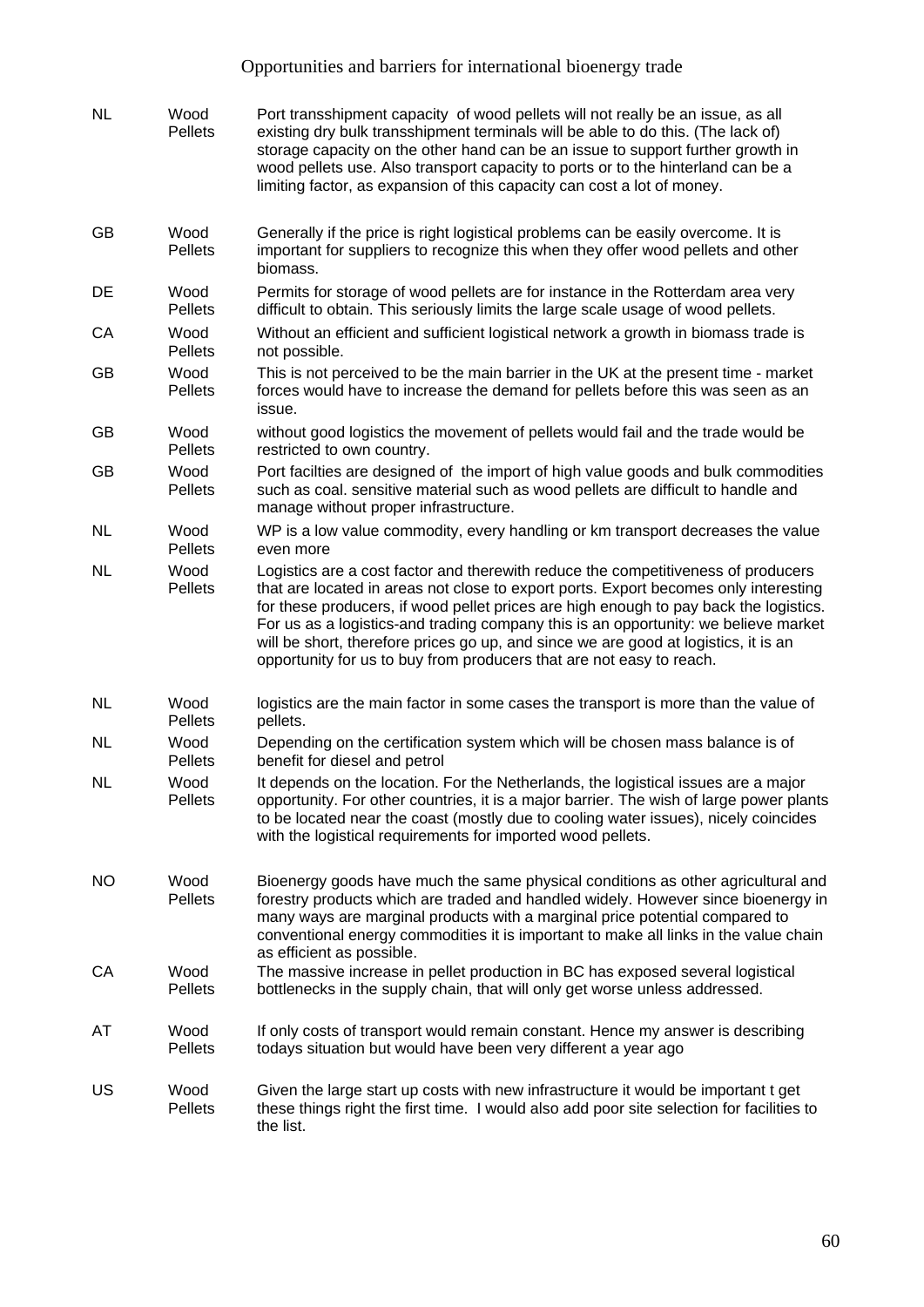| | | |
|---|---|---|
| NL | Wood Pellets | Port transshipment capacity of wood pellets will not really be an issue, as all existing dry bulk transshipment terminals will be able to do this. (The lack of) storage capacity on the other hand can be an issue to support further growth in wood pellets use. Also transport capacity to ports or to the hinterland can be a limiting factor, as expansion of this capacity can cost a lot of money. |
| GB | Wood Pellets | Generally if the price is right logistical problems can be easily overcome. It is important for suppliers to recognize this when they offer wood pellets and other biomass. |
| DE | Wood Pellets | Permits for storage of wood pellets are for instance in the Rotterdam area very difficult to obtain. This seriously limits the large scale usage of wood pellets. |
| CA | Wood Pellets | Without an efficient and sufficient logistical network a growth in biomass trade is not possible. |
| GB | Wood Pellets | This is not perceived to be the main barrier in the UK at the present time - market forces would have to increase the demand for pellets before this was seen as an issue. |
| GB | Wood Pellets | without good logistics the movement of pellets would fail and the trade would be restricted to own country. |
| GB | Wood Pellets | Port facilties are designed of the import of high value goods and bulk commodities such as coal. sensitive material such as wood pellets are difficult to handle and manage without proper infrastructure. |
| NL | Wood Pellets | WP is a low value commodity, every handling or km transport decreases the value even more |
| NL | Wood Pellets | Logistics are a cost factor and therewith reduce the competitiveness of producers that are located in areas not close to export ports. Export becomes only interesting for these producers, if wood pellet prices are high enough to pay back the logistics. For us as a logistics-and trading company this is an opportunity: we believe market will be short, therefore prices go up, and since we are good at logistics, it is an opportunity for us to buy from producers that are not easy to reach. |
| NL | Wood Pellets | logistics are the main factor in some cases the transport is more than the value of pellets. |
| NL | Wood Pellets | Depending on the certification system which will be chosen mass balance is of benefit for diesel and petrol |
| NL | Wood Pellets | It depends on the location. For the Netherlands, the logistical issues are a major opportunity. For other countries, it is a major barrier. The wish of large power plants to be located near the coast (mostly due to cooling water issues), nicely coincides with the logistical requirements for imported wood pellets. |
| NO | Wood Pellets | Bioenergy goods have much the same physical conditions as other agricultural and forestry products which are traded and handled widely. However since bioenergy in many ways are marginal products with a marginal price potential compared to conventional energy commodities it is important to make all links in the value chain as efficient as possible. |
| CA | Wood Pellets | The massive increase in pellet production in BC has exposed several logistical bottlenecks in the supply chain, that will only get worse unless addressed. |
| AT | Wood Pellets | If only costs of transport would remain constant. Hence my answer is describing todays situation but would have been very different a year ago |
| US | Wood Pellets | Given the large start up costs with new infrastructure it would be important t get these things right the first time. I would also add poor site selection for facilities to the list. |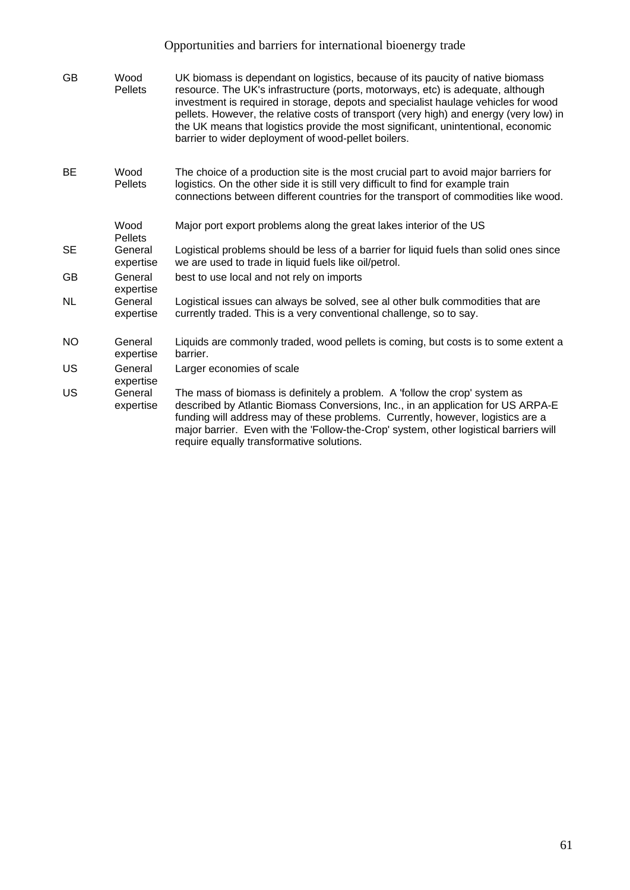| | | |
|---|---|---|
| GB | Wood Pellets | UK biomass is dependant on logistics, because of its paucity of native biomass resource. The UK's infrastructure (ports, motorways, etc) is adequate, although investment is required in storage, depots and specialist haulage vehicles for wood pellets. However, the relative costs of transport (very high) and energy (very low) in the UK means that logistics provide the most significant, unintentional, economic barrier to wider deployment of wood-pellet boilers. |
| BE | Wood Pellets | The choice of a production site is the most crucial part to avoid major barriers for logistics. On the other side it is still very difficult to find for example train connections between different countries for the transport of commodities like wood. |
| | Wood Pellets | Major port export problems along the great lakes interior of the US |
| SE | General expertise | Logistical problems should be less of a barrier for liquid fuels than solid ones since we are used to trade in liquid fuels like oil/petrol. |
| GB | General expertise | best to use local and not rely on imports |
| NL | General expertise | Logistical issues can always be solved, see al other bulk commodities that are currently traded. This is a very conventional challenge, so to say. |
| NO | General expertise | Liquids are commonly traded, wood pellets is coming, but costs is to some extent a barrier. |
| US | General expertise | Larger economies of scale |
| US | General expertise | The mass of biomass is definitely a problem. A 'follow the crop' system as described by Atlantic Biomass Conversions, Inc., in an application for US ARPA-E funding will address may of these problems. Currently, however, logistics are a major barrier. Even with the 'Follow-the-Crop' system, other logistical barriers will require equally transformative solutions. |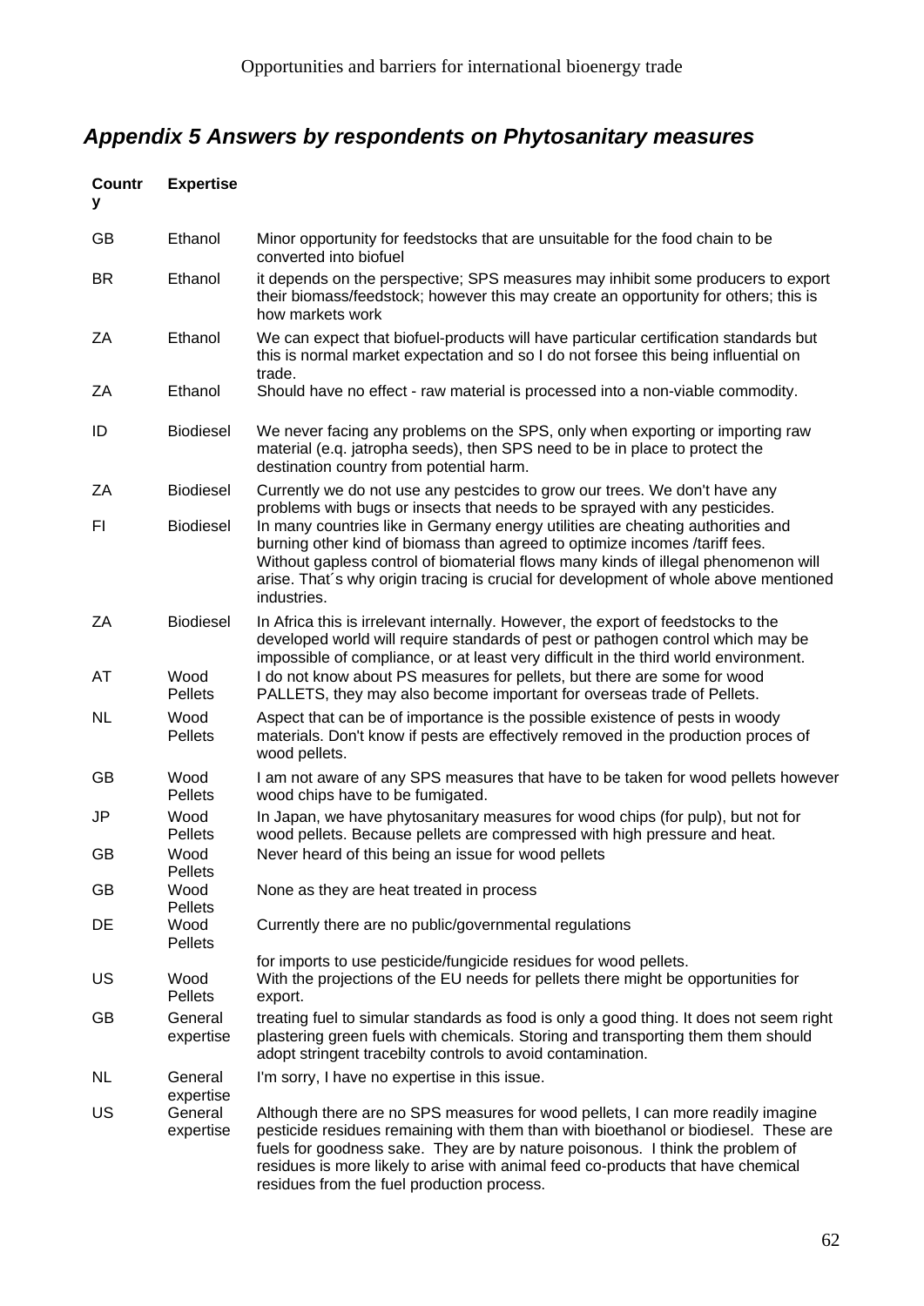## *Appendix 5 Answers by respondents on Phytosanitary measures*

| Country | Expertise | |
|---|---|---|
| GB | Ethanol | Minor opportunity for feedstocks that are unsuitable for the food chain to be converted into biofuel |
| BR | Ethanol | it depends on the perspective; SPS measures may inhibit some producers to export their biomass/feedstock; however this may create an opportunity for others; this is how markets work |
| ZA | Ethanol | We can expect that biofuel-products will have particular certification standards but this is normal market expectation and so I do not forsee this being influential on trade. |
| ZA | Ethanol | Should have no effect - raw material is processed into a non-viable commodity. |
| ID | Biodiesel | We never facing any problems on the SPS, only when exporting or importing raw material (e.q. jatropha seeds), then SPS need to be in place to protect the destination country from potential harm. |
| ZA | Biodiesel | Currently we do not use any pestcides to grow our trees. We don't have any problems with bugs or insects that needs to be sprayed with any pesticides. |
| FI | Biodiesel | In many countries like in Germany energy utilities are cheating authorities and burning other kind of biomass than agreed to optimize incomes /tariff fees. Without gapless control of biomaterial flows many kinds of illegal phenomenon will arise. That´s why origin tracing is crucial for development of whole above mentioned industries. |
| ZA | Biodiesel | In Africa this is irrelevant internally. However, the export of feedstocks to the developed world will require standards of pest or pathogen control which may be impossible of compliance, or at least very difficult in the third world environment. |
| AT | Wood Pellets | I do not know about PS measures for pellets, but there are some for wood PALLETS, they may also become important for overseas trade of Pellets. |
| NL | Wood Pellets | Aspect that can be of importance is the possible existence of pests in woody materials. Don't know if pests are effectively removed in the production proces of wood pellets. |
| GB | Wood Pellets | I am not aware of any SPS measures that have to be taken for wood pellets however wood chips have to be fumigated. |
| JP | Wood Pellets | In Japan, we have phytosanitary measures for wood chips (for pulp), but not for wood pellets. Because pellets are compressed with high pressure and heat. |
| GB | Wood Pellets | Never heard of this being an issue for wood pellets |
| GB | Wood Pellets | None as they are heat treated in process |
| DE | Wood Pellets | Currently there are no public/governmental regulations for imports to use pesticide/fungicide residues for wood pellets. |
| US | Wood Pellets | With the projections of the EU needs for pellets there might be opportunities for export. |
| GB | General expertise | treating fuel to simular standards as food is only a good thing. It does not seem right plastering green fuels with chemicals. Storing and transporting them them should adopt stringent tracebilty controls to avoid contamination. |
| NL | General expertise | I'm sorry, I have no expertise in this issue. |
| US | General expertise | Although there are no SPS measures for wood pellets, I can more readily imagine pesticide residues remaining with them than with bioethanol or biodiesel. These are fuels for goodness sake. They are by nature poisonous. I think the problem of residues is more likely to arise with animal feed co-products that have chemical residues from the fuel production process. |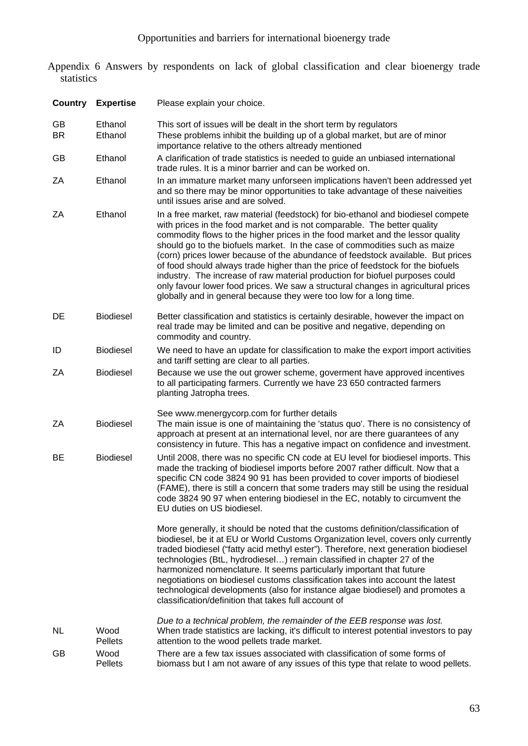Appendix 6 Answers by respondents on lack of global classification and clear bioenergy trade statistics

| Country | Expertise | Please explain your choice. |
|---|---|---|
| GB | Ethanol | This sort of issues will be dealt in the short term by regulators |
| BR | Ethanol | These problems inhibit the building up of a global market, but are of minor importance relative to the others altready mentioned |
| GB | Ethanol | A clarification of trade statistics is needed to guide an unbiased international trade rules. It is a minor barrier and can be worked on. |
| ZA | Ethanol | In an immature market many unforseen implications haven't been addressed yet and so there may be minor opportunities to take advantage of these naiveities until issues arise and are solved. |
| ZA | Ethanol | In a free market, raw material (feedstock) for bio-ethanol and biodiesel compete with prices in the food market and is not comparable. The better quality commodity flows to the higher prices in the food market and the lessor quality should go to the biofuels market. In the case of commodities such as maize (corn) prices lower because of the abundance of feedstock available. But prices of food should always trade higher than the price of feedstock for the biofuels industry. The increase of raw material production for biofuel purposes could only favour lower food prices. We saw a structural changes in agricultural prices globally and in general because they were too low for a long time. |
| DE | Biodiesel | Better classification and statistics is certainly desirable, however the impact on real trade may be limited and can be positive and negative, depending on commodity and country. |
| ID | Biodiesel | We need to have an update for classification to make the export import activities and tariff setting are clear to all parties. |
| ZA | Biodiesel | Because we use the out grower scheme, goverment have approved incentives to all participating farmers. Currently we have 23 650 contracted farmers planting Jatropha trees.<br><br>See www.menergycorp.com for further details |
| ZA | Biodiesel | The main issue is one of maintaining the 'status quo'. There is no consistency of approach at present at an international level, nor are there guarantees of any consistency in future. This has a negative impact on confidence and investment. |
| BE | Biodiesel | Until 2008, there was no specific CN code at EU level for biodiesel imports. This made the tracking of biodiesel imports before 2007 rather difficult. Now that a specific CN code 3824 90 91 has been provided to cover imports of biodiesel (FAME), there is still a concern that some traders may still be using the residual code 3824 90 97 when entering biodiesel in the EC, notably to circumvent the EU duties on US biodiesel.<br><br>More generally, it should be noted that the customs definition/classification of biodiesel, be it at EU or World Customs Organization level, covers only currently traded biodiesel ("fatty acid methyl ester"). Therefore, next generation biodiesel technologies (BtL, hydrodiesel…) remain classified in chapter 27 of the harmonized nomenclature. It seems particularly important that future negotiations on biodiesel customs classification takes into account the latest technological developments (also for instance algae biodiesel) and promotes a classification/definition that takes full account of<br><br>*Due to a technical problem, the remainder of the EEB response was lost.* |
| NL | Wood Pellets | When trade statistics are lacking, it's difficult to interest potential investors to pay attention to the wood pellets trade market. |
| GB | Wood Pellets | There are a few tax issues associated with classification of some forms of biomass but I am not aware of any issues of this type that relate to wood pellets. |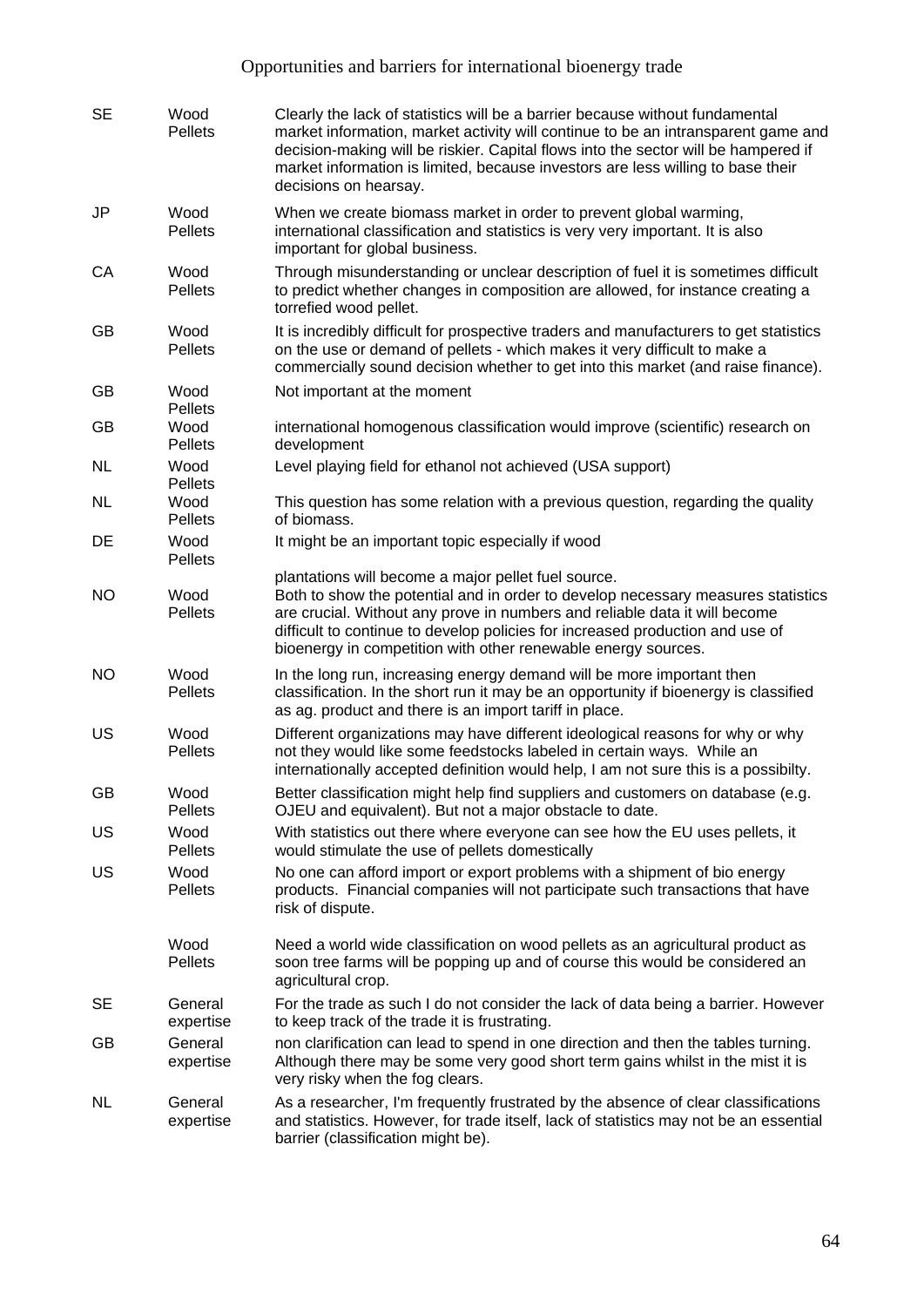| | | |
|---|---|---|
| SE | Wood Pellets | Clearly the lack of statistics will be a barrier because without fundamental market information, market activity will continue to be an intransparent game and decision-making will be riskier. Capital flows into the sector will be hampered if market information is limited, because investors are less willing to base their decisions on hearsay. |
| JP | Wood Pellets | When we create biomass market in order to prevent global warming, international classification and statistics is very very important. It is also important for global business. |
| CA | Wood Pellets | Through misunderstanding or unclear description of fuel it is sometimes difficult to predict whether changes in composition are allowed, for instance creating a torrefied wood pellet. |
| GB | Wood Pellets | It is incredibly difficult for prospective traders and manufacturers to get statistics on the use or demand of pellets - which makes it very difficult to make a commercially sound decision whether to get into this market (and raise finance). |
| GB | Wood Pellets | Not important at the moment |
| GB | Wood Pellets | international homogenous classification would improve (scientific) research on development |
| NL | Wood Pellets | Level playing field for ethanol not achieved (USA support) |
| NL | Wood Pellets | This question has some relation with a previous question, regarding the quality of biomass. |
| DE | Wood Pellets | It might be an important topic especially if wood plantations will become a major pellet fuel source. |
| NO | Wood Pellets | Both to show the potential and in order to develop necessary measures statistics are crucial. Without any prove in numbers and reliable data it will become difficult to continue to develop policies for increased production and use of bioenergy in competition with other renewable energy sources. |
| NO | Wood Pellets | In the long run, increasing energy demand will be more important then classification. In the short run it may be an opportunity if bioenergy is classified as ag. product and there is an import tariff in place. |
| US | Wood Pellets | Different organizations may have different ideological reasons for why or why not they would like some feedstocks labeled in certain ways. While an internationally accepted definition would help, I am not sure this is a possibilty. |
| GB | Wood Pellets | Better classification might help find suppliers and customers on database (e.g. OJEU and equivalent). But not a major obstacle to date. |
| US | Wood Pellets | With statistics out there where everyone can see how the EU uses pellets, it would stimulate the use of pellets domestically |
| US | Wood Pellets | No one can afford import or export problems with a shipment of bio energy products. Financial companies will not participate such transactions that have risk of dispute. |
| | Wood Pellets | Need a world wide classification on wood pellets as an agricultural product as soon tree farms will be popping up and of course this would be considered an agricultural crop. |
| SE | General expertise | For the trade as such I do not consider the lack of data being a barrier. However to keep track of the trade it is frustrating. |
| GB | General expertise | non clarification can lead to spend in one direction and then the tables turning. Although there may be some very good short term gains whilst in the mist it is very risky when the fog clears. |
| NL | General expertise | As a researcher, I'm frequently frustrated by the absence of clear classifications and statistics. However, for trade itself, lack of statistics may not be an essential barrier (classification might be). |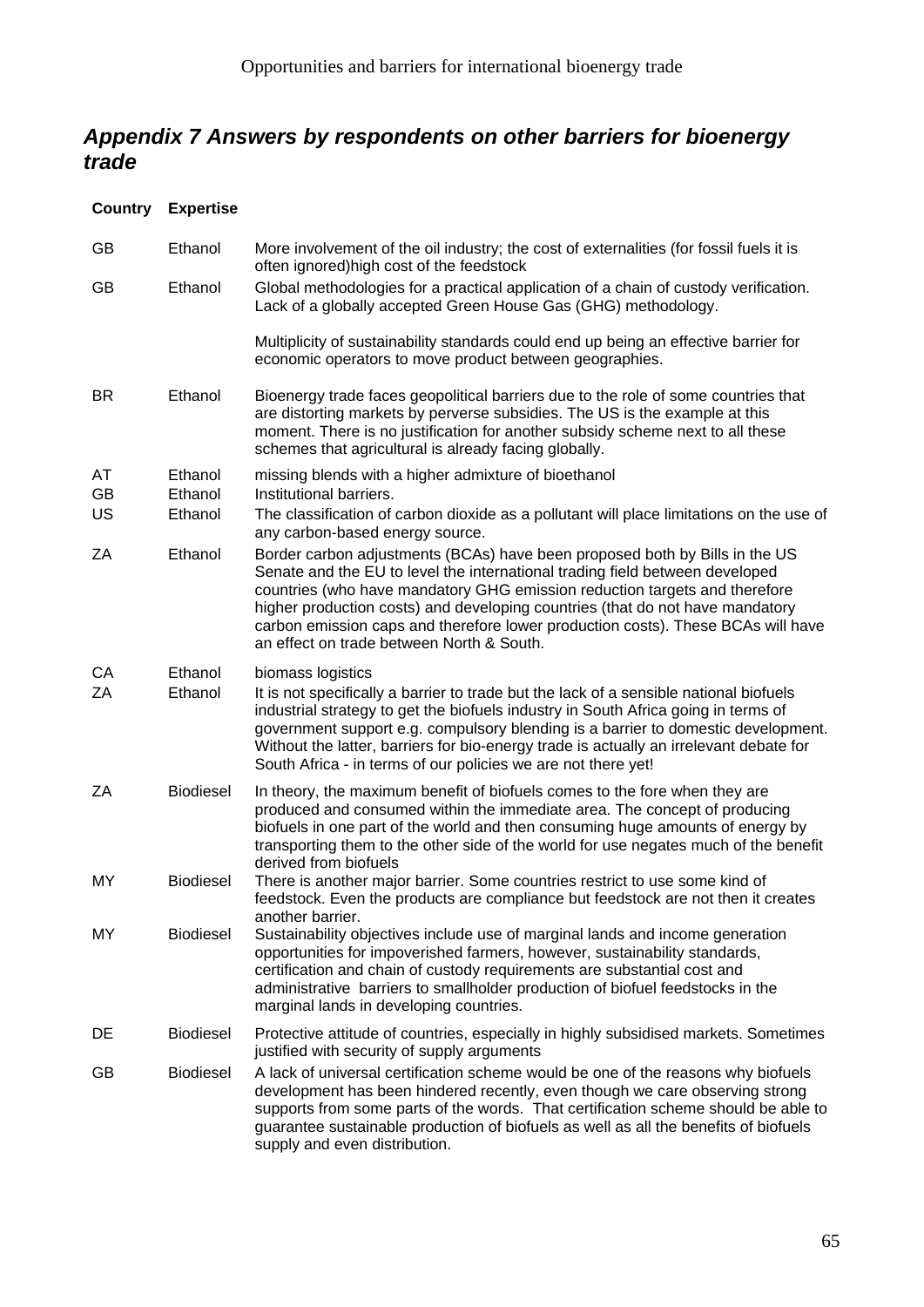## *Appendix 7 Answers by respondents on other barriers for bioenergy trade*

| Country | Expertise | |
|---|---|---|
| GB | Ethanol | More involvement of the oil industry; the cost of externalities (for fossil fuels it is often ignored)high cost of the feedstock |
| GB | Ethanol | Global methodologies for a practical application of a chain of custody verification. Lack of a globally accepted Green House Gas (GHG) methodology. Multiplicity of sustainability standards could end up being an effective barrier for economic operators to move product between geographies. |
| BR | Ethanol | Bioenergy trade faces geopolitical barriers due to the role of some countries that are distorting markets by perverse subsidies. The US is the example at this moment. There is no justification for another subsidy scheme next to all these schemes that agricultural is already facing globally. |
| AT | Ethanol | missing blends with a higher admixture of bioethanol |
| GB | Ethanol | Institutional barriers. |
| US | Ethanol | The classification of carbon dioxide as a pollutant will place limitations on the use of any carbon-based energy source. |
| ZA | Ethanol | Border carbon adjustments (BCAs) have been proposed both by Bills in the US Senate and the EU to level the international trading field between developed countries (who have mandatory GHG emission reduction targets and therefore higher production costs) and developing countries (that do not have mandatory carbon emission caps and therefore lower production costs). These BCAs will have an effect on trade between North & South. |
| CA | Ethanol | biomass logistics |
| ZA | Ethanol | It is not specifically a barrier to trade but the lack of a sensible national biofuels industrial strategy to get the biofuels industry in South Africa going in terms of government support e.g. compulsory blending is a barrier to domestic development. Without the latter, barriers for bio-energy trade is actually an irrelevant debate for South Africa - in terms of our policies we are not there yet! |
| ZA | Biodiesel | In theory, the maximum benefit of biofuels comes to the fore when they are produced and consumed within the immediate area. The concept of producing biofuels in one part of the world and then consuming huge amounts of energy by transporting them to the other side of the world for use negates much of the benefit derived from biofuels |
| MY | Biodiesel | There is another major barrier. Some countries restrict to use some kind of feedstock. Even the products are compliance but feedstock are not then it creates another barrier. |
| MY | Biodiesel | Sustainability objectives include use of marginal lands and income generation opportunities for impoverished farmers, however, sustainability standards, certification and chain of custody requirements are substantial cost and administrative barriers to smallholder production of biofuel feedstocks in the marginal lands in developing countries. |
| DE | Biodiesel | Protective attitude of countries, especially in highly subsidised markets. Sometimes justified with security of supply arguments |
| GB | Biodiesel | A lack of universal certification scheme would be one of the reasons why biofuels development has been hindered recently, even though we care observing strong supports from some parts of the words. That certification scheme should be able to guarantee sustainable production of biofuels as well as all the benefits of biofuels supply and even distribution. |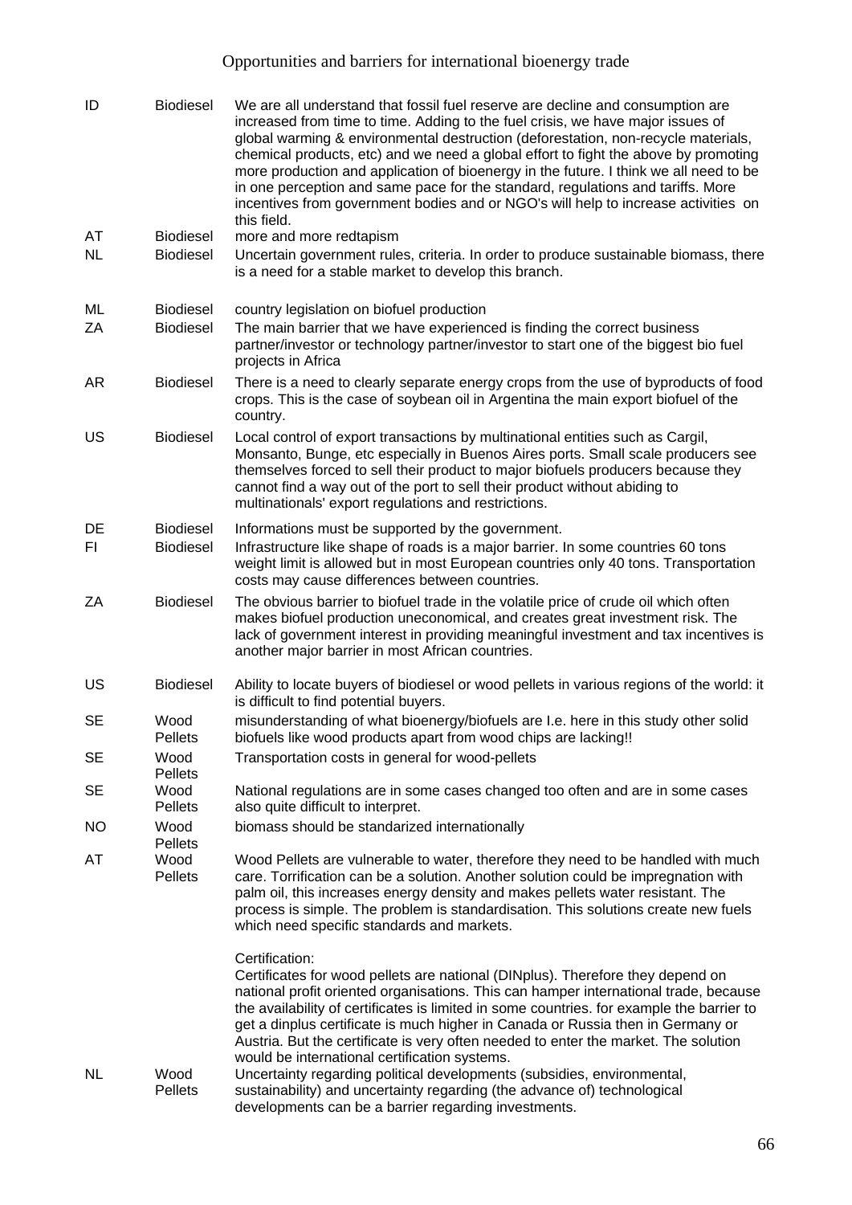| | | |
|---|---|---|
| ID | Biodiesel | We are all understand that fossil fuel reserve are decline and consumption are increased from time to time. Adding to the fuel crisis, we have major issues of global warming & environmental destruction (deforestation, non-recycle materials, chemical products, etc) and we need a global effort to fight the above by promoting more production and application of bioenergy in the future. I think we all need to be in one perception and same pace for the standard, regulations and tariffs. More incentives from government bodies and or NGO's will help to increase activities on this field. |
| AT | Biodiesel | more and more redtapism |
| NL | Biodiesel | Uncertain government rules, criteria. In order to produce sustainable biomass, there is a need for a stable market to develop this branch. |
| ML | Biodiesel | country legislation on biofuel production |
| ZA | Biodiesel | The main barrier that we have experienced is finding the correct business partner/investor or technology partner/investor to start one of the biggest bio fuel projects in Africa |
| AR | Biodiesel | There is a need to clearly separate energy crops from the use of byproducts of food crops. This is the case of soybean oil in Argentina the main export biofuel of the country. |
| US | Biodiesel | Local control of export transactions by multinational entities such as Cargil, Monsanto, Bunge, etc especially in Buenos Aires ports. Small scale producers see themselves forced to sell their product to major biofuels producers because they cannot find a way out of the port to sell their product without abiding to multinationals' export regulations and restrictions. |
| DE | Biodiesel | Informations must be supported by the government. |
| FI | Biodiesel | Infrastructure like shape of roads is a major barrier. In some countries 60 tons weight limit is allowed but in most European countries only 40 tons. Transportation costs may cause differences between countries. |
| ZA | Biodiesel | The obvious barrier to biofuel trade in the volatile price of crude oil which often makes biofuel production uneconomical, and creates great investment risk. The lack of government interest in providing meaningful investment and tax incentives is another major barrier in most African countries. |
| US | Biodiesel | Ability to locate buyers of biodiesel or wood pellets in various regions of the world: it is difficult to find potential buyers. |
| SE | Wood Pellets | misunderstanding of what bioenergy/biofuels are I.e. here in this study other solid biofuels like wood products apart from wood chips are lacking!! |
| SE | Wood Pellets | Transportation costs in general for wood-pellets |
| SE | Wood Pellets | National regulations are in some cases changed too often and are in some cases also quite difficult to interpret. |
| NO | Wood Pellets | biomass should be standarized internationally |
| AT | Wood Pellets | Wood Pellets are vulnerable to water, therefore they need to be handled with much care. Torrification can be a solution. Another solution could be impregnation with palm oil, this increases energy density and makes pellets water resistant. The process is simple. The problem is standardisation. This solutions create new fuels which need specific standards and markets.<br><br>Certification:<br>Certificates for wood pellets are national (DINplus). Therefore they depend on national profit oriented organisations. This can hamper international trade, because the availability of certificates is limited in some countries. for example the barrier to get a dinplus certificate is much higher in Canada or Russia then in Germany or Austria. But the certificate is very often needed to enter the market. The solution would be international certification systems. |
| NL | Wood Pellets | Uncertainty regarding political developments (subsidies, environmental, sustainability) and uncertainty regarding (the advance of) technological developments can be a barrier regarding investments. |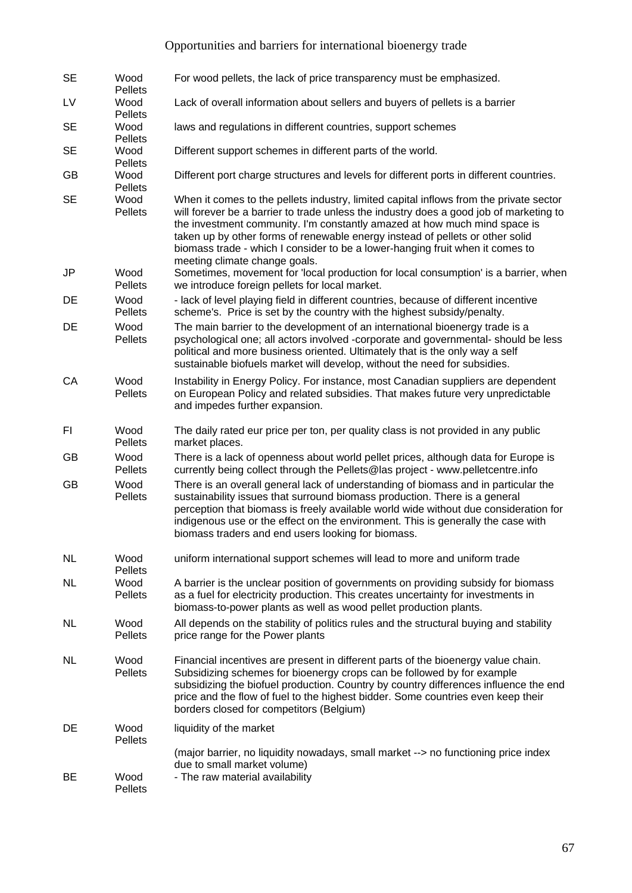| | | |
|---|---|---|
| SE | Wood Pellets | For wood pellets, the lack of price transparency must be emphasized. |
| LV | Wood Pellets | Lack of overall information about sellers and buyers of pellets is a barrier |
| SE | Wood Pellets | laws and regulations in different countries, support schemes |
| SE | Wood Pellets | Different support schemes in different parts of the world. |
| GB | Wood Pellets | Different port charge structures and levels for different ports in different countries. |
| SE | Wood Pellets | When it comes to the pellets industry, limited capital inflows from the private sector will forever be a barrier to trade unless the industry does a good job of marketing to the investment community. I'm constantly amazed at how much mind space is taken up by other forms of renewable energy instead of pellets or other solid biomass trade - which I consider to be a lower-hanging fruit when it comes to meeting climate change goals. |
| JP | Wood Pellets | Sometimes, movement for 'local production for local consumption' is a barrier, when we introduce foreign pellets for local market. |
| DE | Wood Pellets | - lack of level playing field in different countries, because of different incentive scheme's. Price is set by the country with the highest subsidy/penalty. |
| DE | Wood Pellets | The main barrier to the development of an international bioenergy trade is a psychological one; all actors involved -corporate and governmental- should be less political and more business oriented. Ultimately that is the only way a self sustainable biofuels market will develop, without the need for subsidies. |
| CA | Wood Pellets | Instability in Energy Policy. For instance, most Canadian suppliers are dependent on European Policy and related subsidies. That makes future very unpredictable and impedes further expansion. |
| FI | Wood Pellets | The daily rated eur price per ton, per quality class is not provided in any public market places. |
| GB | Wood Pellets | There is a lack of openness about world pellet prices, although data for Europe is currently being collect through the Pellets@las project - www.pelletcentre.info |
| GB | Wood Pellets | There is an overall general lack of understanding of biomass and in particular the sustainability issues that surround biomass production. There is a general perception that biomass is freely available world wide without due consideration for indigenous use or the effect on the environment. This is generally the case with biomass traders and end users looking for biomass. |
| NL | Wood Pellets | uniform international support schemes will lead to more and uniform trade |
| NL | Wood Pellets | A barrier is the unclear position of governments on providing subsidy for biomass as a fuel for electricity production. This creates uncertainty for investments in biomass-to-power plants as well as wood pellet production plants. |
| NL | Wood Pellets | All depends on the stability of politics rules and the structural buying and stability price range for the Power plants |
| NL | Wood Pellets | Financial incentives are present in different parts of the bioenergy value chain. Subsidizing schemes for bioenergy crops can be followed by for example subsidizing the biofuel production. Country by country differences influence the end price and the flow of fuel to the highest bidder. Some countries even keep their borders closed for competitors (Belgium) |
| DE | Wood Pellets | liquidity of the market<br><br>(major barrier, no liquidity nowadays, small market --> no functioning price index due to small market volume) |
| BE | Wood Pellets | - The raw material availability |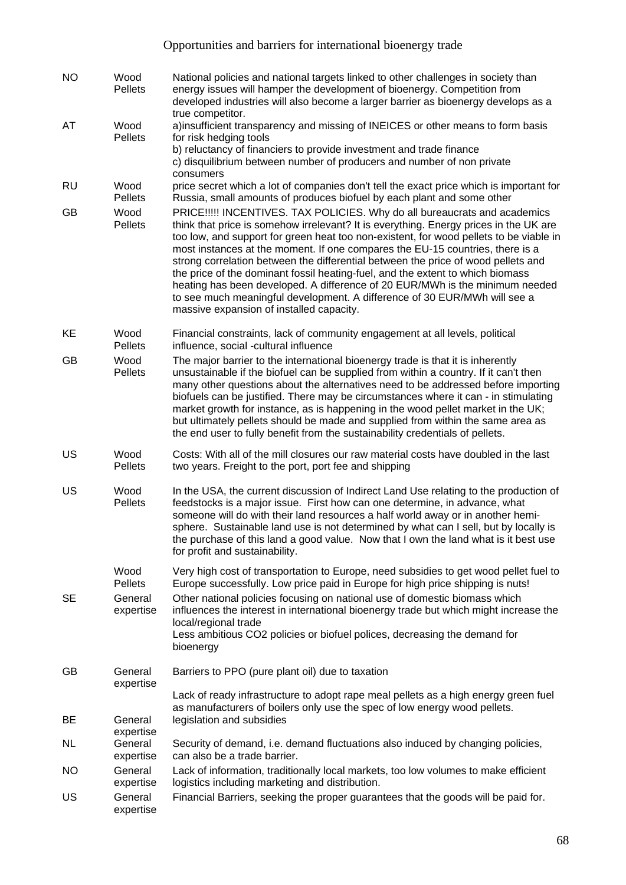| | | |
|---|---|---|
| NO | Wood Pellets | National policies and national targets linked to other challenges in society than energy issues will hamper the development of bioenergy. Competition from developed industries will also become a larger barrier as bioenergy develops as a true competitor. |
| AT | Wood Pellets | a)insufficient transparency and missing of INEICES or other means to form basis for risk hedging tools<br>b) reluctancy of financiers to provide investment and trade finance<br>c) disquilibrium between number of producers and number of non private consumers |
| RU | Wood Pellets | price secret which a lot of companies don't tell the exact price which is important for Russia, small amounts of produces biofuel by each plant and some other |
| GB | Wood Pellets | PRICE!!!!! INCENTIVES. TAX POLICIES. Why do all bureaucrats and academics think that price is somehow irrelevant? It is everything. Energy prices in the UK are too low, and support for green heat too non-existent, for wood pellets to be viable in most instances at the moment. If one compares the EU-15 countries, there is a strong correlation between the differential between the price of wood pellets and the price of the dominant fossil heating-fuel, and the extent to which biomass heating has been developed. A difference of 20 EUR/MWh is the minimum needed to see much meaningful development. A difference of 30 EUR/MWh will see a massive expansion of installed capacity. |
| KE | Wood Pellets | Financial constraints, lack of community engagement at all levels, political influence, social -cultural influence |
| GB | Wood Pellets | The major barrier to the international bioenergy trade is that it is inherently unsustainable if the biofuel can be supplied from within a country. If it can't then many other questions about the alternatives need to be addressed before importing biofuels can be justified. There may be circumstances where it can - in stimulating market growth for instance, as is happening in the wood pellet market in the UK; but ultimately pellets should be made and supplied from within the same area as the end user to fully benefit from the sustainability credentials of pellets. |
| US | Wood Pellets | Costs: With all of the mill closures our raw material costs have doubled in the last two years. Freight to the port, port fee and shipping |
| US | Wood Pellets | In the USA, the current discussion of Indirect Land Use relating to the production of feedstocks is a major issue. First how can one determine, in advance, what someone will do with their land resources a half world away or in another hemi-sphere. Sustainable land use is not determined by what can I sell, but by locally is the purchase of this land a good value. Now that I own the land what is it best use for profit and sustainability. |
| | Wood Pellets | Very high cost of transportation to Europe, need subsidies to get wood pellet fuel to Europe successfully. Low price paid in Europe for high price shipping is nuts! |
| SE | General expertise | Other national policies focusing on national use of domestic biomass which influences the interest in international bioenergy trade but which might increase the local/regional trade<br>Less ambitious CO2 policies or biofuel polices, decreasing the demand for bioenergy |
| GB | General expertise | Barriers to PPO (pure plant oil) due to taxation<br>Lack of ready infrastructure to adopt rape meal pellets as a high energy green fuel as manufacturers of boilers only use the spec of low energy wood pellets. |
| BE | General expertise | legislation and subsidies |
| NL | General expertise | Security of demand, i.e. demand fluctuations also induced by changing policies, can also be a trade barrier. |
| NO | General expertise | Lack of information, traditionally local markets, too low volumes to make efficient logistics including marketing and distribution. |
| US | General expertise | Financial Barriers, seeking the proper guarantees that the goods will be paid for. |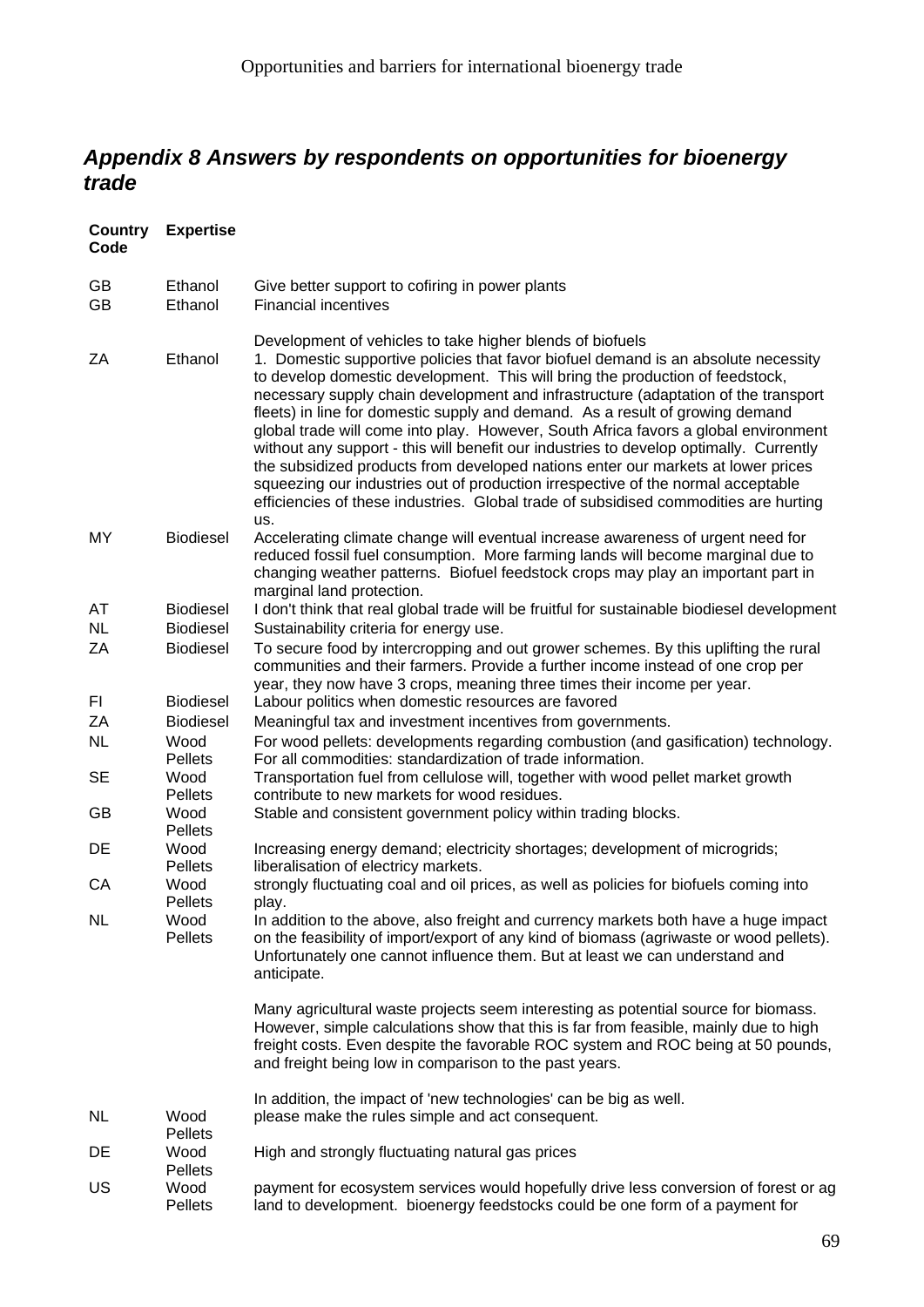## *Appendix 8 Answers by respondents on opportunities for bioenergy trade*

| Country Code | Expertise | |
|---|---|---|
| GB | Ethanol | Give better support to cofiring in power plants |
| GB | Ethanol | Financial incentives<br><br>Development of vehicles to take higher blends of biofuels |
| ZA | Ethanol | 1. Domestic supportive policies that favor biofuel demand is an absolute necessity to develop domestic development. This will bring the production of feedstock, necessary supply chain development and infrastructure (adaptation of the transport fleets) in line for domestic supply and demand. As a result of growing demand global trade will come into play. However, South Africa favors a global environment without any support - this will benefit our industries to develop optimally. Currently the subsidized products from developed nations enter our markets at lower prices squeezing our industries out of production irrespective of the normal acceptable efficiencies of these industries. Global trade of subsidised commodities are hurting us. |
| MY | Biodiesel | Accelerating climate change will eventual increase awareness of urgent need for reduced fossil fuel consumption. More farming lands will become marginal due to changing weather patterns. Biofuel feedstock crops may play an important part in marginal land protection. |
| AT | Biodiesel | I don't think that real global trade will be fruitful for sustainable biodiesel development |
| NL | Biodiesel | Sustainability criteria for energy use. |
| ZA | Biodiesel | To secure food by intercropping and out grower schemes. By this uplifting the rural communities and their farmers. Provide a further income instead of one crop per year, they now have 3 crops, meaning three times their income per year. |
| FI | Biodiesel | Labour politics when domestic resources are favored |
| ZA | Biodiesel | Meaningful tax and investment incentives from governments. |
| NL | Wood Pellets | For wood pellets: developments regarding combustion (and gasification) technology. For all commodities: standardization of trade information. |
| SE | Wood Pellets | Transportation fuel from cellulose will, together with wood pellet market growth contribute to new markets for wood residues. |
| GB | Wood Pellets | Stable and consistent government policy within trading blocks. |
| DE | Wood Pellets | Increasing energy demand; electricity shortages; development of microgrids; liberalisation of electricy markets. |
| CA | Wood Pellets | strongly fluctuating coal and oil prices, as well as policies for biofuels coming into play. |
| NL | Wood Pellets | In addition to the above, also freight and currency markets both have a huge impact on the feasibility of import/export of any kind of biomass (agriwaste or wood pellets). Unfortunately one cannot influence them. But at least we can understand and anticipate.<br><br>Many agricultural waste projects seem interesting as potential source for biomass. However, simple calculations show that this is far from feasible, mainly due to high freight costs. Even despite the favorable ROC system and ROC being at 50 pounds, and freight being low in comparison to the past years.<br><br>In addition, the impact of 'new technologies' can be big as well. |
| NL | Wood Pellets | please make the rules simple and act consequent. |
| DE | Wood Pellets | High and strongly fluctuating natural gas prices |
| US | Wood Pellets | payment for ecosystem services would hopefully drive less conversion of forest or ag land to development. bioenergy feedstocks could be one form of a payment for |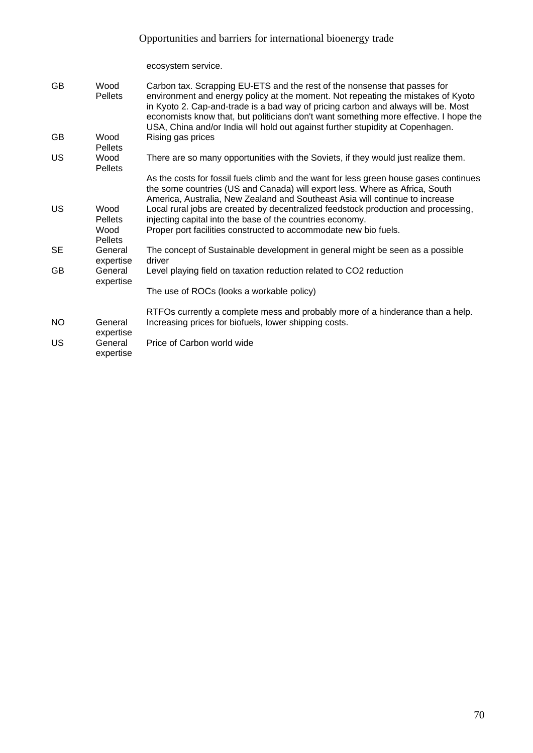|  |  | ecosystem service. |
|---|---|---|
| GB | Wood Pellets | Carbon tax. Scrapping EU-ETS and the rest of the nonsense that passes for environment and energy policy at the moment. Not repeating the mistakes of Kyoto in Kyoto 2. Cap-and-trade is a bad way of pricing carbon and always will be. Most economists know that, but politicians don't want something more effective. I hope the USA, China and/or India will hold out against further stupidity at Copenhagen. |
| GB | Wood Pellets | Rising gas prices |
| US | Wood Pellets | There are so many opportunities with the Soviets, if they would just realize them. |
|  |  | As the costs for fossil fuels climb and the want for less green house gases continues the some countries (US and Canada) will export less. Where as Africa, South America, Australia, New Zealand and Southeast Asia will continue to increase |
| US | Wood Pellets | Local rural jobs are created by decentralized feedstock production and processing, injecting capital into the base of the countries economy. |
|  | Wood Pellets | Proper port facilities constructed to accommodate new bio fuels. |
| SE | General expertise | The concept of Sustainable development in general might be seen as a possible driver |
| GB | General expertise | Level playing field on taxation reduction related to CO2 reduction |
|  |  | The use of ROCs (looks a workable policy) |
|  |  | RTFOs currently a complete mess and probably more of a hinderance than a help. |
| NO | General expertise | Increasing prices for biofuels, lower shipping costs. |
| US | General expertise | Price of Carbon world wide |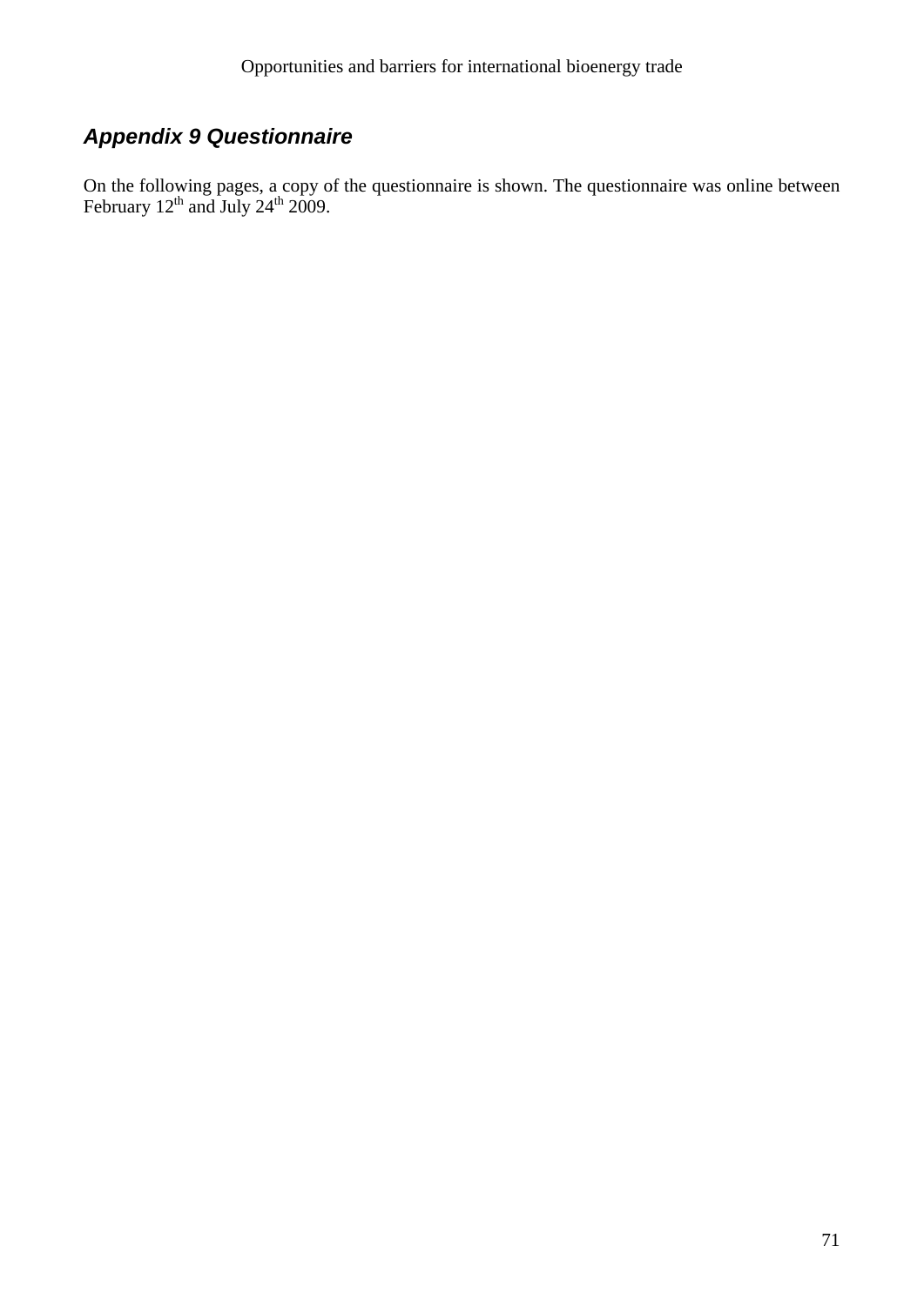## *Appendix 9 Questionnaire*

On the following pages, a copy of the questionnaire is shown. The questionnaire was online between February 12$^{th}$ and July 24$^{th}$ 2009.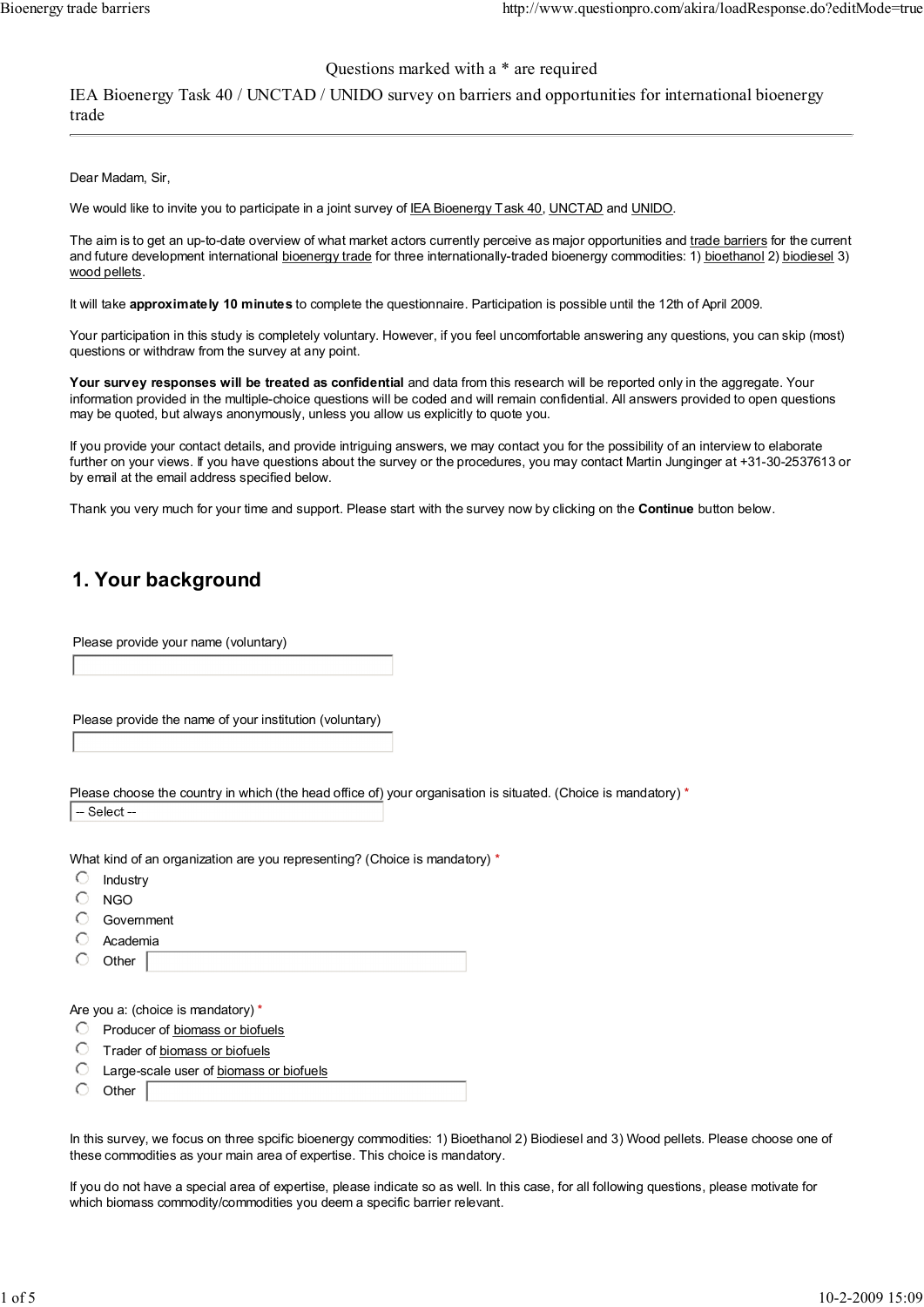Questions marked with a * are required

IEA Bioenergy Task 40 / UNCTAD / UNIDO survey on barriers and opportunities for international bioenergy trade

Dear Madam, Sir,

We would like to invite you to participate in a joint survey of IEA Bioenergy Task 40, UNCTAD and UNIDO.

The aim is to get an up-to-date overview of what market actors currently perceive as major opportunities and trade barriers for the current and future development international bioenergy trade for three internationally-traded bioenergy commodities: 1) bioethanol 2) biodiesel 3) wood pellets.

It will take **approximately 10 minutes** to complete the questionnaire. Participation is possible until the 12th of April 2009.

Your participation in this study is completely voluntary. However, if you feel uncomfortable answering any questions, you can skip (most) questions or withdraw from the survey at any point.

**Your survey responses will be treated as confidential** and data from this research will be reported only in the aggregate. Your information provided in the multiple-choice questions will be coded and will remain confidential. All answers provided to open questions may be quoted, but always anonymously, unless you allow us explicitly to quote you.

If you provide your contact details, and provide intriguing answers, we may contact you for the possibility of an interview to elaborate further on your views. If you have questions about the survey or the procedures, you may contact Martin Junginger at +31-30-2537613 or by email at the email address specified below.

Thank you very much for your time and support. Please start with the survey now by clicking on the **Continue** button below.

## 1. Your background

Please provide your name (voluntary)

Please provide the name of your institution (voluntary)

Please choose the country in which (the head office of) your organisation is situated. (Choice is mandatory) *

-- Select --

What kind of an organization are you representing? (Choice is mandatory) *

- Industry
- NGO
- Government
- Academia
- Other

Are you a: (choice is mandatory) *

- Producer of biomass or biofuels
- Trader of biomass or biofuels
- Large-scale user of biomass or biofuels
- Other

In this survey, we focus on three spcific bioenergy commodities: 1) Bioethanol 2) Biodiesel and 3) Wood pellets. Please choose one of these commodities as your main area of expertise. This choice is mandatory.

If you do not have a special area of expertise, please indicate so as well. In this case, for all following questions, please motivate for which biomass commodity/commodities you deem a specific barrier relevant.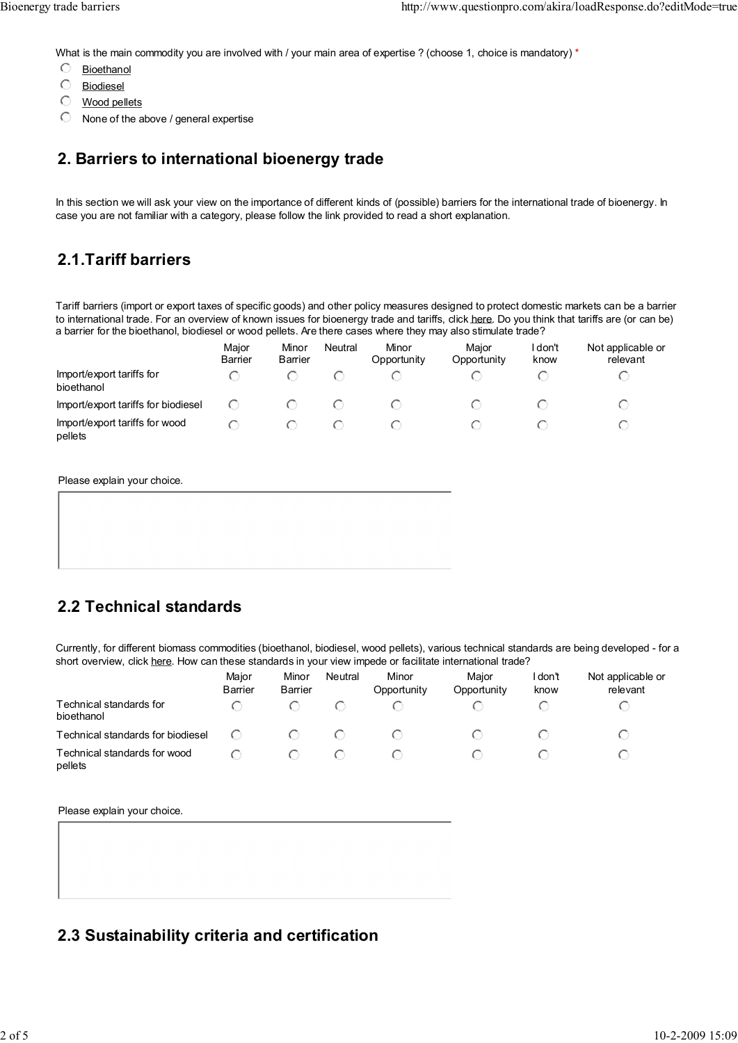What is the main commodity you are involved with / your main area of expertise ? (choose 1, choice is mandatory) *

- Bioethanol
- Biodiesel
- Wood pellets
- None of the above / general expertise

## 2. Barriers to international bioenergy trade

In this section we will ask your view on the importance of different kinds of (possible) barriers for the international trade of bioenergy. In case you are not familiar with a category, please follow the link provided to read a short explanation.

## 2.1.Tariff barriers

Tariff barriers (import or export taxes of specific goods) and other policy measures designed to protect domestic markets can be a barrier to international trade. For an overview of known issues for bioenergy trade and tariffs, click here. Do you think that tariffs are (or can be) a barrier for the bioethanol, biodiesel or wood pellets. Are there cases where they may also stimulate trade?

| | Major Barrier | Minor Barrier | Neutral | Minor Opportunity | Major Opportunity | I don't know | Not applicable or relevant |
|---|---|---|---|---|---|---|---|
| Import/export tariffs for bioethanol | ○ | ○ | ○ | ○ | ○ | ○ | ○ |
| Import/export tariffs for biodiesel | ○ | ○ | ○ | ○ | ○ | ○ | ○ |
| Import/export tariffs for wood pellets | ○ | ○ | ○ | ○ | ○ | ○ | ○ |

Please explain your choice.

## 2.2 Technical standards

Currently, for different biomass commodities (bioethanol, biodiesel, wood pellets), various technical standards are being developed - for a short overview, click here. How can these standards in your view impede or facilitate international trade?

| | Major Barrier | Minor Barrier | Neutral | Minor Opportunity | Major Opportunity | I don't know | Not applicable or relevant |
|---|---|---|---|---|---|---|---|
| Technical standards for bioethanol | ○ | ○ | ○ | ○ | ○ | ○ | ○ |
| Technical standards for biodiesel | ○ | ○ | ○ | ○ | ○ | ○ | ○ |
| Technical standards for wood pellets | ○ | ○ | ○ | ○ | ○ | ○ | ○ |

Please explain your choice.

## 2.3 Sustainability criteria and certification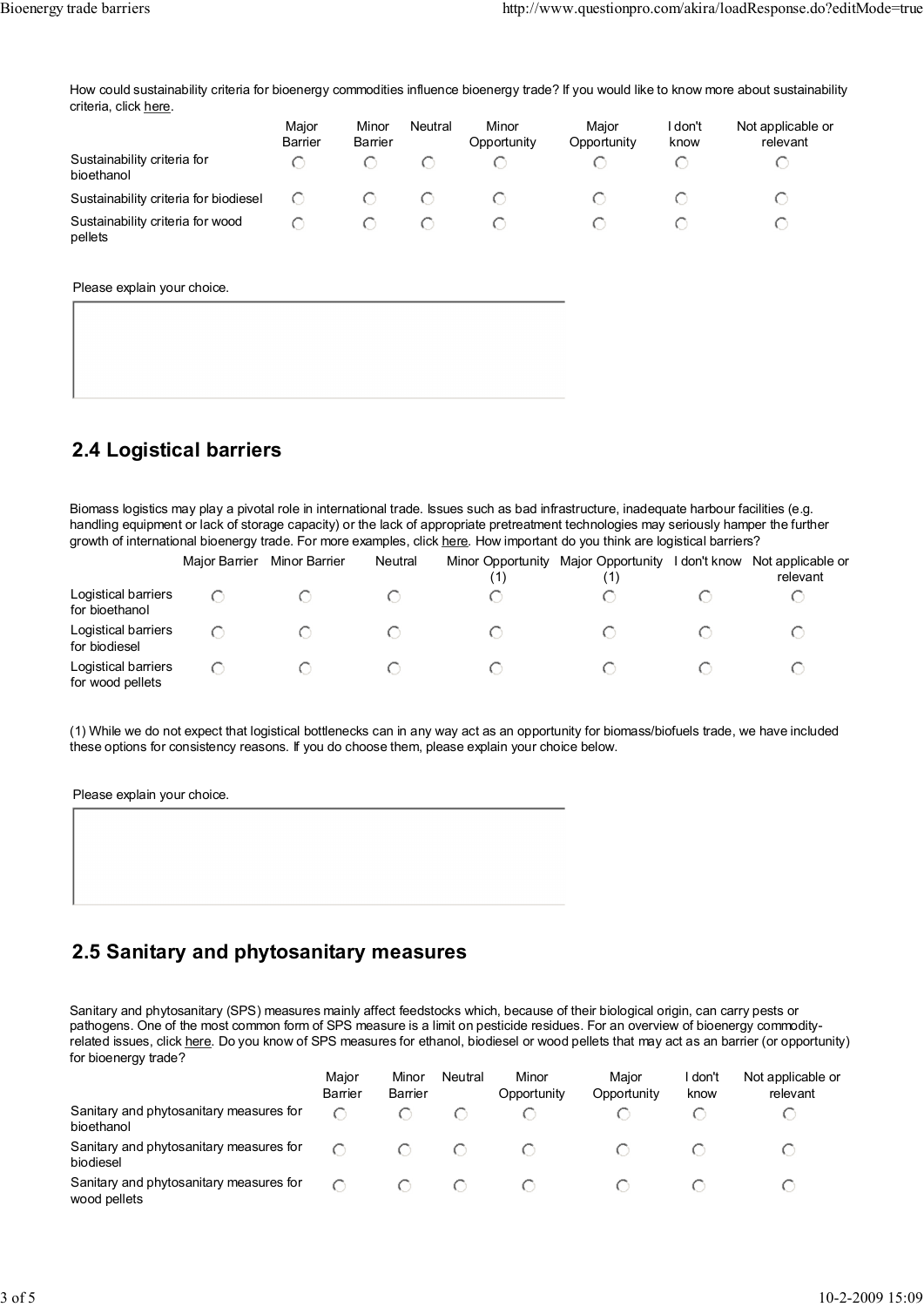How could sustainability criteria for bioenergy commodities influence bioenergy trade? If you would like to know more about sustainability criteria, click here.

| | Major Barrier | Minor Barrier | Neutral | Minor Opportunity | Major Opportunity | I don't know | Not applicable or relevant |
|---|---|---|---|---|---|---|---|
| Sustainability criteria for bioethanol | ○ | ○ | ○ | ○ | ○ | ○ | ○ |
| Sustainability criteria for biodiesel | ○ | ○ | ○ | ○ | ○ | ○ | ○ |
| Sustainability criteria for wood pellets | ○ | ○ | ○ | ○ | ○ | ○ | ○ |

Please explain your choice.

## 2.4 Logistical barriers

Biomass logistics may play a pivotal role in international trade. Issues such as bad infrastructure, inadequate harbour facilities (e.g. handling equipment or lack of storage capacity) or the lack of appropriate pretreatment technologies may seriously hamper the further growth of international bioenergy trade. For more examples, click here. How important do you think are logistical barriers?

| | Major Barrier | Minor Barrier | Neutral | Minor Opportunity (1) | Major Opportunity (1) | I don't know | Not applicable or relevant |
|---|---|---|---|---|---|---|---|
| Logistical barriers for bioethanol | ○ | ○ | ○ | ○ | ○ | ○ | ○ |
| Logistical barriers for biodiesel | ○ | ○ | ○ | ○ | ○ | ○ | ○ |
| Logistical barriers for wood pellets | ○ | ○ | ○ | ○ | ○ | ○ | ○ |

(1) While we do not expect that logistical bottlenecks can in any way act as an opportunity for biomass/biofuels trade, we have included these options for consistency reasons. If you do choose them, please explain your choice below.

Please explain your choice.

## 2.5 Sanitary and phytosanitary measures

Sanitary and phytosanitary (SPS) measures mainly affect feedstocks which, because of their biological origin, can carry pests or pathogens. One of the most common form of SPS measure is a limit on pesticide residues. For an overview of bioenergy commodity-related issues, click here. Do you know of SPS measures for ethanol, biodiesel or wood pellets that may act as an barrier (or opportunity) for bioenergy trade?

| | Major Barrier | Minor Barrier | Neutral | Minor Opportunity | Major Opportunity | I don't know | Not applicable or relevant |
|---|---|---|---|---|---|---|---|
| Sanitary and phytosanitary measures for bioethanol | ○ | ○ | ○ | ○ | ○ | ○ | ○ |
| Sanitary and phytosanitary measures for biodiesel | ○ | ○ | ○ | ○ | ○ | ○ | ○ |
| Sanitary and phytosanitary measures for wood pellets | ○ | ○ | ○ | ○ | ○ | ○ | ○ |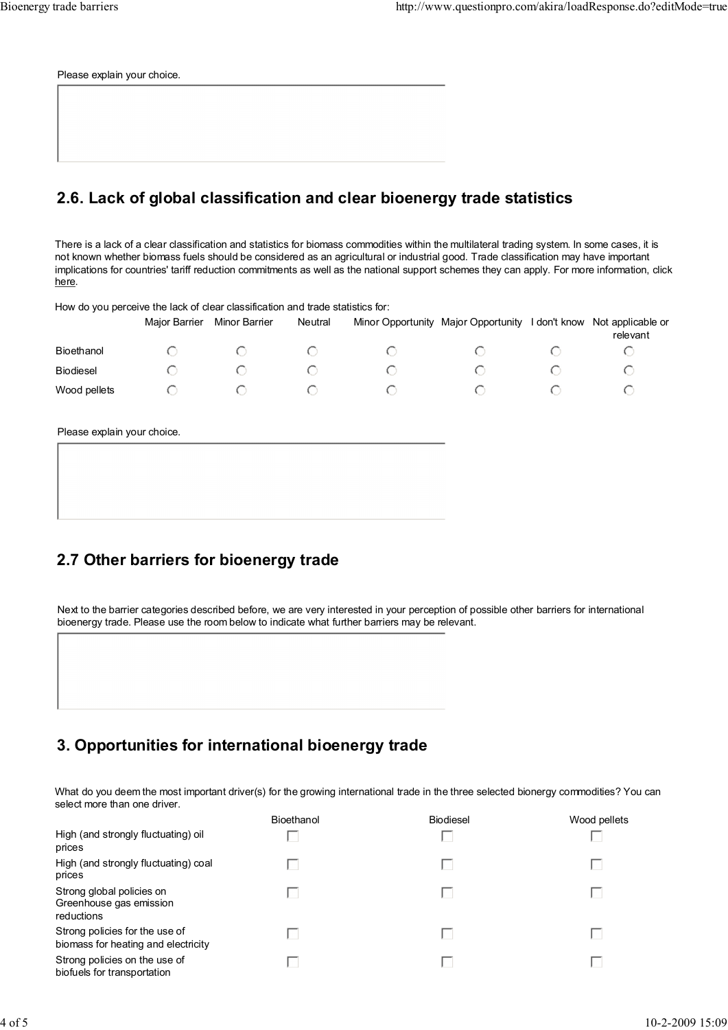Please explain your choice.

## 2.6. Lack of global classification and clear bioenergy trade statistics

There is a lack of a clear classification and statistics for biomass commodities within the multilateral trading system. In some cases, it is not known whether biomass fuels should be considered as an agricultural or industrial good. Trade classification may have important implications for countries' tariff reduction commitments as well as the national support schemes they can apply. For more information, click here.

How do you perceive the lack of clear classification and trade statistics for:

| | Major Barrier | Minor Barrier | Neutral | Minor Opportunity | Major Opportunity | I don't know | Not applicable or relevant |
|---|---|---|---|---|---|---|---|
| Bioethanol | ○ | ○ | ○ | ○ | ○ | ○ | ○ |
| Biodiesel | ○ | ○ | ○ | ○ | ○ | ○ | ○ |
| Wood pellets | ○ | ○ | ○ | ○ | ○ | ○ | ○ |

Please explain your choice.

## 2.7 Other barriers for bioenergy trade

Next to the barrier categories described before, we are very interested in your perception of possible other barriers for international bioenergy trade. Please use the room below to indicate what further barriers may be relevant.

## 3. Opportunities for international bioenergy trade

What do you deem the most important driver(s) for the growing international trade in the three selected bionergy commodities? You can select more than one driver.

| | Bioethanol | Biodiesel | Wood pellets |
|---|---|---|---|
| High (and strongly fluctuating) oil prices | ☐ | ☐ | ☐ |
| High (and strongly fluctuating) coal prices | ☐ | ☐ | ☐ |
| Strong global policies on Greenhouse gas emission reductions | ☐ | ☐ | ☐ |
| Strong policies for the use of biomass for heating and electricity | ☐ | ☐ | ☐ |
| Strong policies on the use of biofuels for transportation | ☐ | ☐ | ☐ |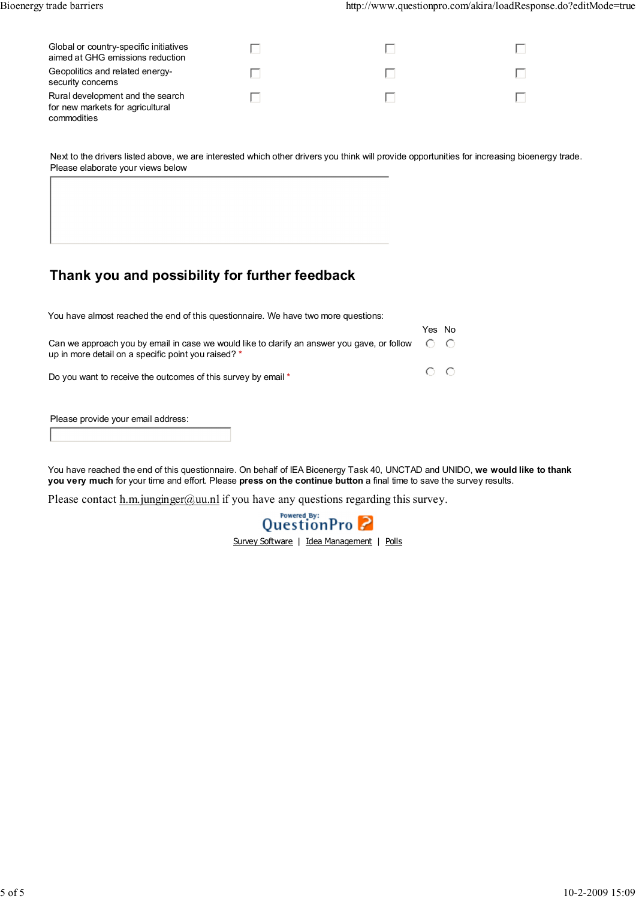| | | | |
|---|---|---|---|
| Global or country-specific initiatives aimed at GHG emissions reduction | ☐ | ☐ | ☐ |
| Geopolitics and related energy-security concerns | ☐ | ☐ | ☐ |
| Rural development and the search for new markets for agricultural commodities | ☐ | ☐ | ☐ |

Next to the drivers listed above, we are interested which other drivers you think will provide opportunities for increasing bioenergy trade. Please elaborate your views below

## Thank you and possibility for further feedback

You have almost reached the end of this questionnaire. We have two more questions:

| | Yes | No |
|---|---|---|
| Can we approach you by email in case we would like to clarify an answer you gave, or follow up in more detail on a specific point you raised? * | ○ | ○ |
| Do you want to receive the outcomes of this survey by email * | ○ | ○ |

Please provide your email address:

You have reached the end of this questionnaire. On behalf of IEA Bioenergy Task 40, UNCTAD and UNIDO, **we would like to thank you very much** for your time and effort. Please **press on the continue button** a final time to save the survey results.

Please contact h.m.junginger@uu.nl if you have any questions regarding this survey.

Powered By: QuestionPro

Survey Software | Idea Management | Polls